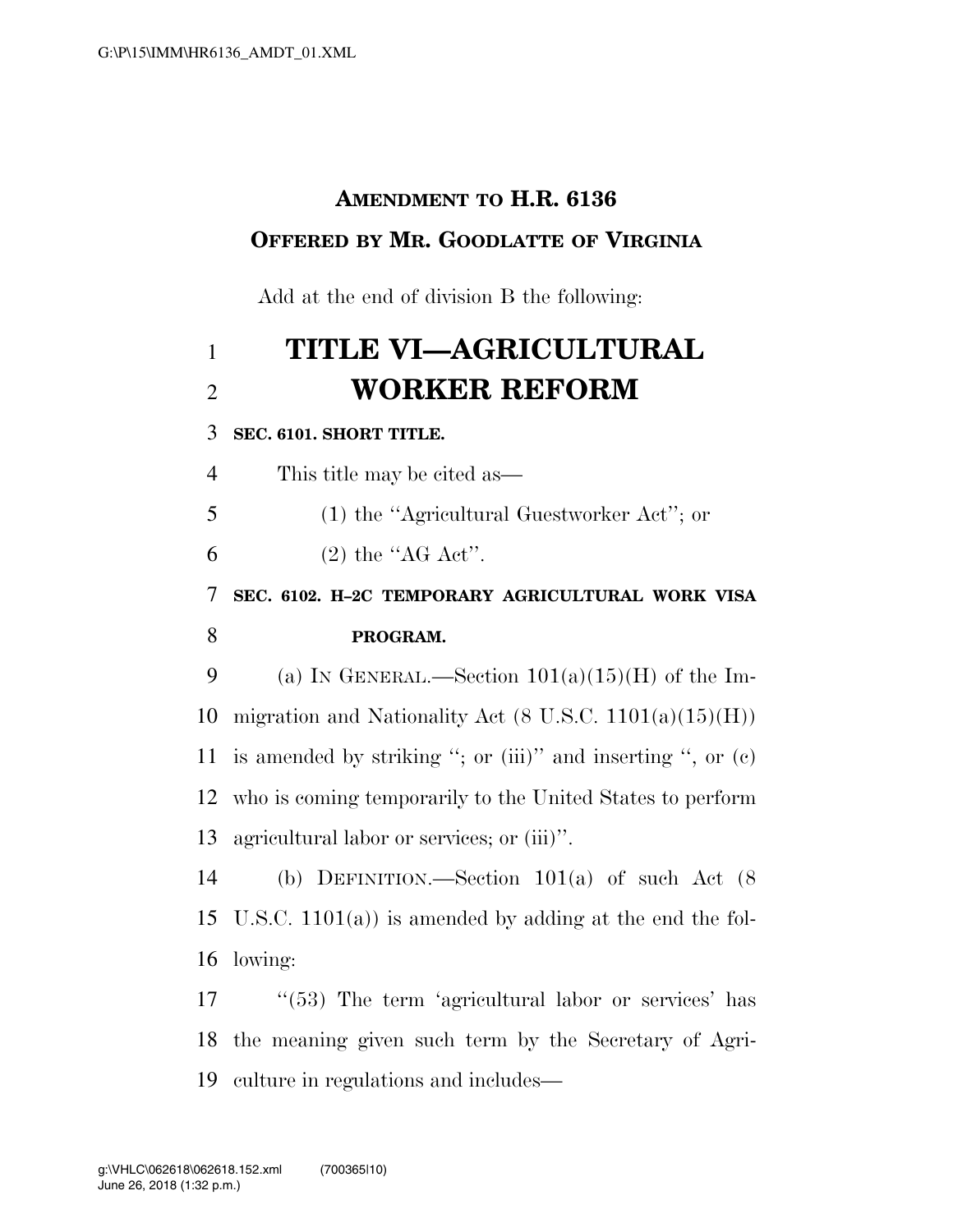**AMENDMENT TO H.R. 6136**

**OFFERED BY MR. GOODLATTE OF VIRGINIA**

Add at the end of division B the following:

# TITLE VI—AGRICULTURAL WORKER REFORM

**SEC. 6101. SHORT TITLE.**

This title may be cited as—

(1) the ''Agricultural Guestworker Act''; or

(2) the ''AG Act''.

**SEC. 6102. H–2C TEMPORARY AGRICULTURAL WORK VISA PROGRAM.**

(a) IN GENERAL.—Section 101(a)(15)(H) of the Immigration and Nationality Act (8 U.S.C. 1101(a)(15)(H)) is amended by striking ''; or (iii)'' and inserting '', or (c) who is coming temporarily to the United States to perform agricultural labor or services; or (iii)''.

(b) DEFINITION.—Section 101(a) of such Act (8 U.S.C. 1101(a)) is amended by adding at the end the following:

''(53) The term 'agricultural labor or services' has the meaning given such term by the Secretary of Agriculture in regulations and includes—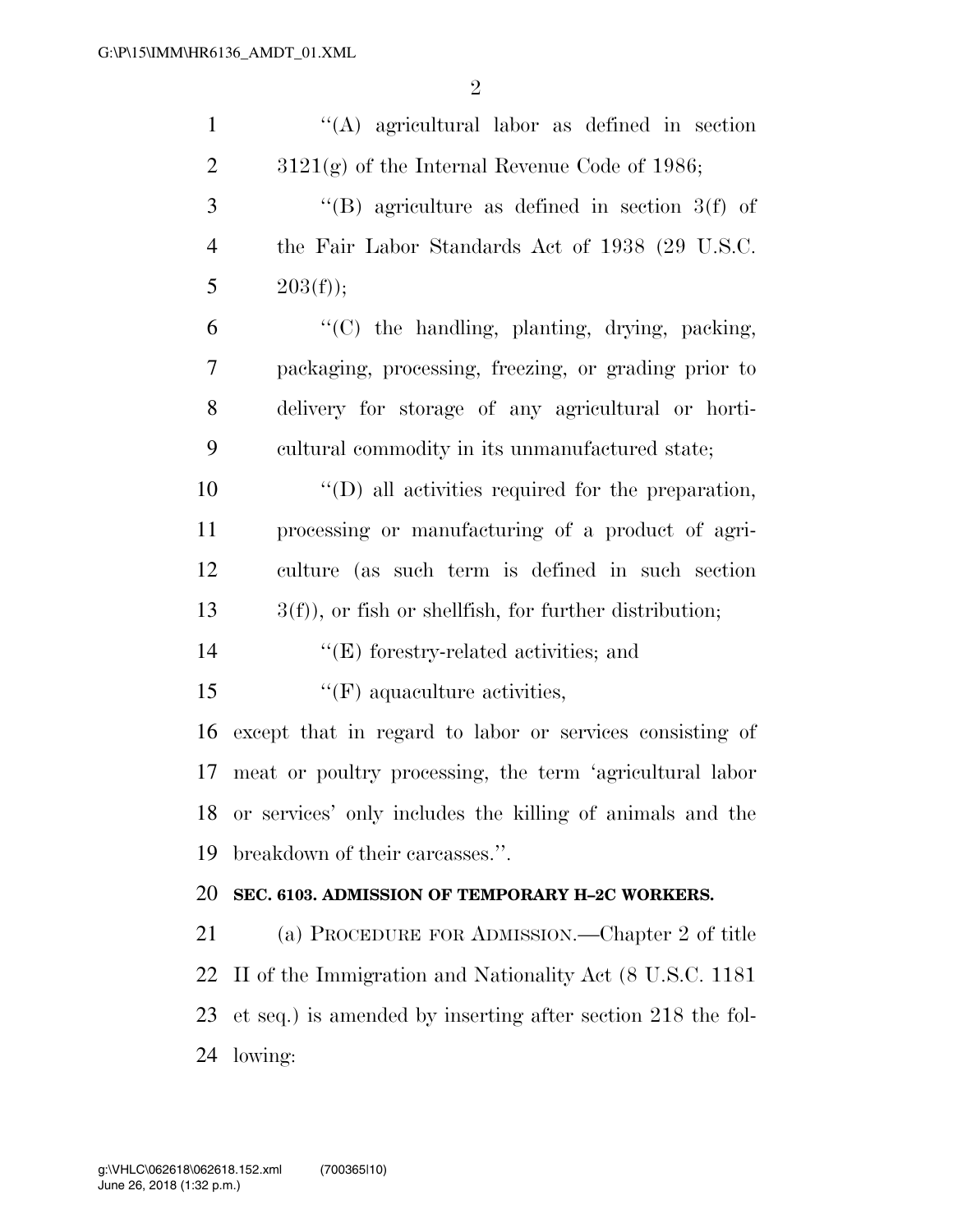''(A) agricultural labor as defined in section 3121(g) of the Internal Revenue Code of 1986;

''(B) agriculture as defined in section 3(f) of the Fair Labor Standards Act of 1938 (29 U.S.C. 203(f));

''(C) the handling, planting, drying, packing, packaging, processing, freezing, or grading prior to delivery for storage of any agricultural or horticultural commodity in its unmanufactured state;

''(D) all activities required for the preparation, processing or manufacturing of a product of agriculture (as such term is defined in such section 3(f)), or fish or shellfish, for further distribution;

''(E) forestry-related activities; and

''(F) aquaculture activities,

except that in regard to labor or services consisting of meat or poultry processing, the term 'agricultural labor or services' only includes the killing of animals and the breakdown of their carcasses.''.

**SEC. 6103. ADMISSION OF TEMPORARY H–2C WORKERS.**

(a) PROCEDURE FOR ADMISSION.—Chapter 2 of title II of the Immigration and Nationality Act (8 U.S.C. 1181 et seq.) is amended by inserting after section 218 the following: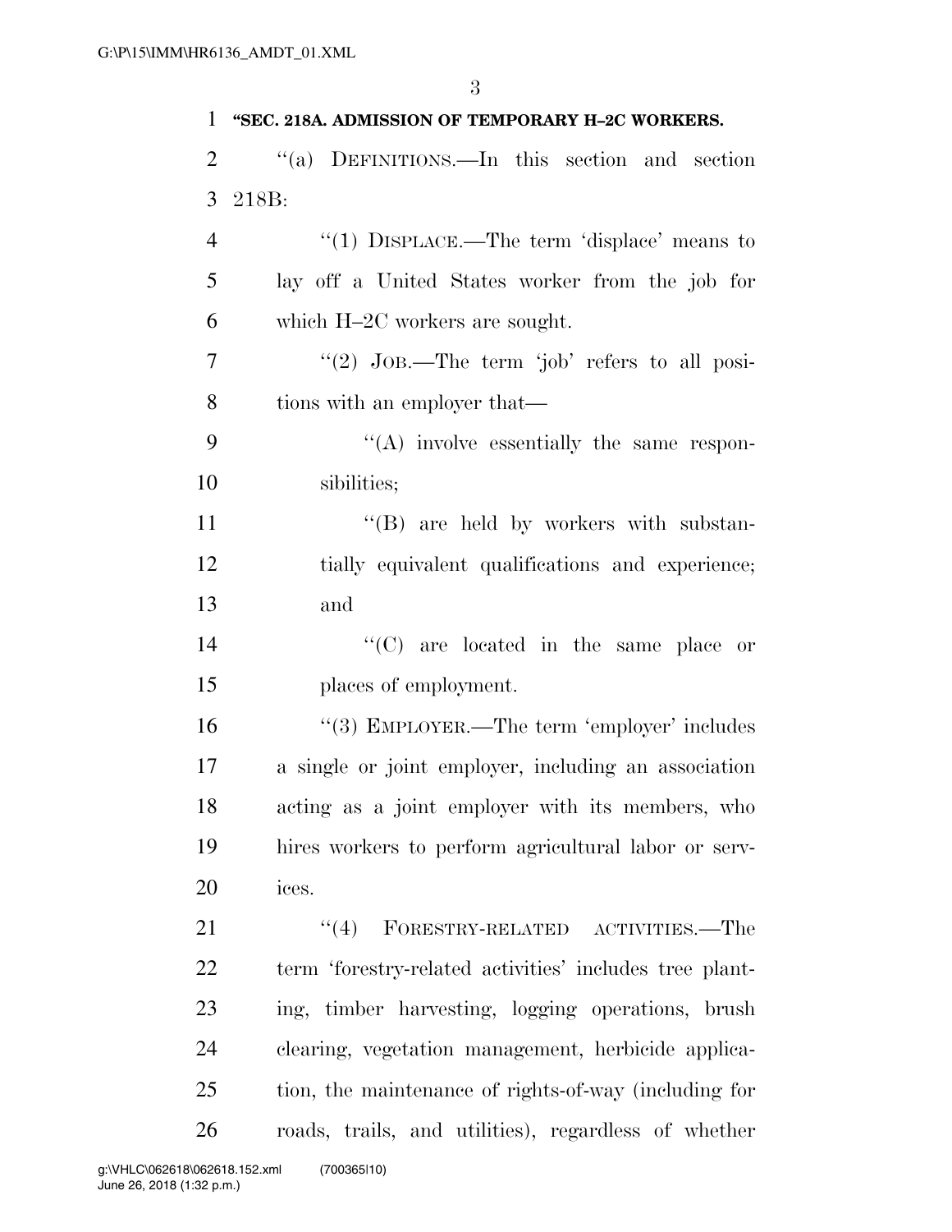**"SEC. 218A. ADMISSION OF TEMPORARY H–2C WORKERS.**

"(a) DEFINITIONS.—In this section and section 218B:

"(1) DISPLACE.—The term 'displace' means to lay off a United States worker from the job for which H–2C workers are sought.

"(2) JOB.—The term 'job' refers to all positions with an employer that—

"(A) involve essentially the same responsibilities;

"(B) are held by workers with substantially equivalent qualifications and experience; and

"(C) are located in the same place or places of employment.

"(3) EMPLOYER.—The term 'employer' includes a single or joint employer, including an association acting as a joint employer with its members, who hires workers to perform agricultural labor or services.

"(4) FORESTRY-RELATED ACTIVITIES.—The term 'forestry-related activities' includes tree planting, timber harvesting, logging operations, brush clearing, vegetation management, herbicide application, the maintenance of rights-of-way (including for roads, trails, and utilities), regardless of whether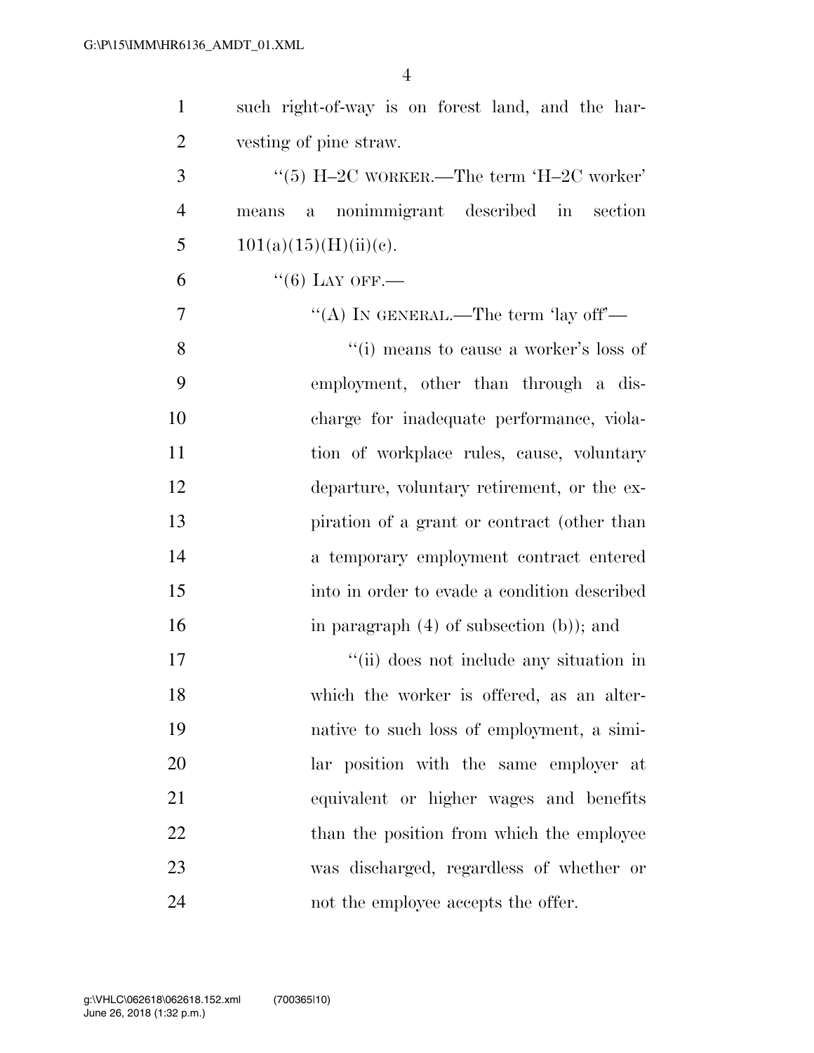such right-of-way is on forest land, and the harvesting of pine straw.

"(5) H–2C WORKER.—The term 'H–2C worker' means a nonimmigrant described in section 101(a)(15)(H)(ii)(c).

"(6) LAY OFF.—

"(A) IN GENERAL.—The term 'lay off'—

"(i) means to cause a worker's loss of employment, other than through a discharge for inadequate performance, violation of workplace rules, cause, voluntary departure, voluntary retirement, or the expiration of a grant or contract (other than a temporary employment contract entered into in order to evade a condition described in paragraph (4) of subsection (b)); and

"(ii) does not include any situation in which the worker is offered, as an alternative to such loss of employment, a similar position with the same employer at equivalent or higher wages and benefits than the position from which the employee was discharged, regardless of whether or not the employee accepts the offer.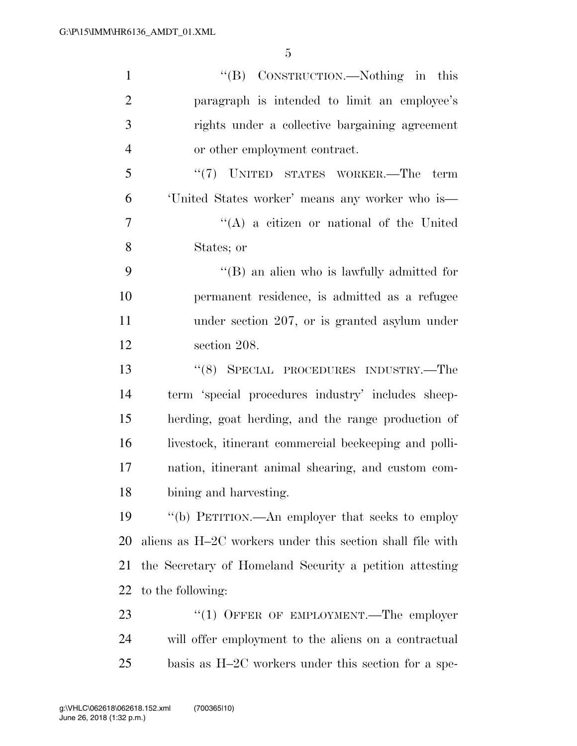"(B) CONSTRUCTION.—Nothing in this paragraph is intended to limit an employee's rights under a collective bargaining agreement or other employment contract.

"(7) UNITED STATES WORKER.—The term 'United States worker' means any worker who is—

"(A) a citizen or national of the United States; or

"(B) an alien who is lawfully admitted for permanent residence, is admitted as a refugee under section 207, or is granted asylum under section 208.

"(8) SPECIAL PROCEDURES INDUSTRY.—The term 'special procedures industry' includes sheepherding, goat herding, and the range production of livestock, itinerant commercial beekeeping and pollination, itinerant animal shearing, and custom combining and harvesting.

"(b) PETITION.—An employer that seeks to employ aliens as H–2C workers under this section shall file with the Secretary of Homeland Security a petition attesting to the following:

"(1) OFFER OF EMPLOYMENT.—The employer will offer employment to the aliens on a contractual basis as H–2C workers under this section for a spe-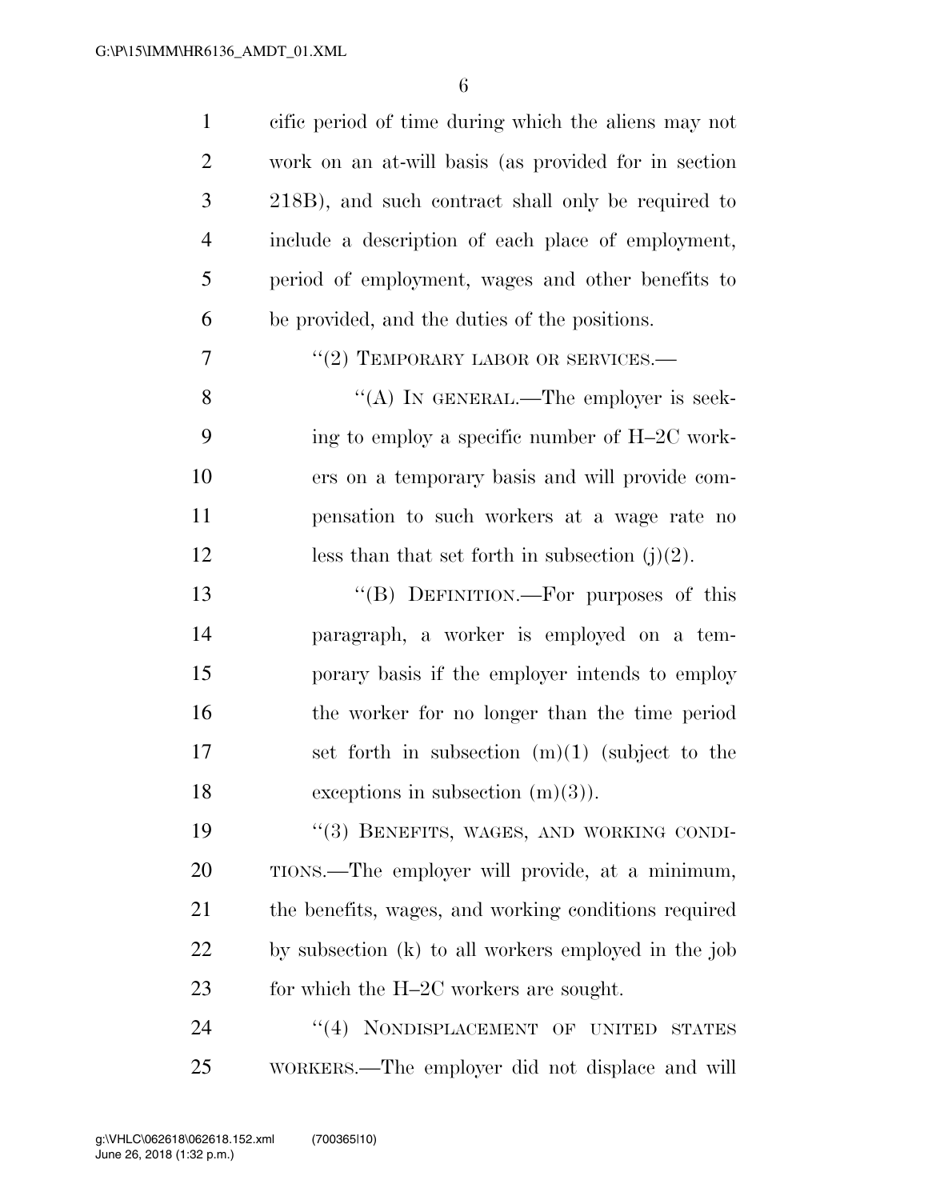cific period of time during which the aliens may not work on an at-will basis (as provided for in section 218B), and such contract shall only be required to include a description of each place of employment, period of employment, wages and other benefits to be provided, and the duties of the positions.

"(2) TEMPORARY LABOR OR SERVICES.—

"(A) IN GENERAL.—The employer is seeking to employ a specific number of H–2C workers on a temporary basis and will provide compensation to such workers at a wage rate no less than that set forth in subsection (j)(2).

"(B) DEFINITION.—For purposes of this paragraph, a worker is employed on a temporary basis if the employer intends to employ the worker for no longer than the time period set forth in subsection (m)(1) (subject to the exceptions in subsection (m)(3)).

"(3) BENEFITS, WAGES, AND WORKING CONDITIONS.—The employer will provide, at a minimum, the benefits, wages, and working conditions required by subsection (k) to all workers employed in the job for which the H–2C workers are sought.

"(4) NONDISPLACEMENT OF UNITED STATES WORKERS.—The employer did not displace and will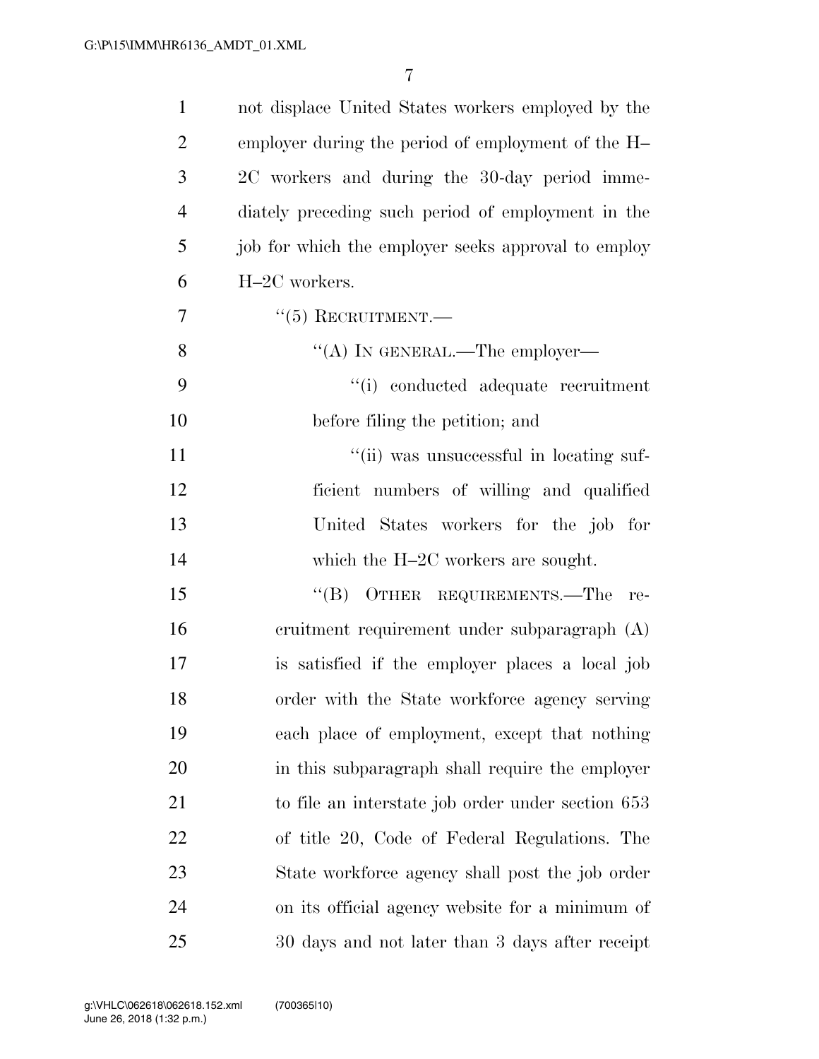not displace United States workers employed by the employer during the period of employment of the H–2C workers and during the 30-day period immediately preceding such period of employment in the job for which the employer seeks approval to employ H–2C workers.

''(5) RECRUITMENT.—

''(A) IN GENERAL.—The employer—

''(i) conducted adequate recruitment before filing the petition; and

''(ii) was unsuccessful in locating sufficient numbers of willing and qualified United States workers for the job for which the H–2C workers are sought.

''(B) OTHER REQUIREMENTS.—The recruitment requirement under subparagraph (A) is satisfied if the employer places a local job order with the State workforce agency serving each place of employment, except that nothing in this subparagraph shall require the employer to file an interstate job order under section 653 of title 20, Code of Federal Regulations. The State workforce agency shall post the job order on its official agency website for a minimum of 30 days and not later than 3 days after receipt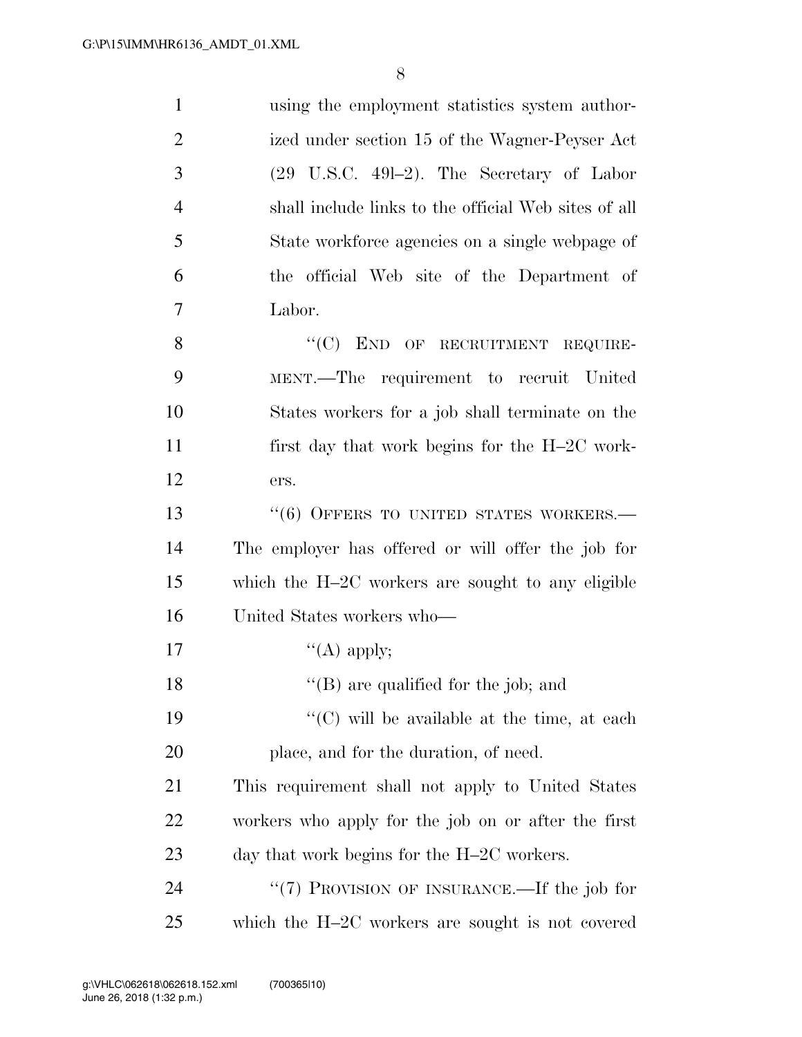using the employment statistics system authorized under section 15 of the Wagner-Peyser Act (29 U.S.C. 49l–2). The Secretary of Labor shall include links to the official Web sites of all State workforce agencies on a single webpage of the official Web site of the Department of Labor.

"(C) END OF RECRUITMENT REQUIREMENT.—The requirement to recruit United States workers for a job shall terminate on the first day that work begins for the H–2C workers.

"(6) OFFERS TO UNITED STATES WORKERS.—The employer has offered or will offer the job for which the H–2C workers are sought to any eligible United States workers who—

"(A) apply;

"(B) are qualified for the job; and

"(C) will be available at the time, at each place, and for the duration, of need.

This requirement shall not apply to United States workers who apply for the job on or after the first day that work begins for the H–2C workers.

"(7) PROVISION OF INSURANCE.—If the job for which the H–2C workers are sought is not covered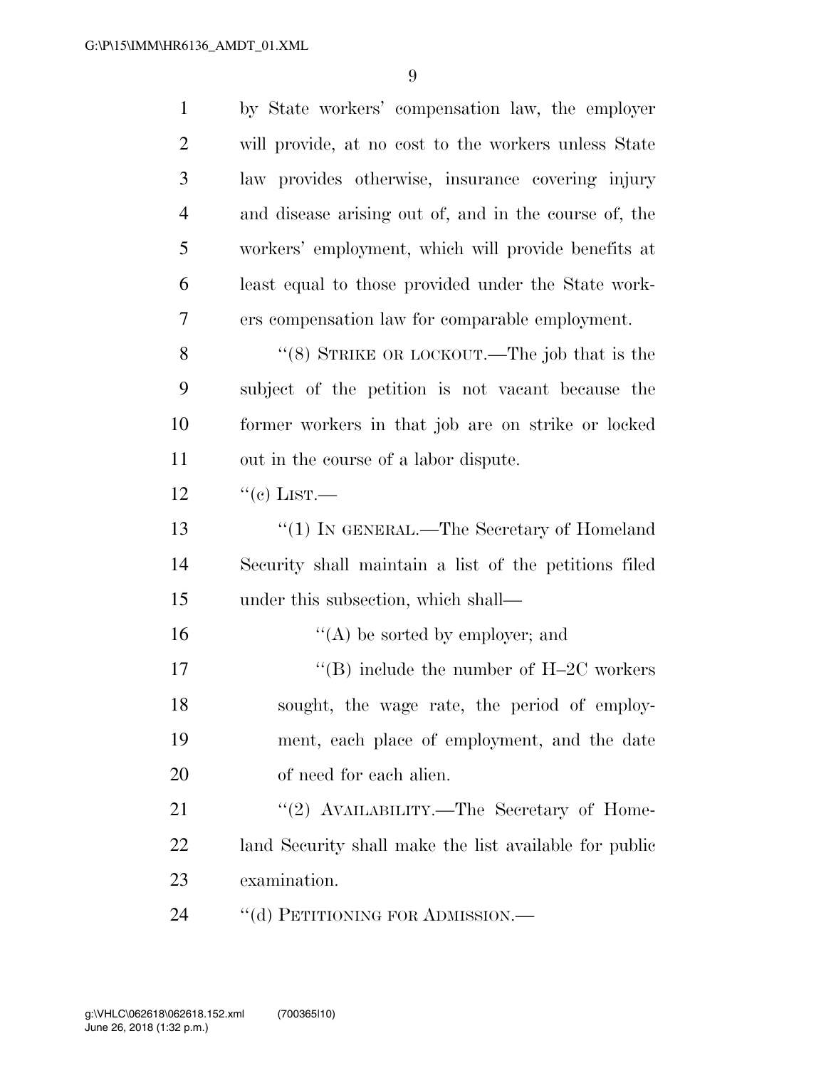by State workers' compensation law, the employer will provide, at no cost to the workers unless State law provides otherwise, insurance covering injury and disease arising out of, and in the course of, the workers' employment, which will provide benefits at least equal to those provided under the State workers compensation law for comparable employment.

"(8) STRIKE OR LOCKOUT.—The job that is the subject of the petition is not vacant because the former workers in that job are on strike or locked out in the course of a labor dispute.

"(c) LIST.—

"(1) IN GENERAL.—The Secretary of Homeland Security shall maintain a list of the petitions filed under this subsection, which shall—

"(A) be sorted by employer; and

"(B) include the number of H–2C workers sought, the wage rate, the period of employment, each place of employment, and the date of need for each alien.

"(2) AVAILABILITY.—The Secretary of Homeland Security shall make the list available for public examination.

"(d) PETITIONING FOR ADMISSION.—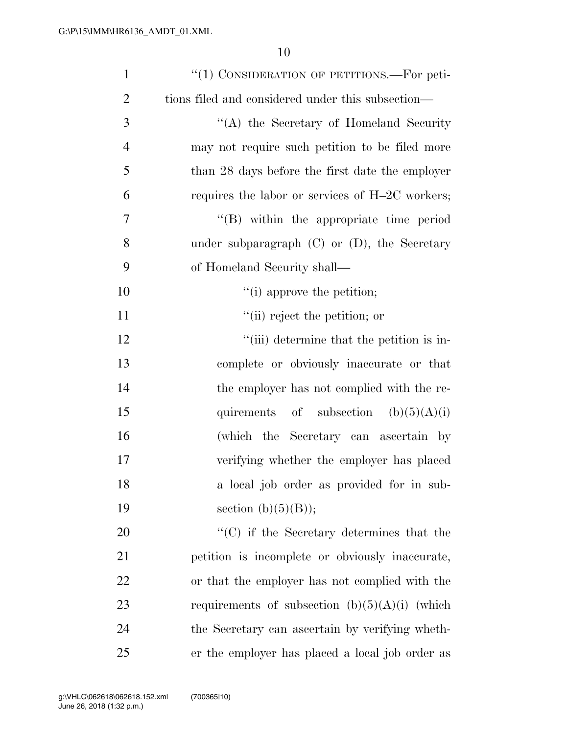"(1) CONSIDERATION OF PETITIONS.—For petitions filed and considered under this subsection—

"(A) the Secretary of Homeland Security may not require such petition to be filed more than 28 days before the first date the employer requires the labor or services of H–2C workers;

"(B) within the appropriate time period under subparagraph (C) or (D), the Secretary of Homeland Security shall—

"(i) approve the petition;

"(ii) reject the petition; or

"(iii) determine that the petition is incomplete or obviously inaccurate or that the employer has not complied with the requirements of subsection (b)(5)(A)(i) (which the Secretary can ascertain by verifying whether the employer has placed a local job order as provided for in subsection (b)(5)(B));

"(C) if the Secretary determines that the petition is incomplete or obviously inaccurate, or that the employer has not complied with the requirements of subsection (b)(5)(A)(i) (which the Secretary can ascertain by verifying whether the employer has placed a local job order as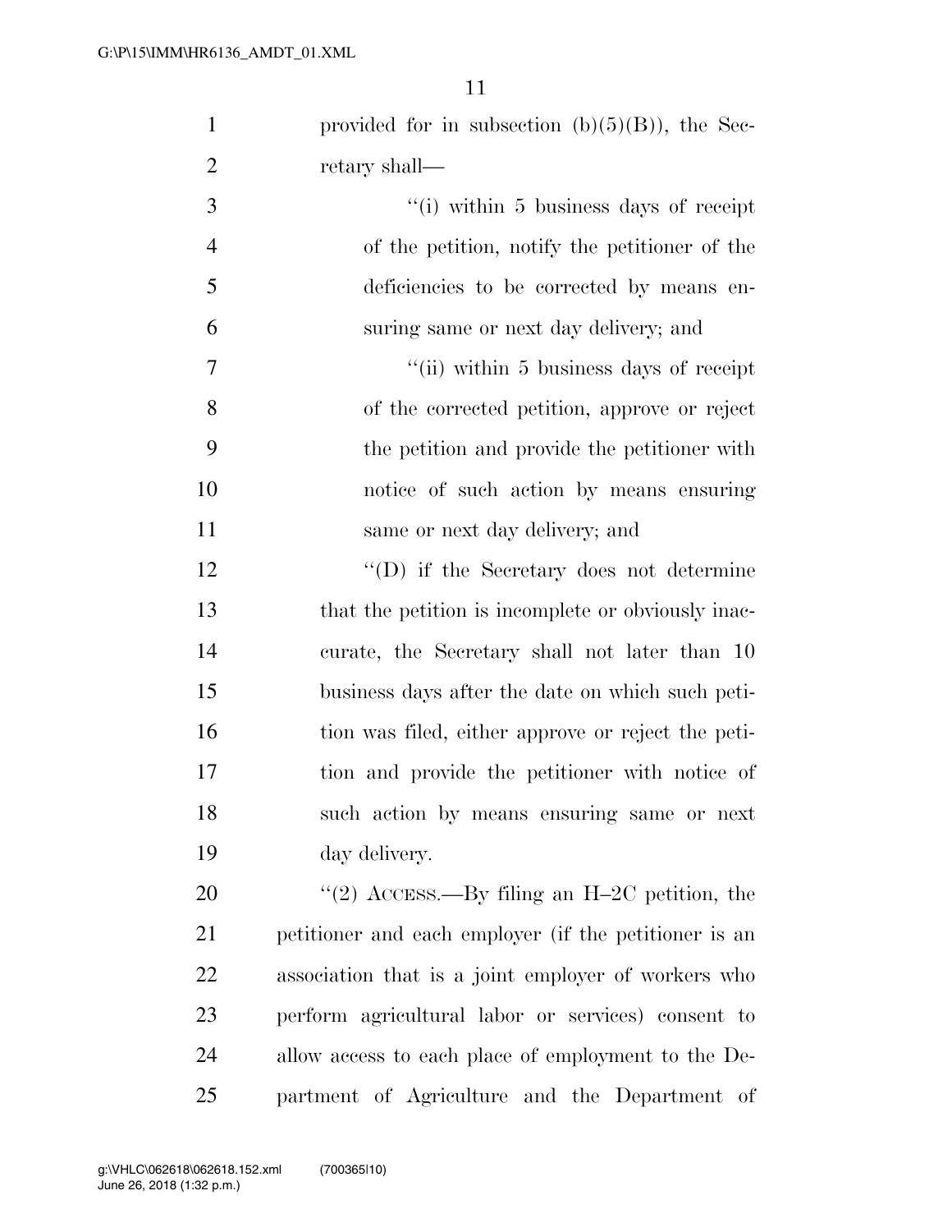provided for in subsection (b)(5)(B)), the Secretary shall—

''(i) within 5 business days of receipt of the petition, notify the petitioner of the deficiencies to be corrected by means ensuring same or next day delivery; and

''(ii) within 5 business days of receipt of the corrected petition, approve or reject the petition and provide the petitioner with notice of such action by means ensuring same or next day delivery; and

''(D) if the Secretary does not determine that the petition is incomplete or obviously inaccurate, the Secretary shall not later than 10 business days after the date on which such petition was filed, either approve or reject the petition and provide the petitioner with notice of such action by means ensuring same or next day delivery.

''(2) ACCESS.—By filing an H–2C petition, the petitioner and each employer (if the petitioner is an association that is a joint employer of workers who perform agricultural labor or services) consent to allow access to each place of employment to the Department of Agriculture and the Department of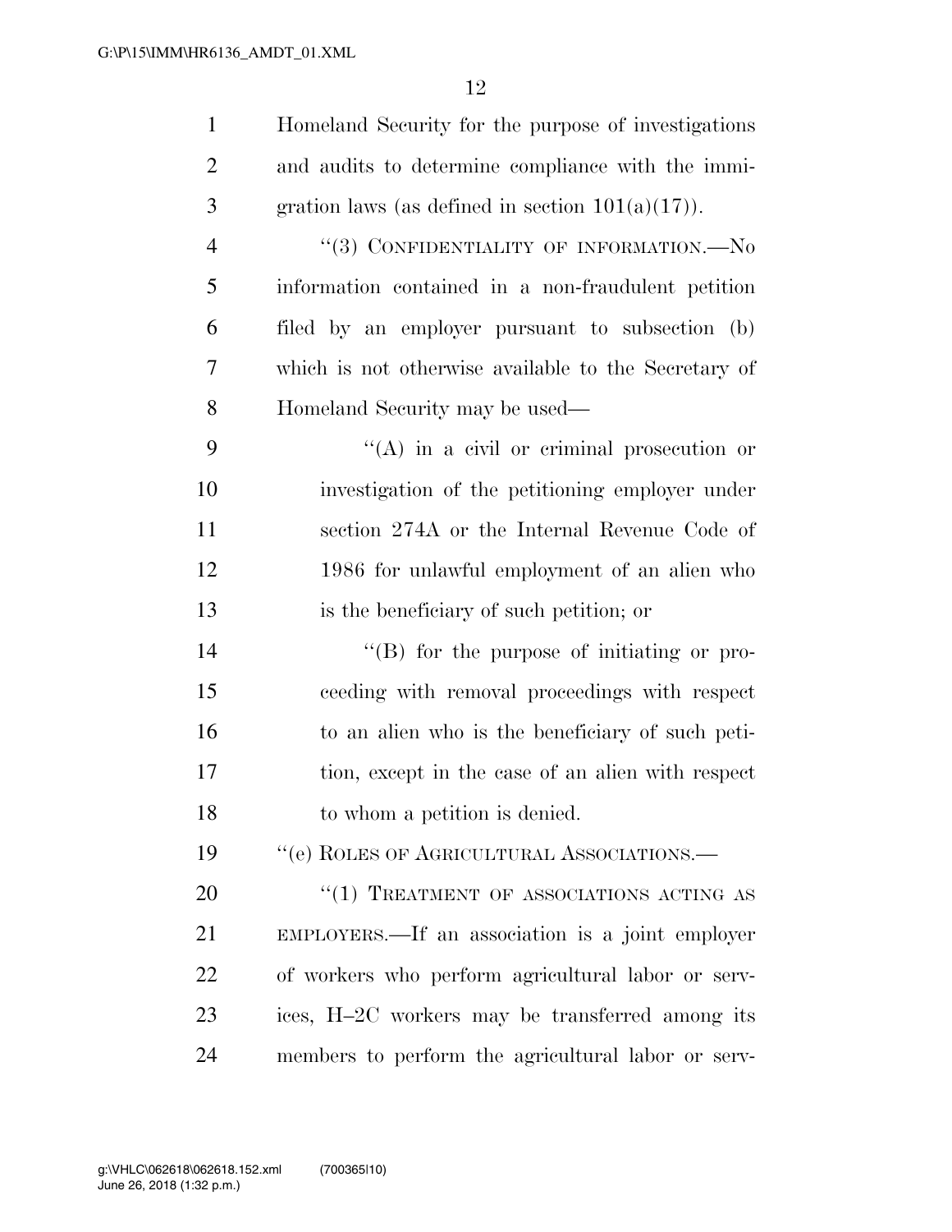Homeland Security for the purpose of investigations and audits to determine compliance with the immigration laws (as defined in section 101(a)(17)).

"(3) CONFIDENTIALITY OF INFORMATION.—No information contained in a non-fraudulent petition filed by an employer pursuant to subsection (b) which is not otherwise available to the Secretary of Homeland Security may be used—

"(A) in a civil or criminal prosecution or investigation of the petitioning employer under section 274A or the Internal Revenue Code of 1986 for unlawful employment of an alien who is the beneficiary of such petition; or

"(B) for the purpose of initiating or proceeding with removal proceedings with respect to an alien who is the beneficiary of such petition, except in the case of an alien with respect to whom a petition is denied.

"(e) ROLES OF AGRICULTURAL ASSOCIATIONS.—

"(1) TREATMENT OF ASSOCIATIONS ACTING AS EMPLOYERS.—If an association is a joint employer of workers who perform agricultural labor or services, H–2C workers may be transferred among its members to perform the agricultural labor or serv-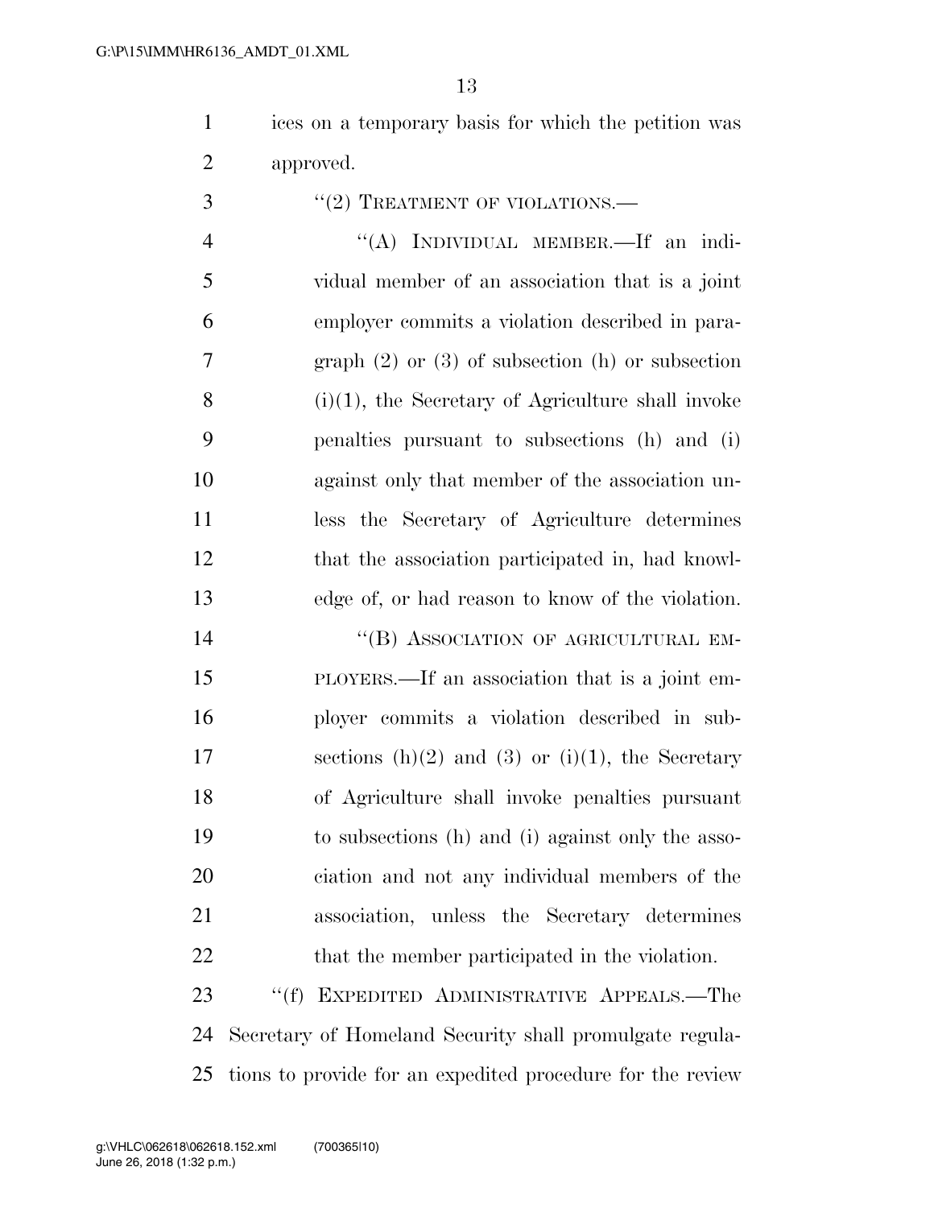ices on a temporary basis for which the petition was approved.

"(2) TREATMENT OF VIOLATIONS.—

"(A) INDIVIDUAL MEMBER.—If an individual member of an association that is a joint employer commits a violation described in paragraph (2) or (3) of subsection (h) or subsection (i)(1), the Secretary of Agriculture shall invoke penalties pursuant to subsections (h) and (i) against only that member of the association unless the Secretary of Agriculture determines that the association participated in, had knowledge of, or had reason to know of the violation.

"(B) ASSOCIATION OF AGRICULTURAL EMPLOYERS.—If an association that is a joint employer commits a violation described in subsections (h)(2) and (3) or (i)(1), the Secretary of Agriculture shall invoke penalties pursuant to subsections (h) and (i) against only the association and not any individual members of the association, unless the Secretary determines that the member participated in the violation.

"(f) EXPEDITED ADMINISTRATIVE APPEALS.—The Secretary of Homeland Security shall promulgate regulations to provide for an expedited procedure for the review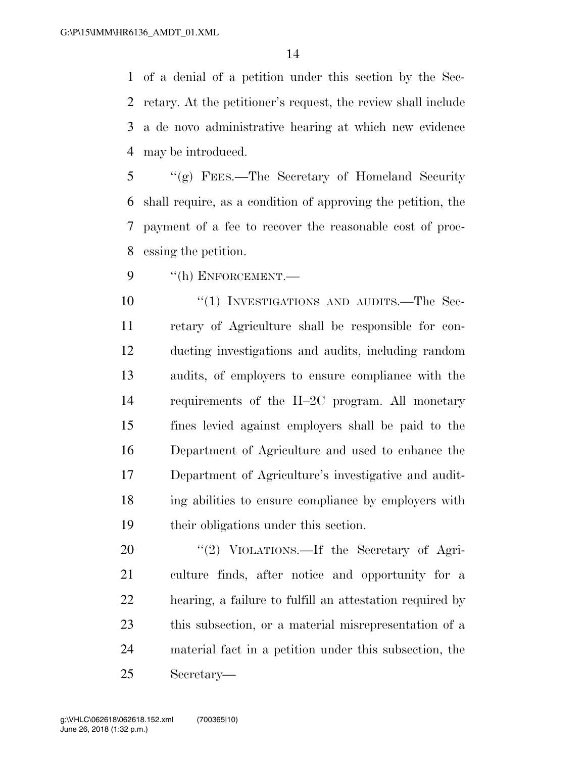of a denial of a petition under this section by the Secretary. At the petitioner's request, the review shall include a de novo administrative hearing at which new evidence may be introduced.

''(g) FEES.—The Secretary of Homeland Security shall require, as a condition of approving the petition, the payment of a fee to recover the reasonable cost of processing the petition.

''(h) ENFORCEMENT.—

''(1) INVESTIGATIONS AND AUDITS.—The Secretary of Agriculture shall be responsible for conducting investigations and audits, including random audits, of employers to ensure compliance with the requirements of the H–2C program. All monetary fines levied against employers shall be paid to the Department of Agriculture and used to enhance the Department of Agriculture's investigative and auditing abilities to ensure compliance by employers with their obligations under this section.

''(2) VIOLATIONS.—If the Secretary of Agriculture finds, after notice and opportunity for a hearing, a failure to fulfill an attestation required by this subsection, or a material misrepresentation of a material fact in a petition under this subsection, the Secretary—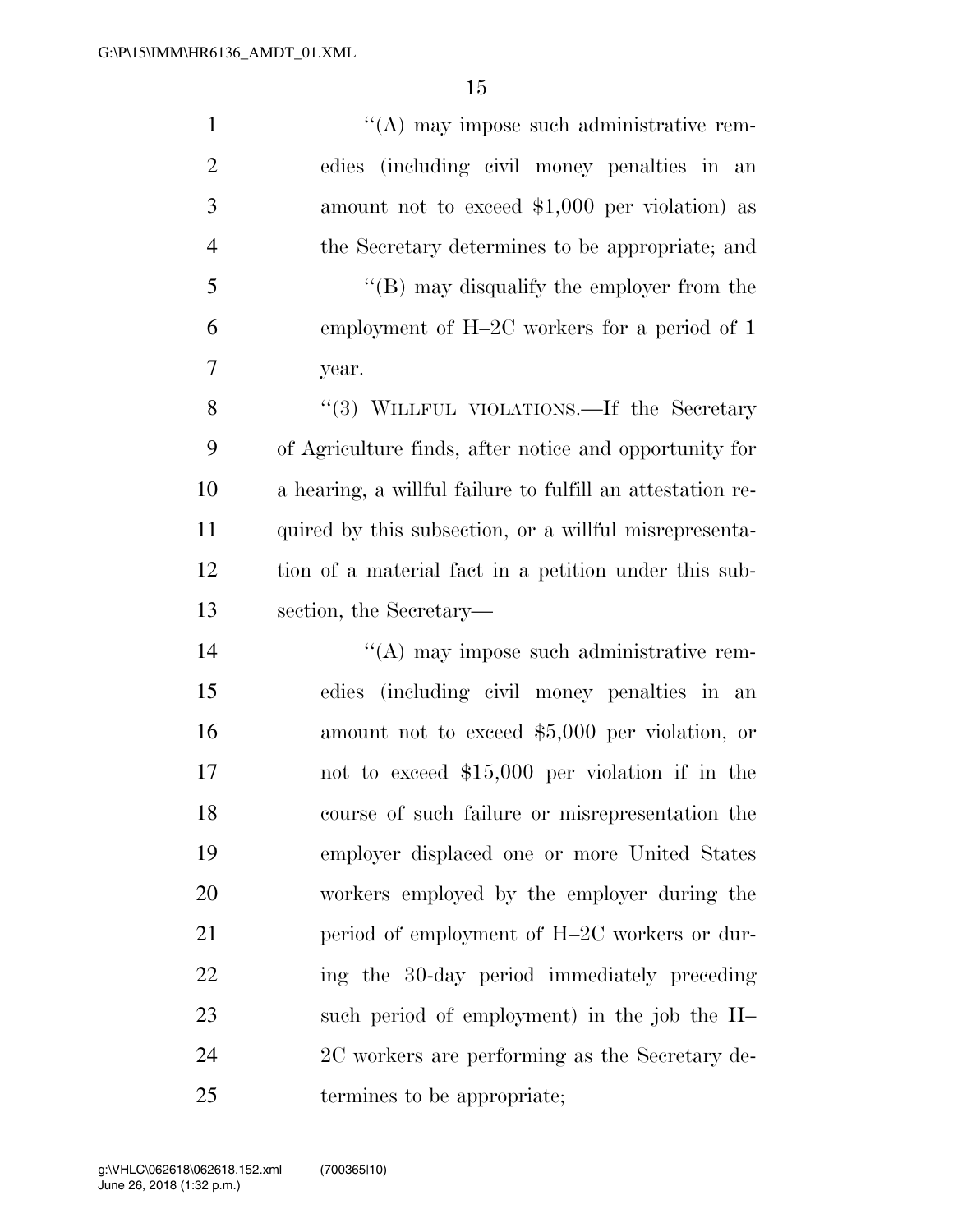''(A) may impose such administrative remedies (including civil money penalties in an amount not to exceed $1,000 per violation) as the Secretary determines to be appropriate; and

''(B) may disqualify the employer from the employment of H–2C workers for a period of 1 year.

''(3) WILLFUL VIOLATIONS.—If the Secretary of Agriculture finds, after notice and opportunity for a hearing, a willful failure to fulfill an attestation required by this subsection, or a willful misrepresentation of a material fact in a petition under this subsection, the Secretary—

''(A) may impose such administrative remedies (including civil money penalties in an amount not to exceed $5,000 per violation, or not to exceed $15,000 per violation if in the course of such failure or misrepresentation the employer displaced one or more United States workers employed by the employer during the period of employment of H–2C workers or during the 30-day period immediately preceding such period of employment) in the job the H–2C workers are performing as the Secretary determines to be appropriate;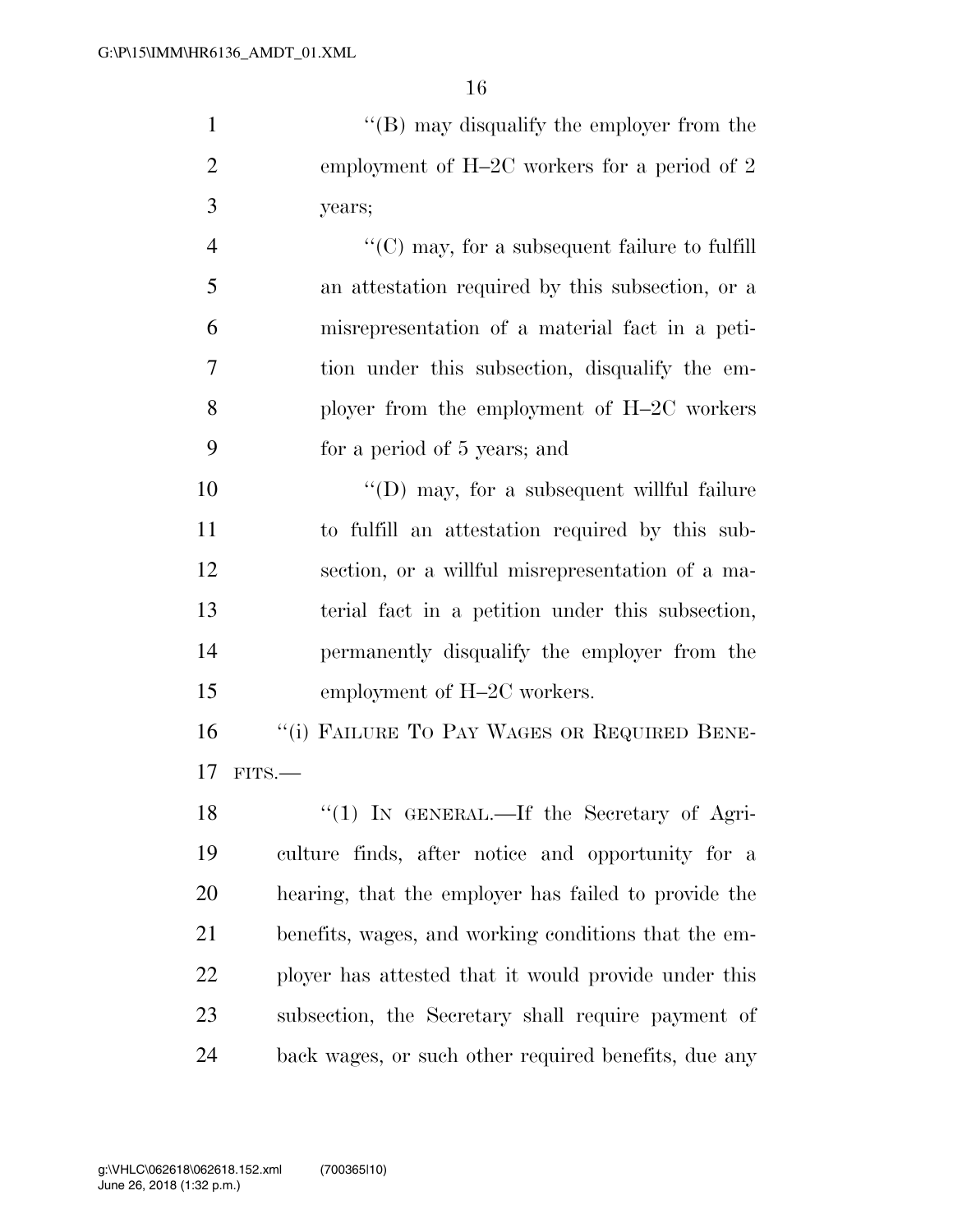''(B) may disqualify the employer from the employment of H–2C workers for a period of 2 years;

''(C) may, for a subsequent failure to fulfill an attestation required by this subsection, or a misrepresentation of a material fact in a petition under this subsection, disqualify the employer from the employment of H–2C workers for a period of 5 years; and

''(D) may, for a subsequent willful failure to fulfill an attestation required by this subsection, or a willful misrepresentation of a material fact in a petition under this subsection, permanently disqualify the employer from the employment of H–2C workers.

''(i) FAILURE TO PAY WAGES OR REQUIRED BENEFITS.—

''(1) IN GENERAL.—If the Secretary of Agriculture finds, after notice and opportunity for a hearing, that the employer has failed to provide the benefits, wages, and working conditions that the employer has attested that it would provide under this subsection, the Secretary shall require payment of back wages, or such other required benefits, due any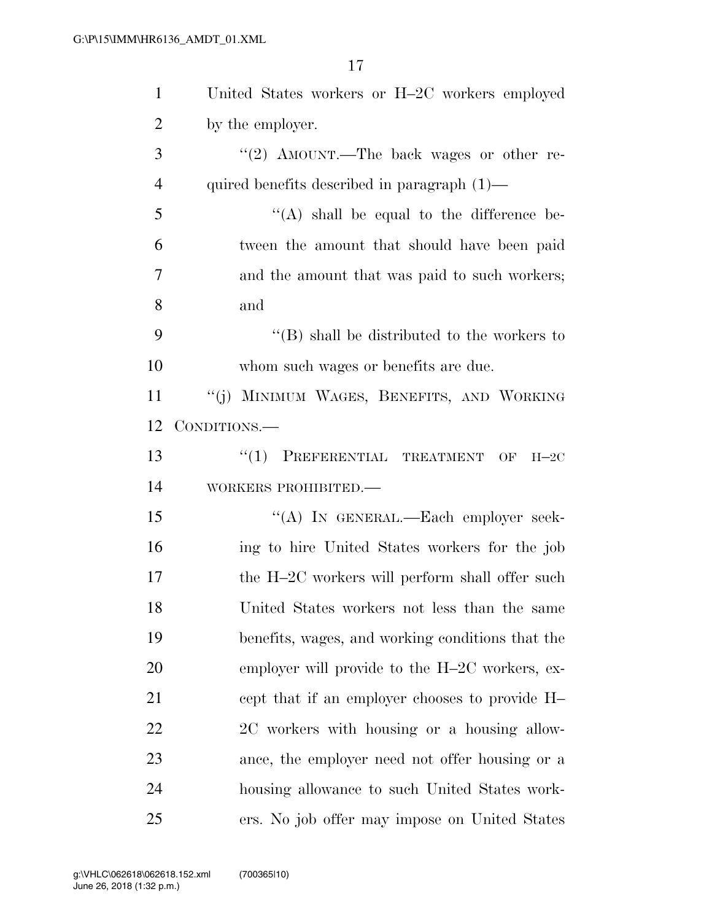United States workers or H–2C workers employed by the employer.

"(2) AMOUNT.—The back wages or other required benefits described in paragraph (1)—

"(A) shall be equal to the difference between the amount that should have been paid and the amount that was paid to such workers; and

"(B) shall be distributed to the workers to whom such wages or benefits are due.

"(j) MINIMUM WAGES, BENEFITS, AND WORKING CONDITIONS.—

"(1) PREFERENTIAL TREATMENT OF H–2C WORKERS PROHIBITED.—

"(A) IN GENERAL.—Each employer seeking to hire United States workers for the job the H–2C workers will perform shall offer such United States workers not less than the same benefits, wages, and working conditions that the employer will provide to the H–2C workers, except that if an employer chooses to provide H–2C workers with housing or a housing allowance, the employer need not offer housing or a housing allowance to such United States workers. No job offer may impose on United States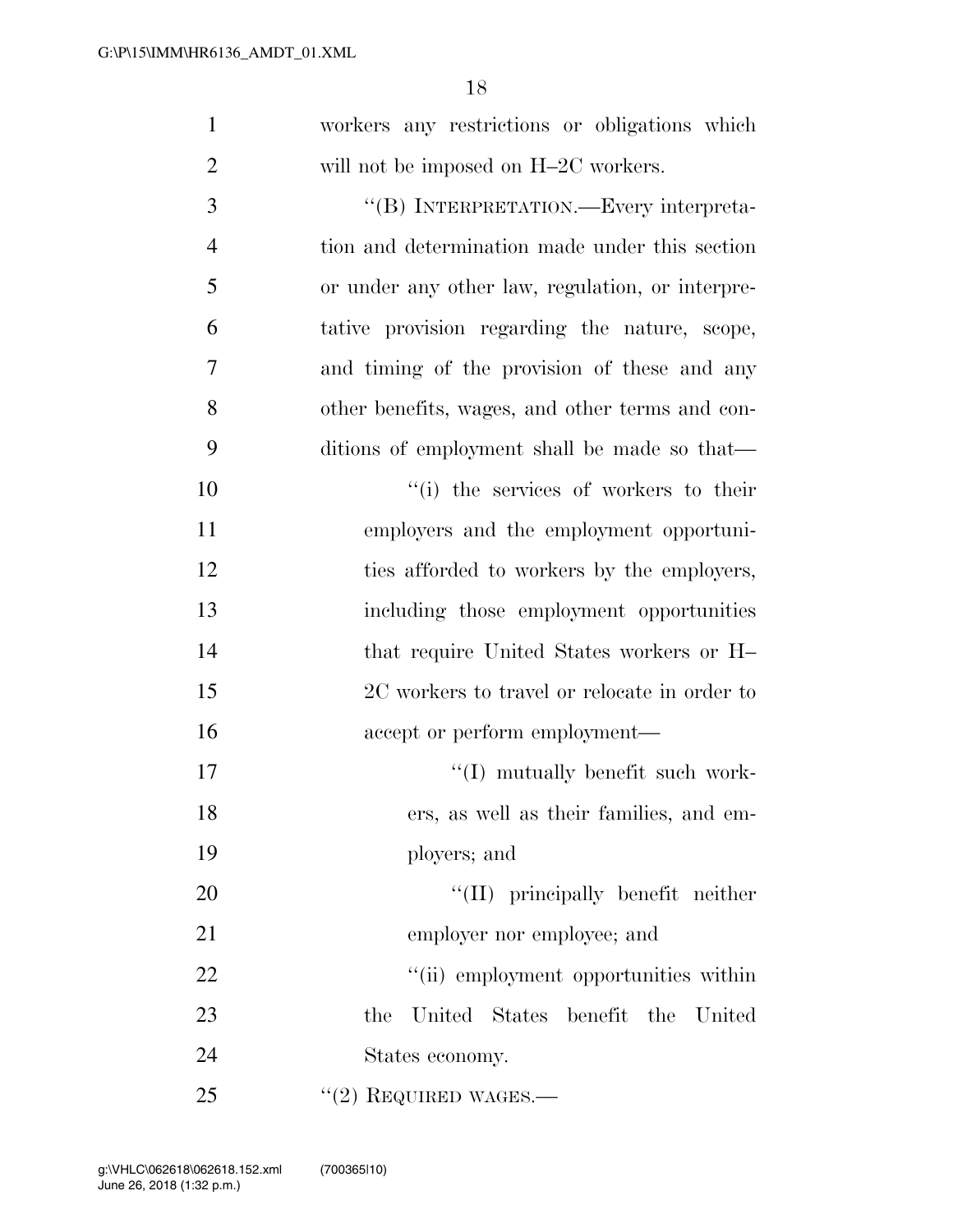workers any restrictions or obligations which will not be imposed on H–2C workers.

''(B) INTERPRETATION.—Every interpretation and determination made under this section or under any other law, regulation, or interpretative provision regarding the nature, scope, and timing of the provision of these and any other benefits, wages, and other terms and conditions of employment shall be made so that—

''(i) the services of workers to their employers and the employment opportunities afforded to workers by the employers, including those employment opportunities that require United States workers or H–2C workers to travel or relocate in order to accept or perform employment—

''(I) mutually benefit such workers, as well as their families, and employers; and

''(II) principally benefit neither employer nor employee; and

''(ii) employment opportunities within the United States benefit the United States economy.

''(2) REQUIRED WAGES.—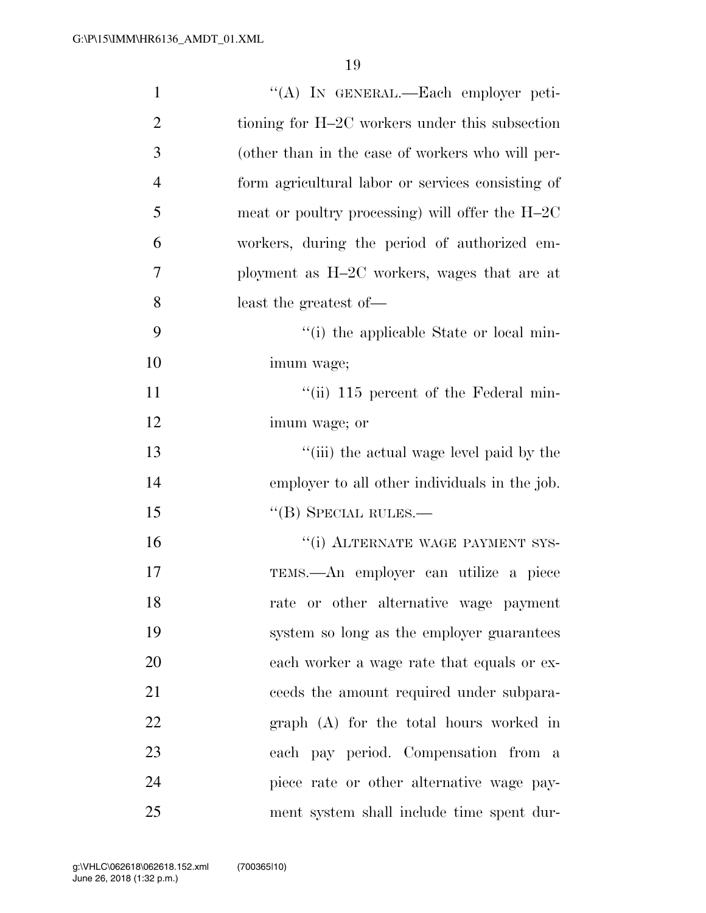"(A) IN GENERAL.—Each employer petitioning for H–2C workers under this subsection (other than in the case of workers who will perform agricultural labor or services consisting of meat or poultry processing) will offer the H–2C workers, during the period of authorized employment as H–2C workers, wages that are at least the greatest of—

"(i) the applicable State or local minimum wage;

"(ii) 115 percent of the Federal minimum wage; or

"(iii) the actual wage level paid by the employer to all other individuals in the job.

"(B) SPECIAL RULES.—

"(i) ALTERNATE WAGE PAYMENT SYSTEMS.—An employer can utilize a piece rate or other alternative wage payment system so long as the employer guarantees each worker a wage rate that equals or exceeds the amount required under subparagraph (A) for the total hours worked in each pay period. Compensation from a piece rate or other alternative wage payment system shall include time spent dur-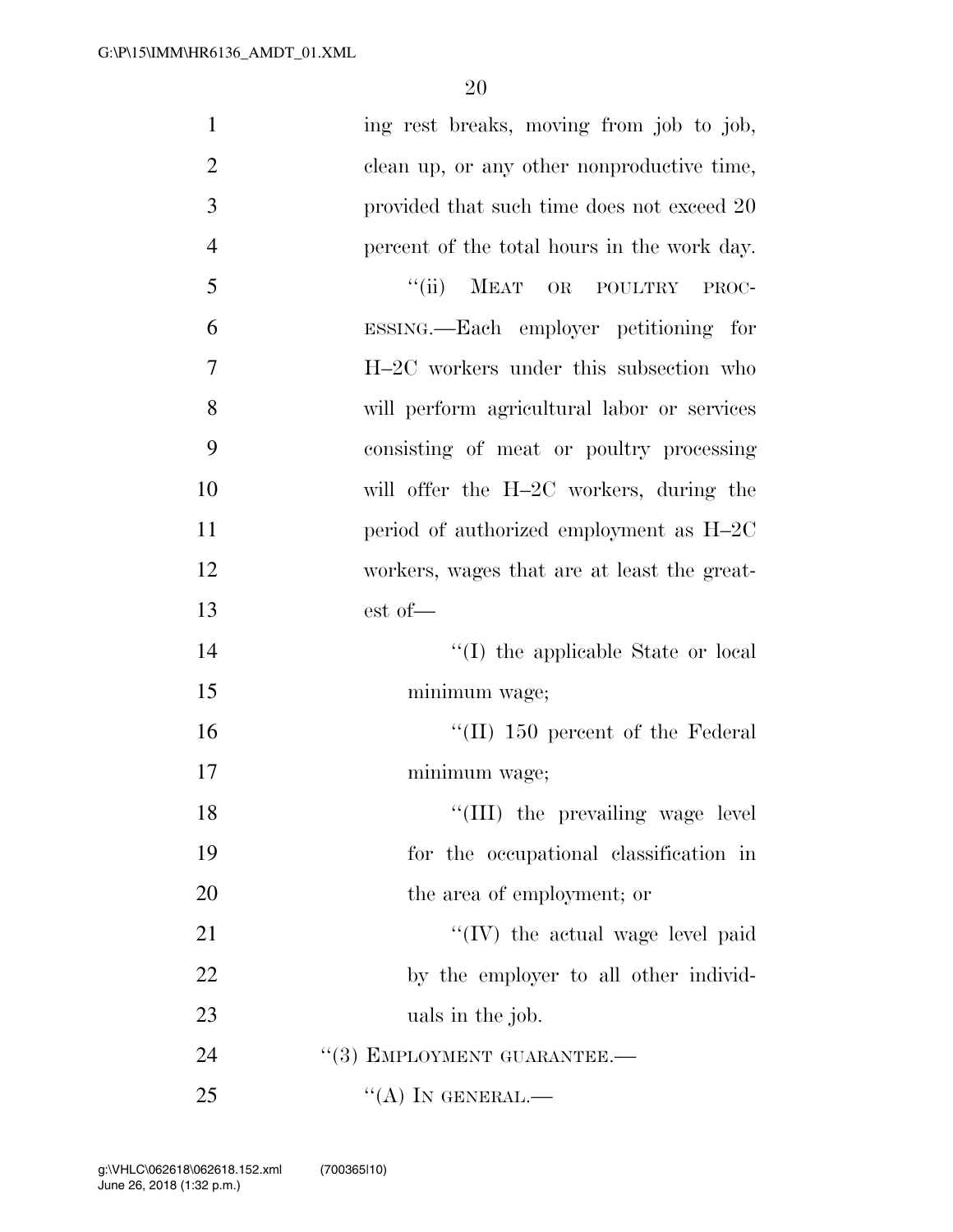ing rest breaks, moving from job to job, clean up, or any other nonproductive time, provided that such time does not exceed 20 percent of the total hours in the work day.

"(ii) MEAT OR POULTRY PROCESSING.—Each employer petitioning for H–2C workers under this subsection who will perform agricultural labor or services consisting of meat or poultry processing will offer the H–2C workers, during the period of authorized employment as H–2C workers, wages that are at least the greatest of—

"(I) the applicable State or local minimum wage;

"(II) 150 percent of the Federal minimum wage;

"(III) the prevailing wage level for the occupational classification in the area of employment; or

"(IV) the actual wage level paid by the employer to all other individuals in the job.

"(3) EMPLOYMENT GUARANTEE.—

"(A) IN GENERAL.—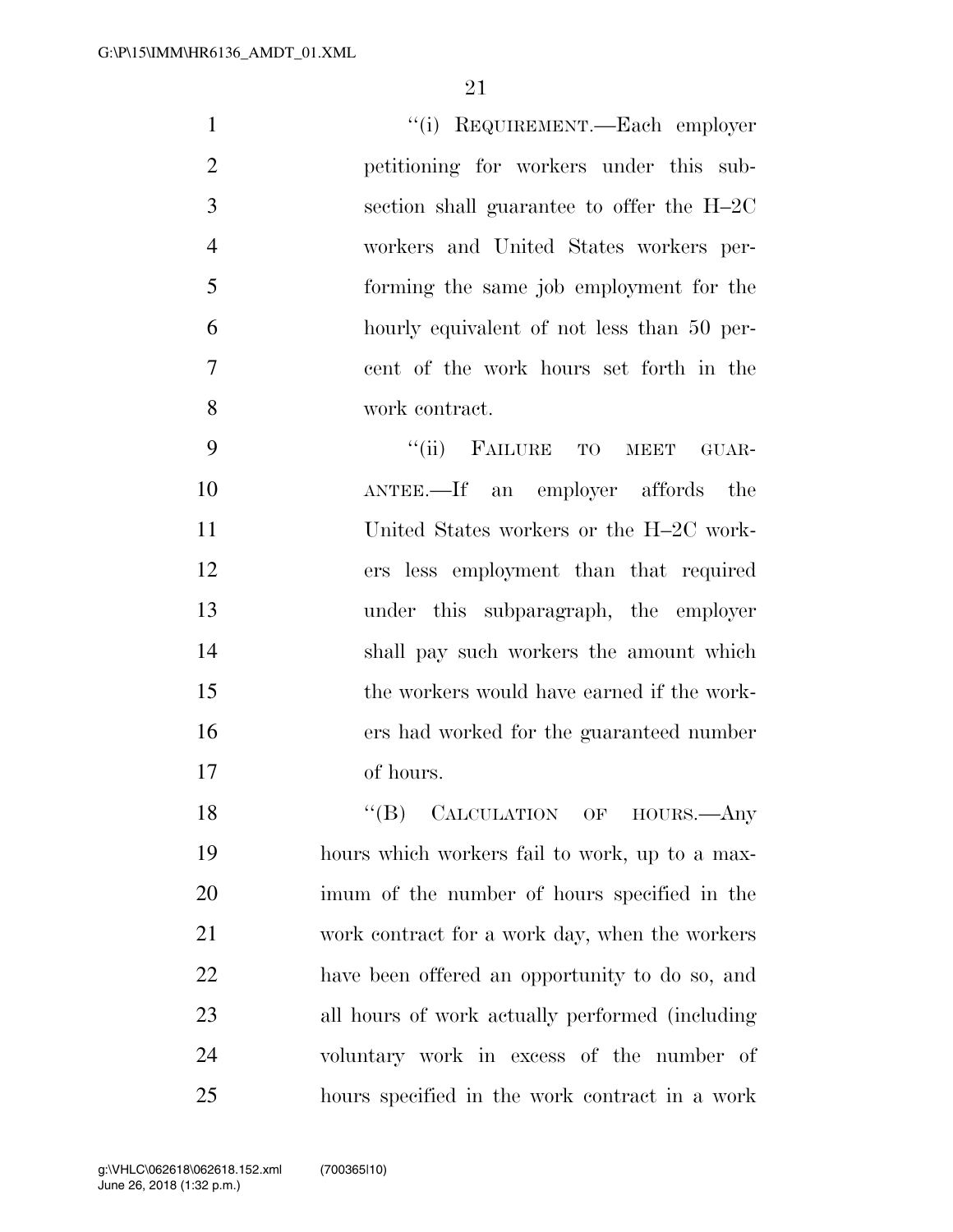"(i) REQUIREMENT.—Each employer petitioning for workers under this subsection shall guarantee to offer the H–2C workers and United States workers performing the same job employment for the hourly equivalent of not less than 50 percent of the work hours set forth in the work contract.

"(ii) FAILURE TO MEET GUARANTEE.—If an employer affords the United States workers or the H–2C workers less employment than that required under this subparagraph, the employer shall pay such workers the amount which the workers would have earned if the workers had worked for the guaranteed number of hours.

"(B) CALCULATION OF HOURS.—Any hours which workers fail to work, up to a maximum of the number of hours specified in the work contract for a work day, when the workers have been offered an opportunity to do so, and all hours of work actually performed (including voluntary work in excess of the number of hours specified in the work contract in a work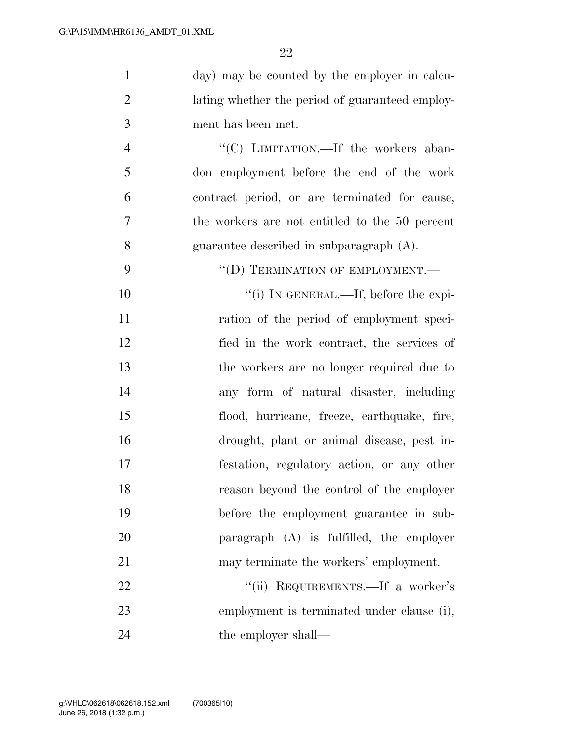day) may be counted by the employer in calculating whether the period of guaranteed employment has been met.

"(C) LIMITATION.—If the workers abandon employment before the end of the work contract period, or are terminated for cause, the workers are not entitled to the 50 percent guarantee described in subparagraph (A).

"(D) TERMINATION OF EMPLOYMENT.—

"(i) IN GENERAL.—If, before the expiration of the period of employment specified in the work contract, the services of the workers are no longer required due to any form of natural disaster, including flood, hurricane, freeze, earthquake, fire, drought, plant or animal disease, pest infestation, regulatory action, or any other reason beyond the control of the employer before the employment guarantee in subparagraph (A) is fulfilled, the employer may terminate the workers' employment.

"(ii) REQUIREMENTS.—If a worker's employment is terminated under clause (i), the employer shall—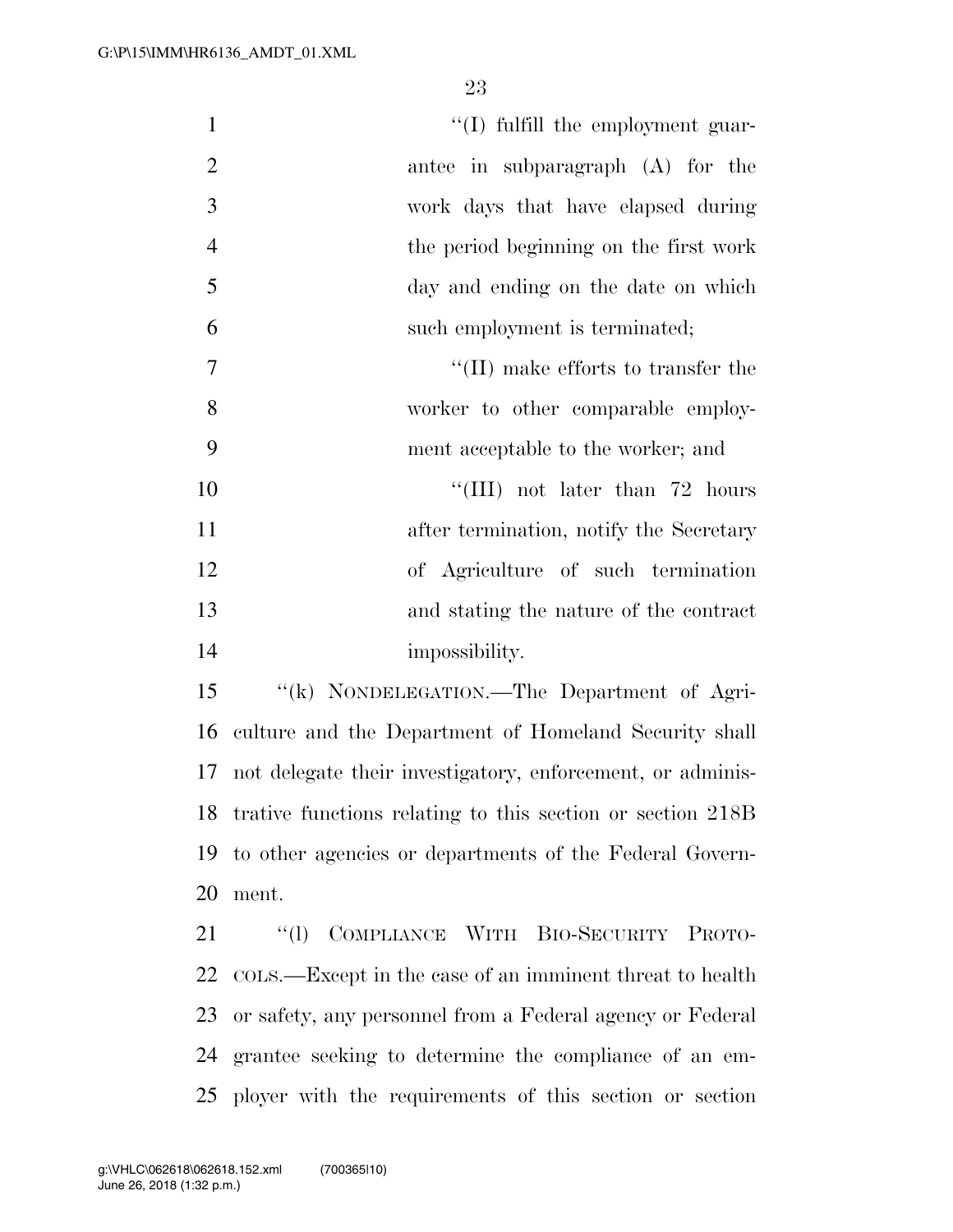''(I) fulfill the employment guarantee in subparagraph (A) for the work days that have elapsed during the period beginning on the first work day and ending on the date on which such employment is terminated;

''(II) make efforts to transfer the worker to other comparable employment acceptable to the worker; and

''(III) not later than 72 hours after termination, notify the Secretary of Agriculture of such termination and stating the nature of the contract impossibility.

''(k) NONDELEGATION.—The Department of Agriculture and the Department of Homeland Security shall not delegate their investigatory, enforcement, or administrative functions relating to this section or section 218B to other agencies or departments of the Federal Government.

''(l) COMPLIANCE WITH BIO-SECURITY PROTOCOLS.—Except in the case of an imminent threat to health or safety, any personnel from a Federal agency or Federal grantee seeking to determine the compliance of an employer with the requirements of this section or section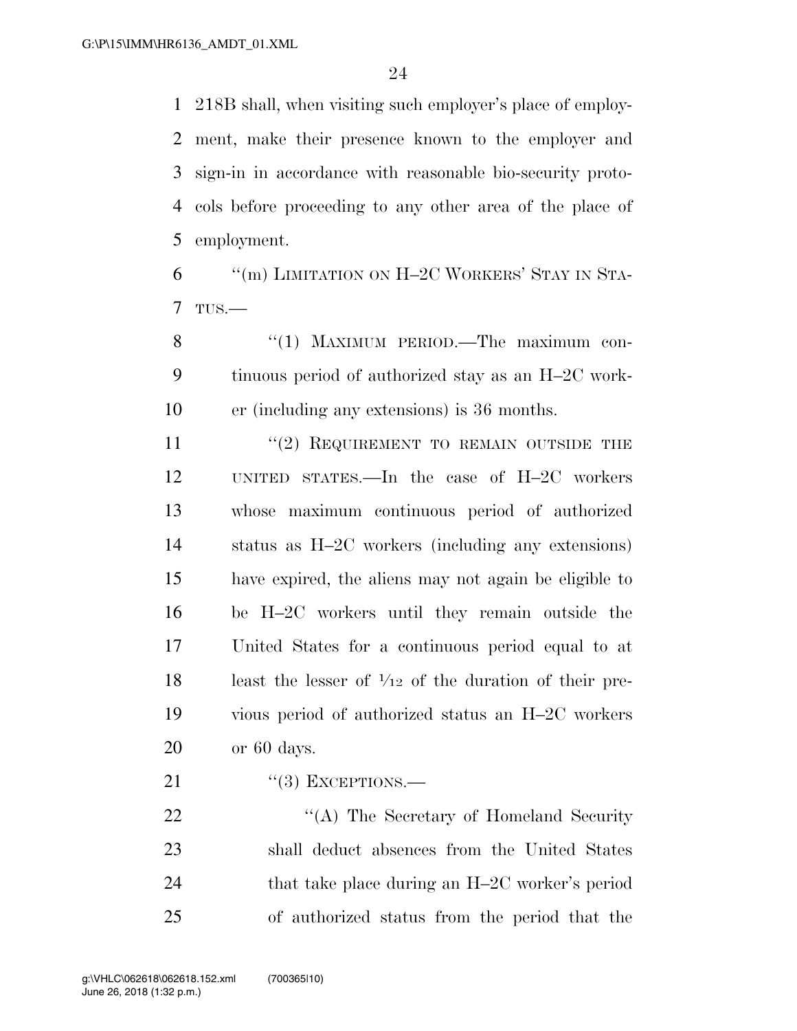218B shall, when visiting such employer's place of employment, make their presence known to the employer and sign-in in accordance with reasonable bio-security protocols before proceeding to any other area of the place of employment.

"(m) LIMITATION ON H–2C WORKERS' STAY IN STATUS.—

"(1) MAXIMUM PERIOD.—The maximum continuous period of authorized stay as an H–2C worker (including any extensions) is 36 months.

"(2) REQUIREMENT TO REMAIN OUTSIDE THE UNITED STATES.—In the case of H–2C workers whose maximum continuous period of authorized status as H–2C workers (including any extensions) have expired, the aliens may not again be eligible to be H–2C workers until they remain outside the United States for a continuous period equal to at least the lesser of 1/12 of the duration of their previous period of authorized status an H–2C workers or 60 days.

"(3) EXCEPTIONS.—

"(A) The Secretary of Homeland Security shall deduct absences from the United States that take place during an H–2C worker's period of authorized status from the period that the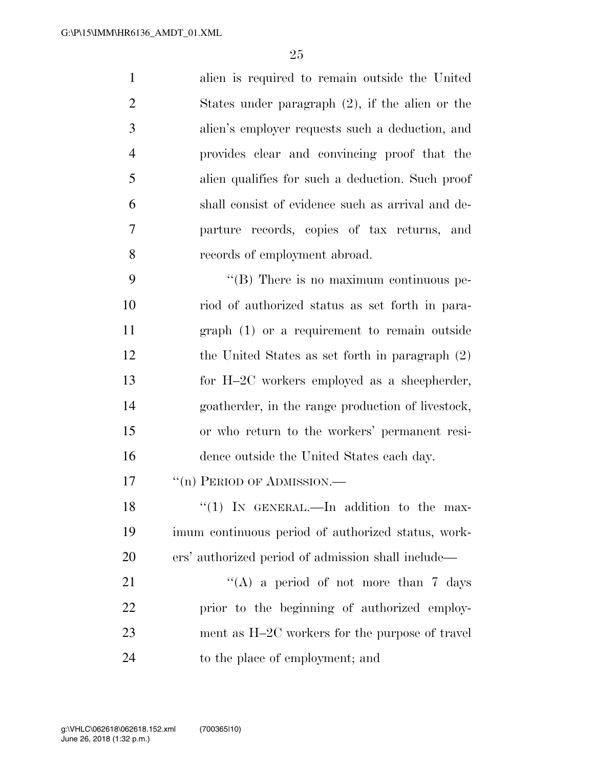alien is required to remain outside the United States under paragraph (2), if the alien or the alien's employer requests such a deduction, and provides clear and convincing proof that the alien qualifies for such a deduction. Such proof shall consist of evidence such as arrival and departure records, copies of tax returns, and records of employment abroad.

"(B) There is no maximum continuous period of authorized status as set forth in paragraph (1) or a requirement to remain outside the United States as set forth in paragraph (2) for H–2C workers employed as a sheepherder, goatherder, in the range production of livestock, or who return to the workers' permanent residence outside the United States each day.

"(n) PERIOD OF ADMISSION.—

"(1) IN GENERAL.—In addition to the maximum continuous period of authorized status, workers' authorized period of admission shall include—

"(A) a period of not more than 7 days prior to the beginning of authorized employment as H–2C workers for the purpose of travel to the place of employment; and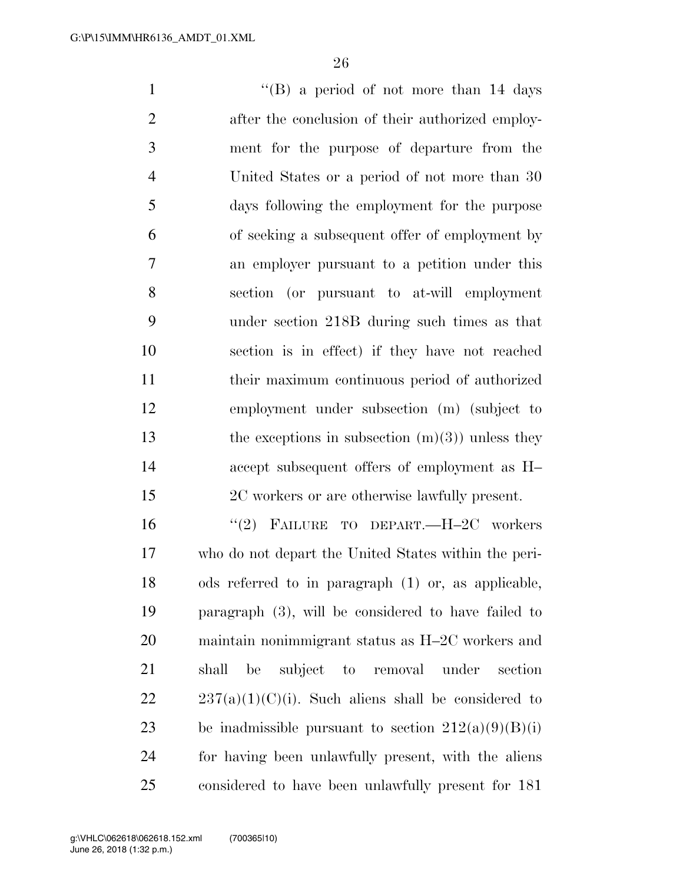"(B) a period of not more than 14 days after the conclusion of their authorized employment for the purpose of departure from the United States or a period of not more than 30 days following the employment for the purpose of seeking a subsequent offer of employment by an employer pursuant to a petition under this section (or pursuant to at-will employment under section 218B during such times as that section is in effect) if they have not reached their maximum continuous period of authorized employment under subsection (m) (subject to the exceptions in subsection (m)(3)) unless they accept subsequent offers of employment as H–2C workers or are otherwise lawfully present.

"(2) FAILURE TO DEPART.—H–2C workers who do not depart the United States within the periods referred to in paragraph (1) or, as applicable, paragraph (3), will be considered to have failed to maintain nonimmigrant status as H–2C workers and shall be subject to removal under section 237(a)(1)(C)(i). Such aliens shall be considered to be inadmissible pursuant to section 212(a)(9)(B)(i) for having been unlawfully present, with the aliens considered to have been unlawfully present for 181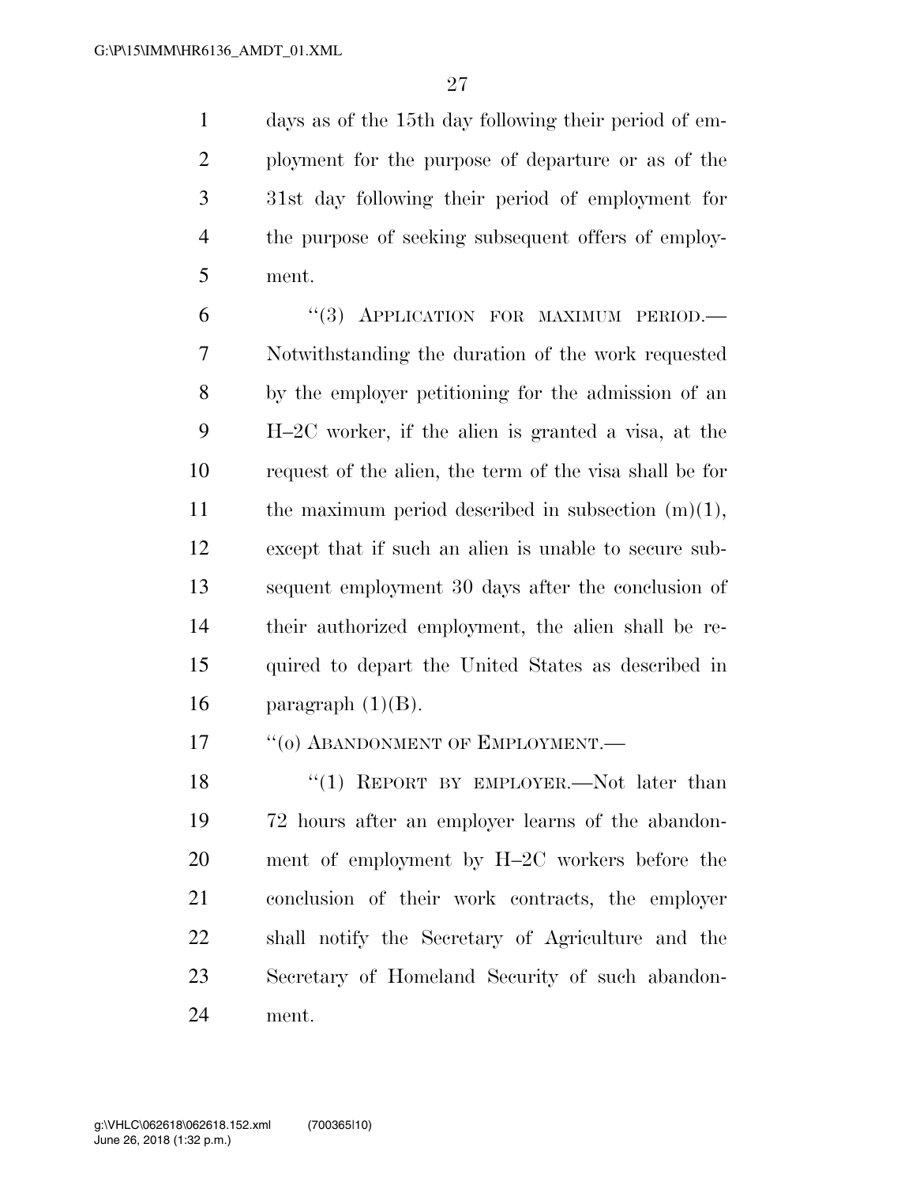days as of the 15th day following their period of employment for the purpose of departure or as of the 31st day following their period of employment for the purpose of seeking subsequent offers of employment.

"(3) APPLICATION FOR MAXIMUM PERIOD.—Notwithstanding the duration of the work requested by the employer petitioning for the admission of an H–2C worker, if the alien is granted a visa, at the request of the alien, the term of the visa shall be for the maximum period described in subsection (m)(1), except that if such an alien is unable to secure subsequent employment 30 days after the conclusion of their authorized employment, the alien shall be required to depart the United States as described in paragraph (1)(B).

"(o) ABANDONMENT OF EMPLOYMENT.—

"(1) REPORT BY EMPLOYER.—Not later than 72 hours after an employer learns of the abandonment of employment by H–2C workers before the conclusion of their work contracts, the employer shall notify the Secretary of Agriculture and the Secretary of Homeland Security of such abandonment.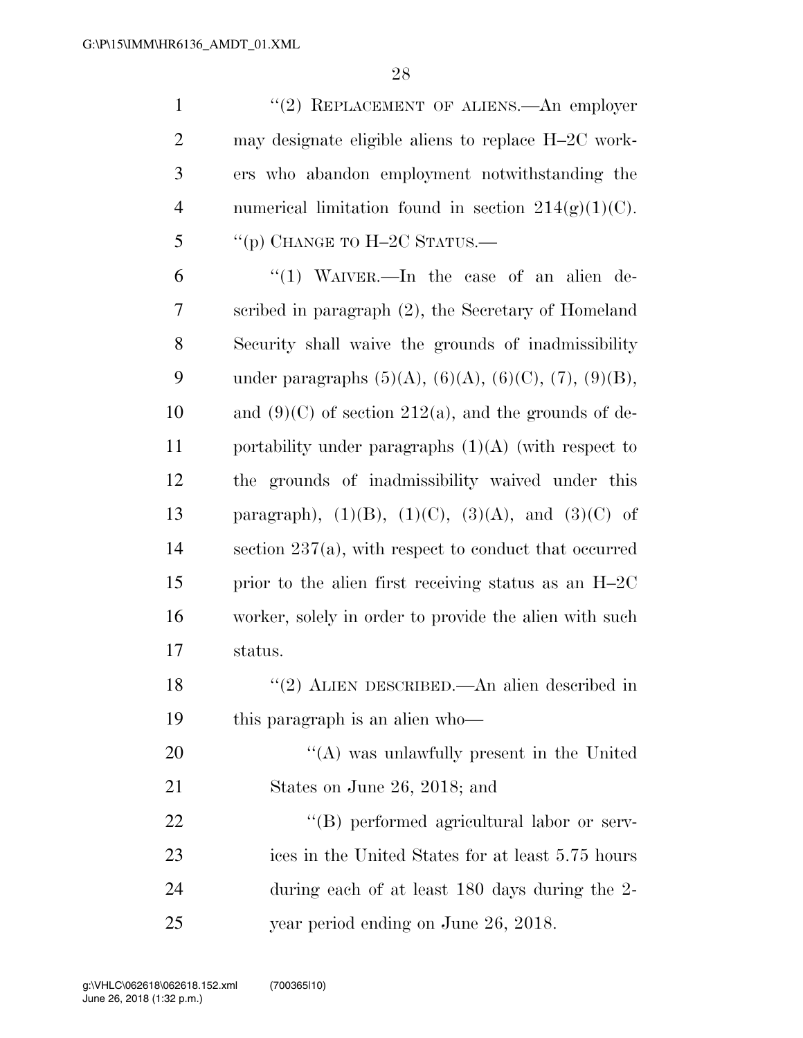"(2) REPLACEMENT OF ALIENS.—An employer may designate eligible aliens to replace H–2C workers who abandon employment notwithstanding the numerical limitation found in section 214(g)(1)(C).

"(p) CHANGE TO H–2C STATUS.—

"(1) WAIVER.—In the case of an alien described in paragraph (2), the Secretary of Homeland Security shall waive the grounds of inadmissibility under paragraphs (5)(A), (6)(A), (6)(C), (7), (9)(B), and (9)(C) of section 212(a), and the grounds of deportability under paragraphs (1)(A) (with respect to the grounds of inadmissibility waived under this paragraph), (1)(B), (1)(C), (3)(A), and (3)(C) of section 237(a), with respect to conduct that occurred prior to the alien first receiving status as an H–2C worker, solely in order to provide the alien with such status.

"(2) ALIEN DESCRIBED.—An alien described in this paragraph is an alien who—

"(A) was unlawfully present in the United States on June 26, 2018; and

"(B) performed agricultural labor or services in the United States for at least 5.75 hours during each of at least 180 days during the 2-year period ending on June 26, 2018.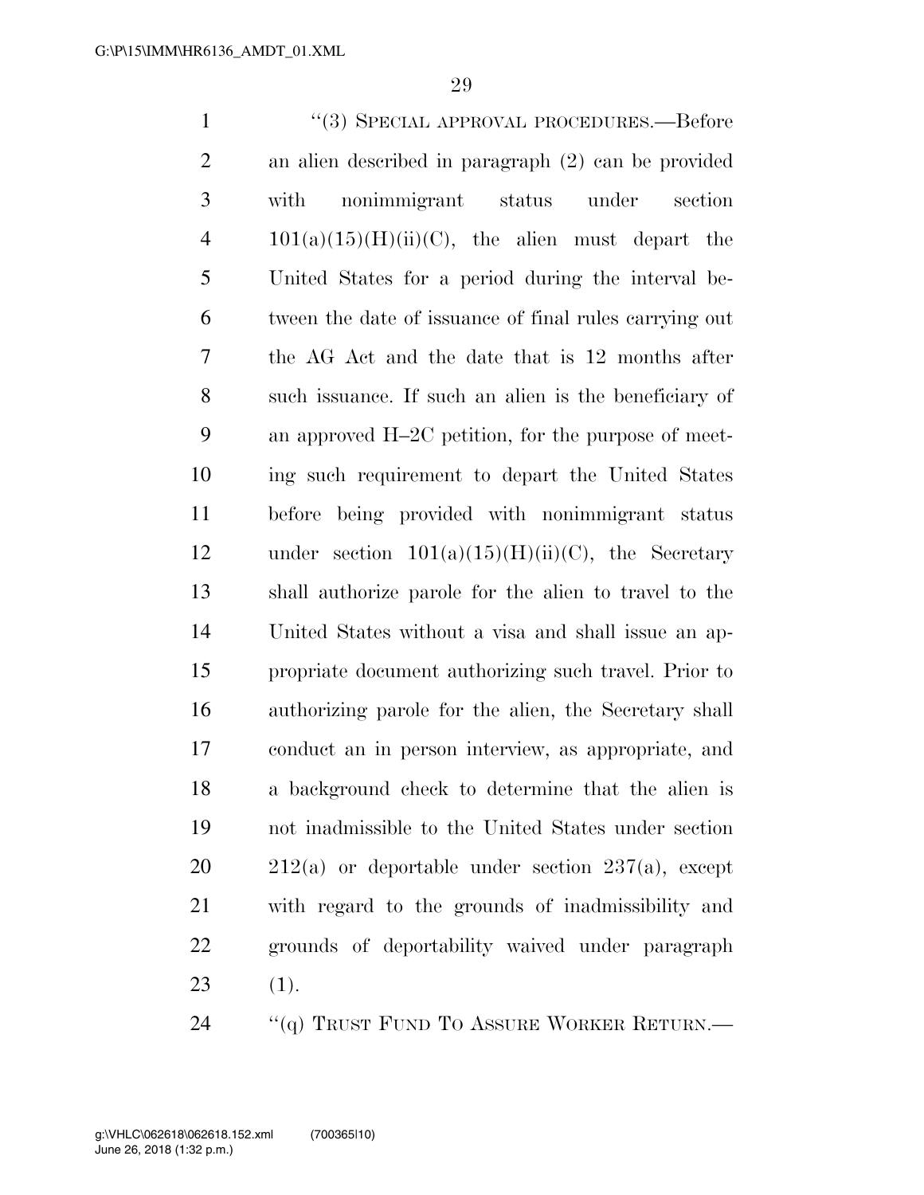"(3) SPECIAL APPROVAL PROCEDURES.—Before an alien described in paragraph (2) can be provided with nonimmigrant status under section 101(a)(15)(H)(ii)(C), the alien must depart the United States for a period during the interval between the date of issuance of final rules carrying out the AG Act and the date that is 12 months after such issuance. If such an alien is the beneficiary of an approved H–2C petition, for the purpose of meeting such requirement to depart the United States before being provided with nonimmigrant status under section 101(a)(15)(H)(ii)(C), the Secretary shall authorize parole for the alien to travel to the United States without a visa and shall issue an appropriate document authorizing such travel. Prior to authorizing parole for the alien, the Secretary shall conduct an in person interview, as appropriate, and a background check to determine that the alien is not inadmissible to the United States under section 212(a) or deportable under section 237(a), except with regard to the grounds of inadmissibility and grounds of deportability waived under paragraph (1).

"(q) TRUST FUND TO ASSURE WORKER RETURN.—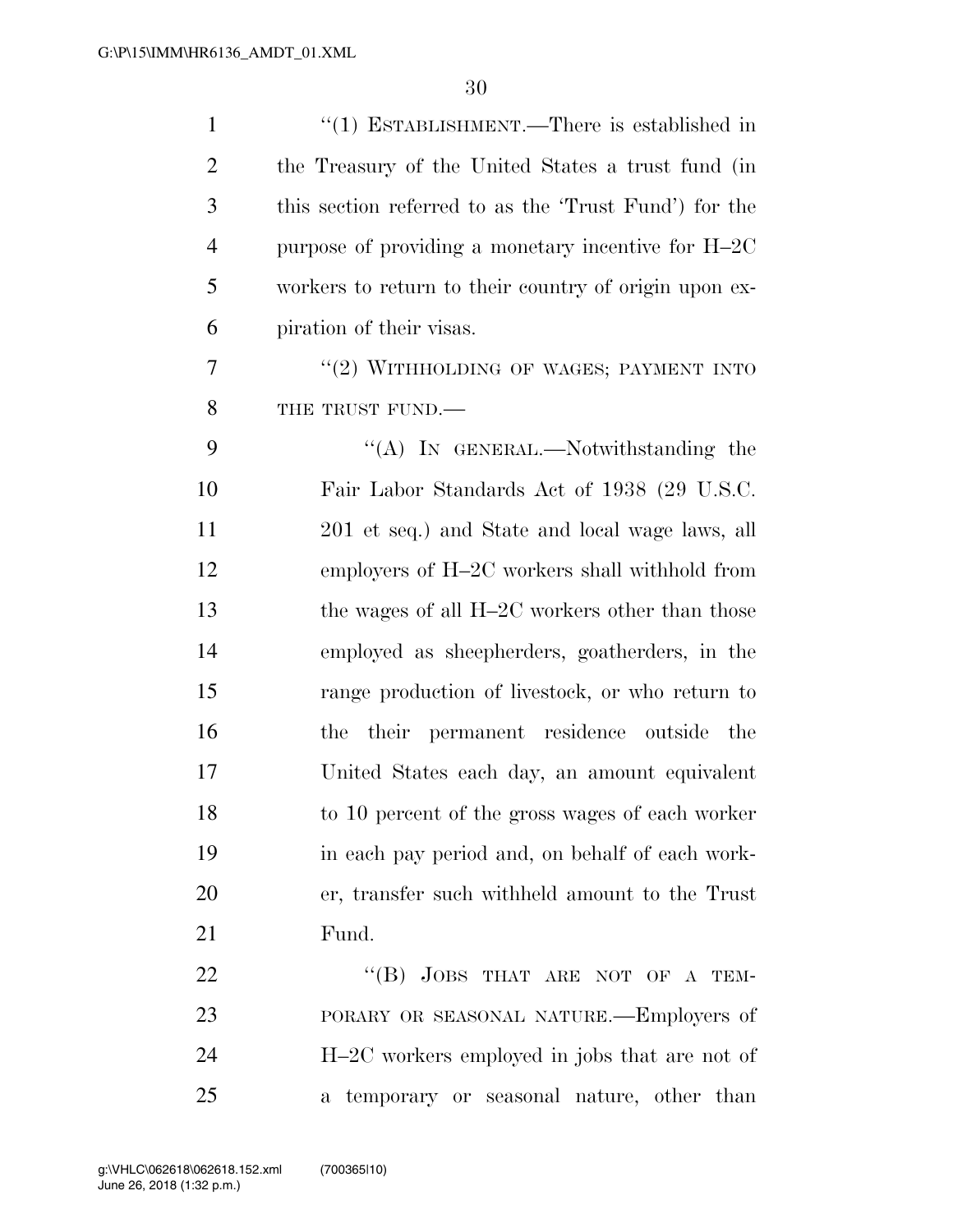"(1) ESTABLISHMENT.—There is established in the Treasury of the United States a trust fund (in this section referred to as the 'Trust Fund') for the purpose of providing a monetary incentive for H–2C workers to return to their country of origin upon expiration of their visas.

"(2) WITHHOLDING OF WAGES; PAYMENT INTO THE TRUST FUND.—

"(A) IN GENERAL.—Notwithstanding the Fair Labor Standards Act of 1938 (29 U.S.C. 201 et seq.) and State and local wage laws, all employers of H–2C workers shall withhold from the wages of all H–2C workers other than those employed as sheepherders, goatherders, in the range production of livestock, or who return to the their permanent residence outside the United States each day, an amount equivalent to 10 percent of the gross wages of each worker in each pay period and, on behalf of each worker, transfer such withheld amount to the Trust Fund.

"(B) JOBS THAT ARE NOT OF A TEMPORARY OR SEASONAL NATURE.—Employers of H–2C workers employed in jobs that are not of a temporary or seasonal nature, other than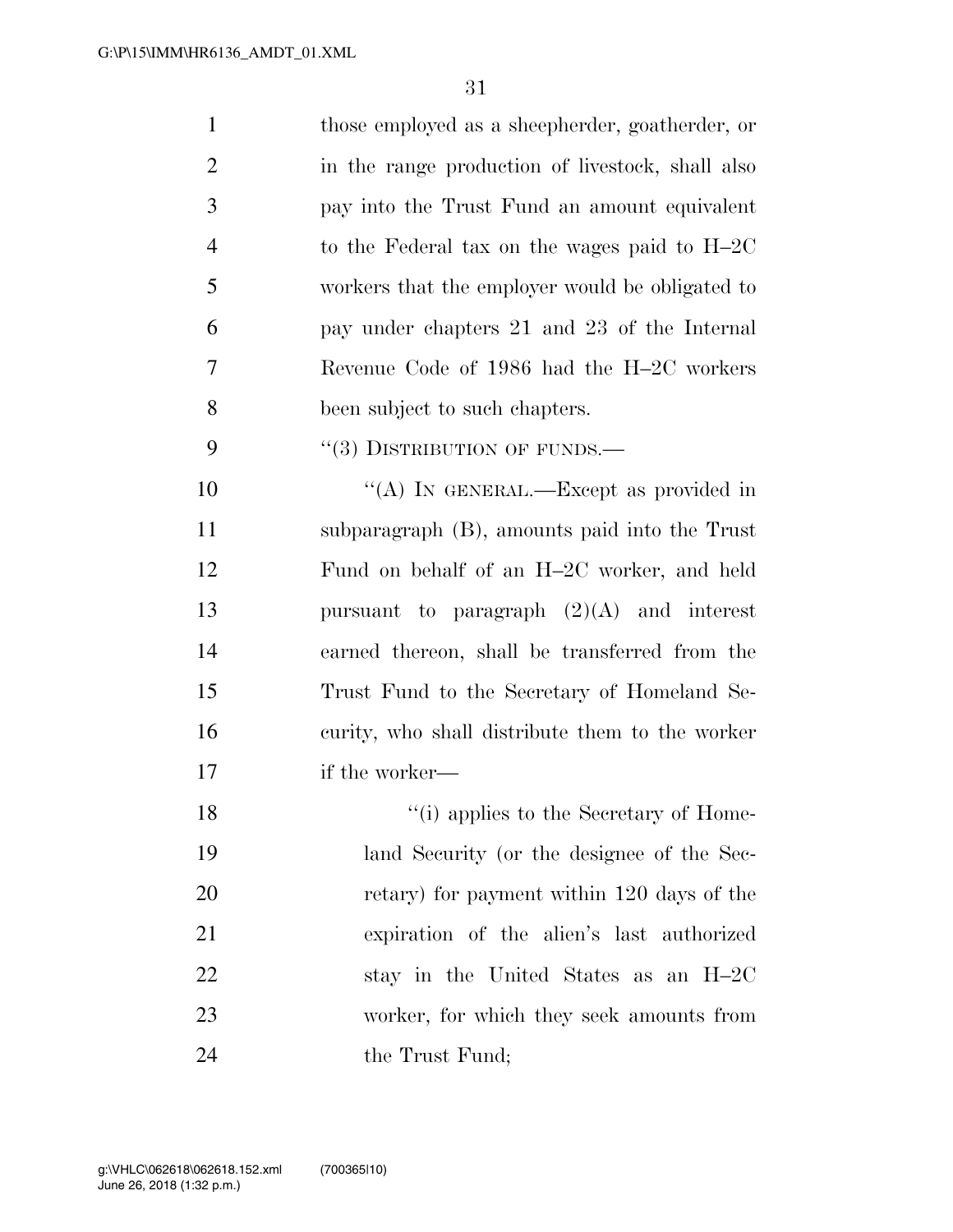those employed as a sheepherder, goatherder, or in the range production of livestock, shall also pay into the Trust Fund an amount equivalent to the Federal tax on the wages paid to H–2C workers that the employer would be obligated to pay under chapters 21 and 23 of the Internal Revenue Code of 1986 had the H–2C workers been subject to such chapters.

"(3) DISTRIBUTION OF FUNDS.—

"(A) IN GENERAL.—Except as provided in subparagraph (B), amounts paid into the Trust Fund on behalf of an H–2C worker, and held pursuant to paragraph (2)(A) and interest earned thereon, shall be transferred from the Trust Fund to the Secretary of Homeland Security, who shall distribute them to the worker if the worker—

"(i) applies to the Secretary of Homeland Security (or the designee of the Secretary) for payment within 120 days of the expiration of the alien's last authorized stay in the United States as an H–2C worker, for which they seek amounts from the Trust Fund;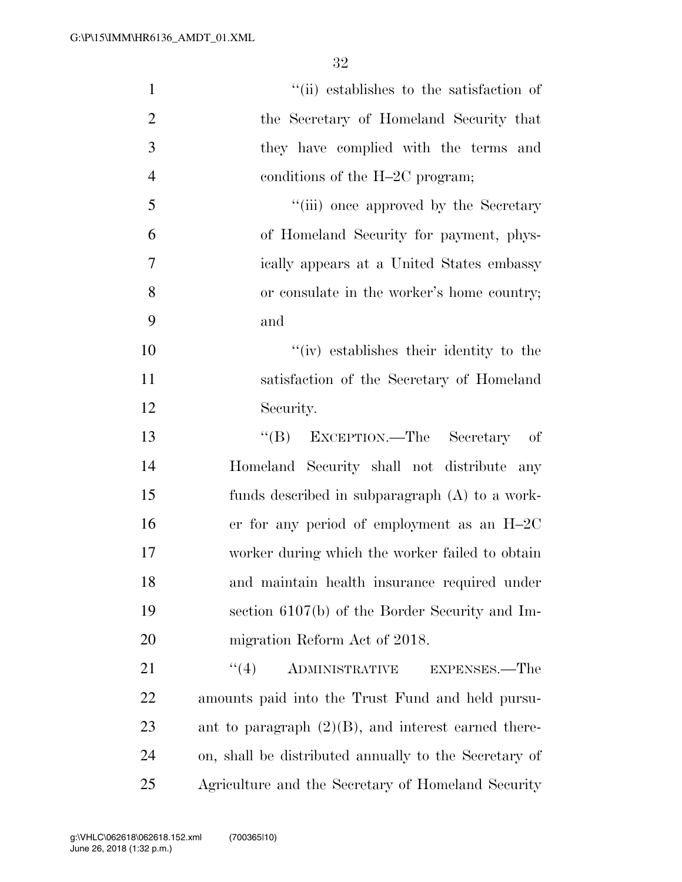''(ii) establishes to the satisfaction of the Secretary of Homeland Security that they have complied with the terms and conditions of the H–2C program;

''(iii) once approved by the Secretary of Homeland Security for payment, physically appears at a United States embassy or consulate in the worker's home country; and

''(iv) establishes their identity to the satisfaction of the Secretary of Homeland Security.

''(B) EXCEPTION.—The Secretary of Homeland Security shall not distribute any funds described in subparagraph (A) to a worker for any period of employment as an H–2C worker during which the worker failed to obtain and maintain health insurance required under section 6107(b) of the Border Security and Immigration Reform Act of 2018.

''(4) ADMINISTRATIVE EXPENSES.—The amounts paid into the Trust Fund and held pursuant to paragraph (2)(B), and interest earned thereon, shall be distributed annually to the Secretary of Agriculture and the Secretary of Homeland Security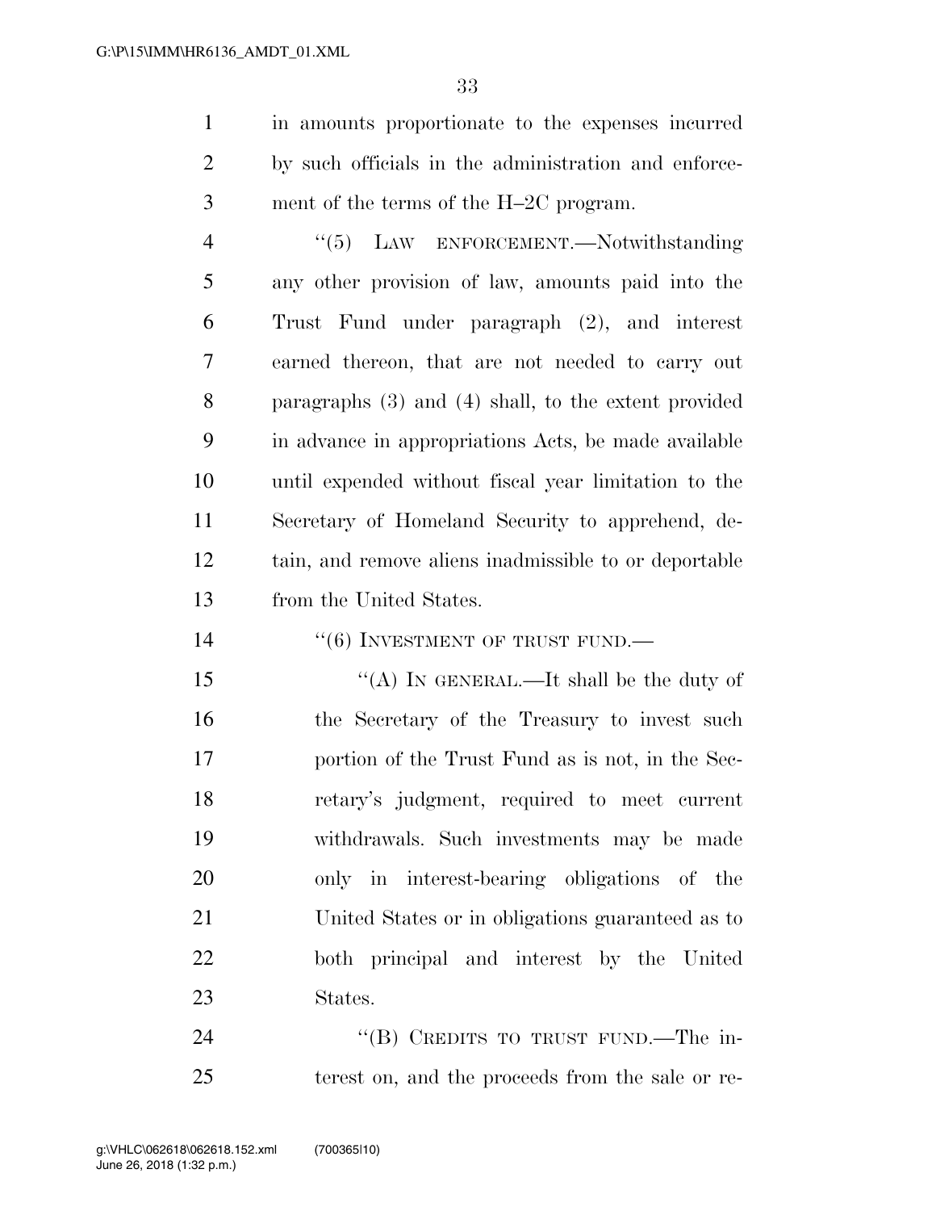in amounts proportionate to the expenses incurred by such officials in the administration and enforcement of the terms of the H–2C program.

"(5) LAW ENFORCEMENT.—Notwithstanding any other provision of law, amounts paid into the Trust Fund under paragraph (2), and interest earned thereon, that are not needed to carry out paragraphs (3) and (4) shall, to the extent provided in advance in appropriations Acts, be made available until expended without fiscal year limitation to the Secretary of Homeland Security to apprehend, detain, and remove aliens inadmissible to or deportable from the United States.

"(6) INVESTMENT OF TRUST FUND.—

"(A) IN GENERAL.—It shall be the duty of the Secretary of the Treasury to invest such portion of the Trust Fund as is not, in the Secretary's judgment, required to meet current withdrawals. Such investments may be made only in interest-bearing obligations of the United States or in obligations guaranteed as to both principal and interest by the United States.

"(B) CREDITS TO TRUST FUND.—The interest on, and the proceeds from the sale or re-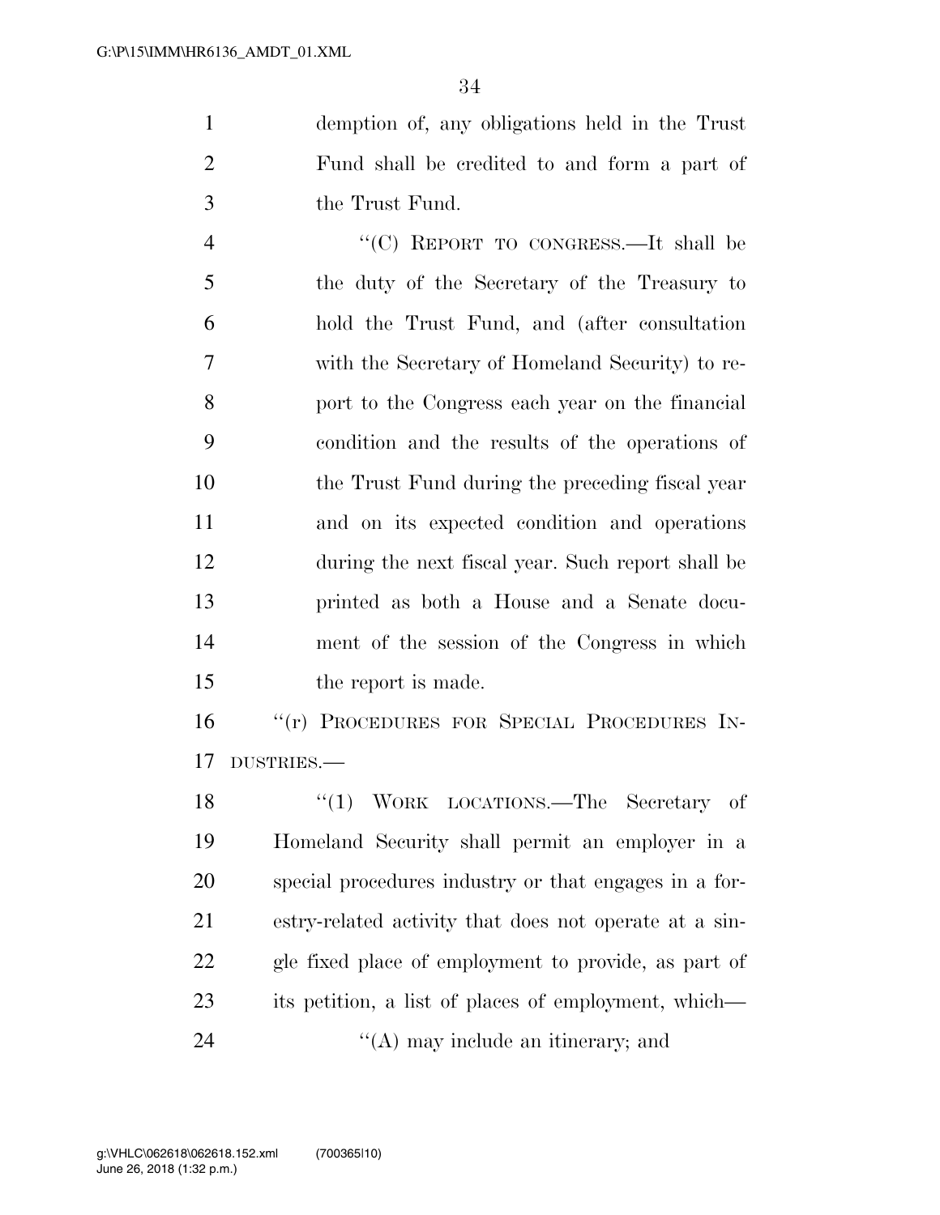demption of, any obligations held in the Trust Fund shall be credited to and form a part of the Trust Fund.

"(C) REPORT TO CONGRESS.—It shall be the duty of the Secretary of the Treasury to hold the Trust Fund, and (after consultation with the Secretary of Homeland Security) to report to the Congress each year on the financial condition and the results of the operations of the Trust Fund during the preceding fiscal year and on its expected condition and operations during the next fiscal year. Such report shall be printed as both a House and a Senate document of the session of the Congress in which the report is made.

"(r) PROCEDURES FOR SPECIAL PROCEDURES INDUSTRIES.—

"(1) WORK LOCATIONS.—The Secretary of Homeland Security shall permit an employer in a special procedures industry or that engages in a forestry-related activity that does not operate at a single fixed place of employment to provide, as part of its petition, a list of places of employment, which—

"(A) may include an itinerary; and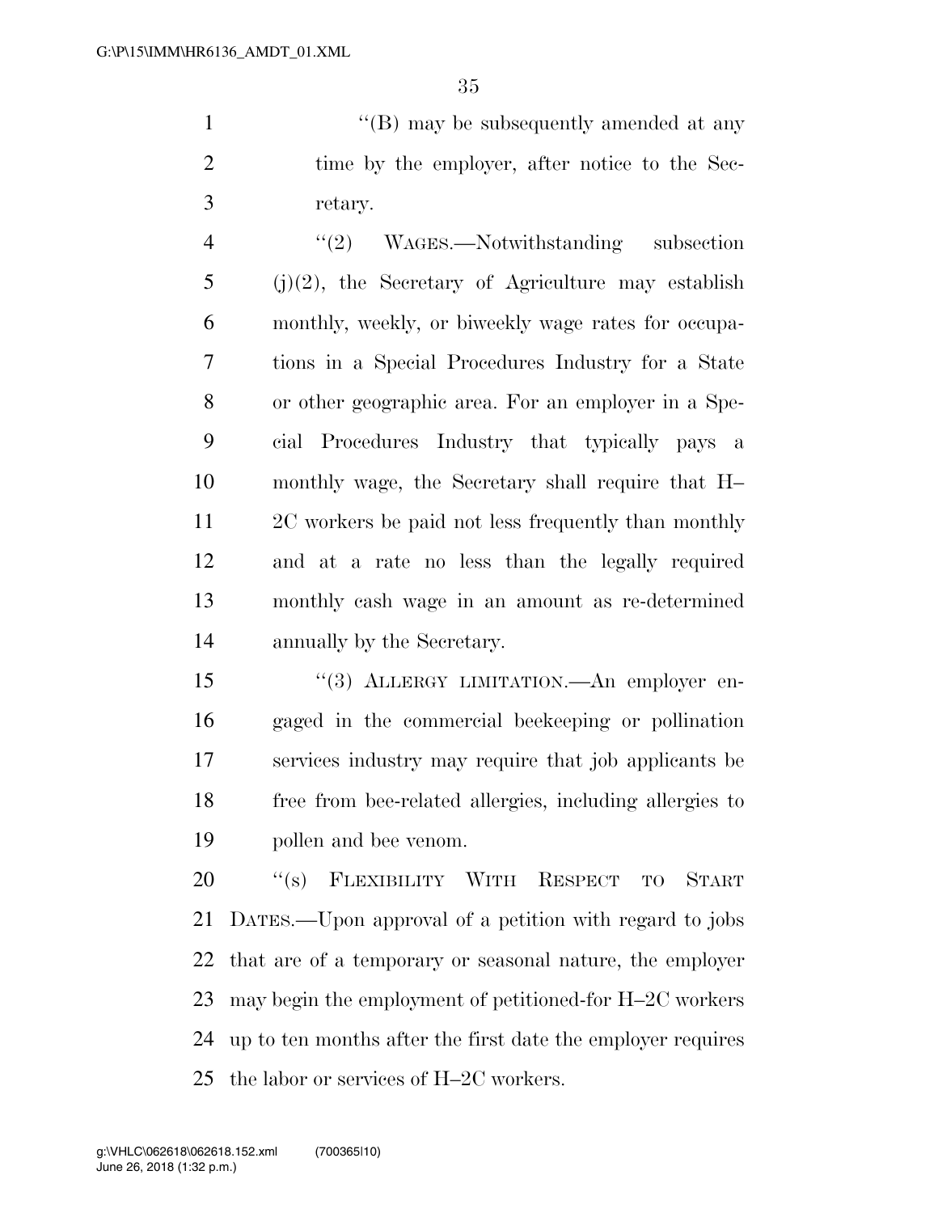"(B) may be subsequently amended at any time by the employer, after notice to the Secretary.

"(2) WAGES.—Notwithstanding subsection (j)(2), the Secretary of Agriculture may establish monthly, weekly, or biweekly wage rates for occupations in a Special Procedures Industry for a State or other geographic area. For an employer in a Special Procedures Industry that typically pays a monthly wage, the Secretary shall require that H–2C workers be paid not less frequently than monthly and at a rate no less than the legally required monthly cash wage in an amount as re-determined annually by the Secretary.

"(3) ALLERGY LIMITATION.—An employer engaged in the commercial beekeeping or pollination services industry may require that job applicants be free from bee-related allergies, including allergies to pollen and bee venom.

"(s) FLEXIBILITY WITH RESPECT TO START DATES.—Upon approval of a petition with regard to jobs that are of a temporary or seasonal nature, the employer may begin the employment of petitioned-for H–2C workers up to ten months after the first date the employer requires the labor or services of H–2C workers.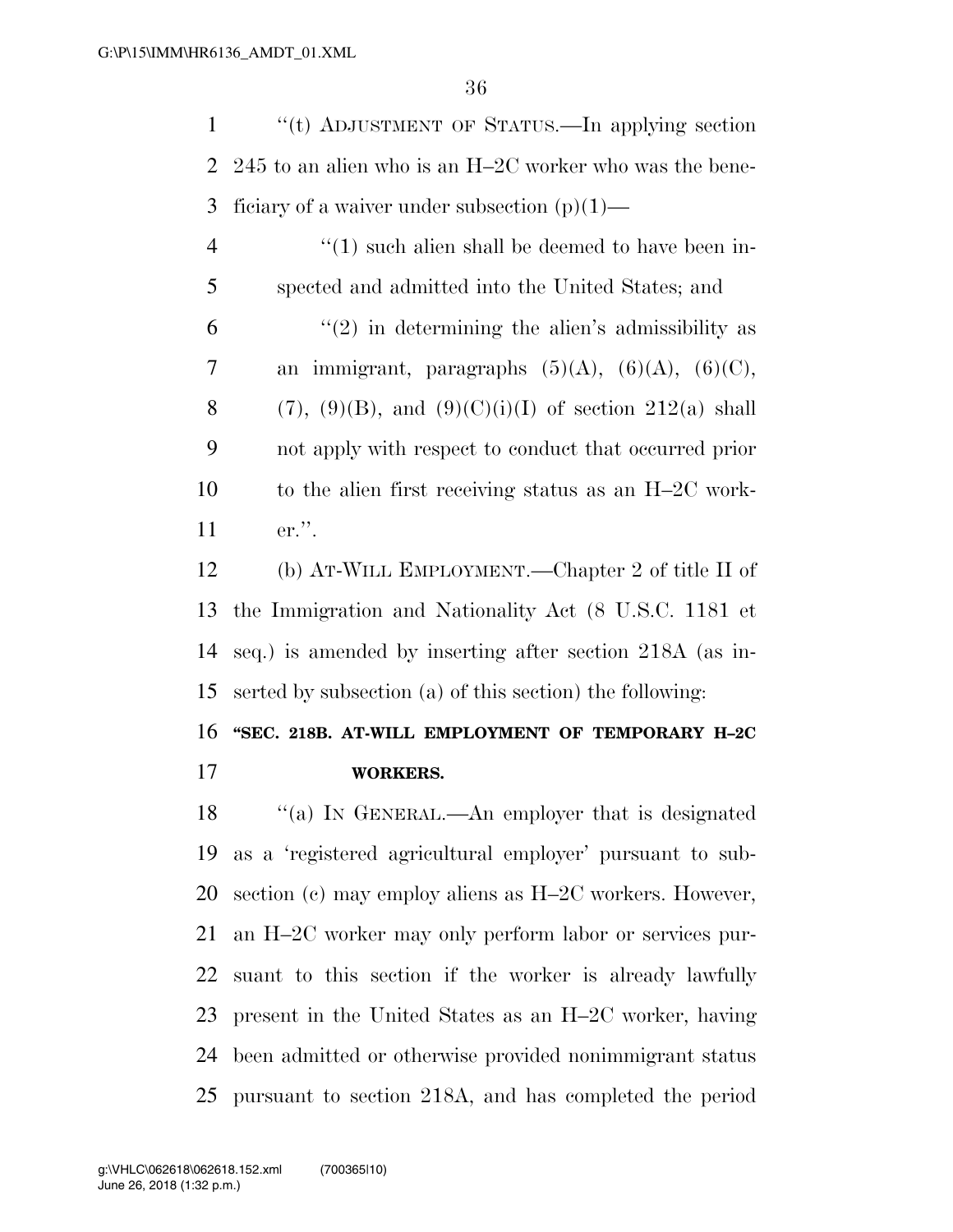"(t) ADJUSTMENT OF STATUS.—In applying section 245 to an alien who is an H–2C worker who was the beneficiary of a waiver under subsection (p)(1)—

"(1) such alien shall be deemed to have been inspected and admitted into the United States; and

"(2) in determining the alien's admissibility as an immigrant, paragraphs (5)(A), (6)(A), (6)(C), (7), (9)(B), and (9)(C)(i)(I) of section 212(a) shall not apply with respect to conduct that occurred prior to the alien first receiving status as an H–2C worker.".

(b) AT-WILL EMPLOYMENT.—Chapter 2 of title II of the Immigration and Nationality Act (8 U.S.C. 1181 et seq.) is amended by inserting after section 218A (as inserted by subsection (a) of this section) the following:

**"SEC. 218B. AT-WILL EMPLOYMENT OF TEMPORARY H–2C WORKERS.**

"(a) IN GENERAL.—An employer that is designated as a 'registered agricultural employer' pursuant to subsection (c) may employ aliens as H–2C workers. However, an H–2C worker may only perform labor or services pursuant to this section if the worker is already lawfully present in the United States as an H–2C worker, having been admitted or otherwise provided nonimmigrant status pursuant to section 218A, and has completed the period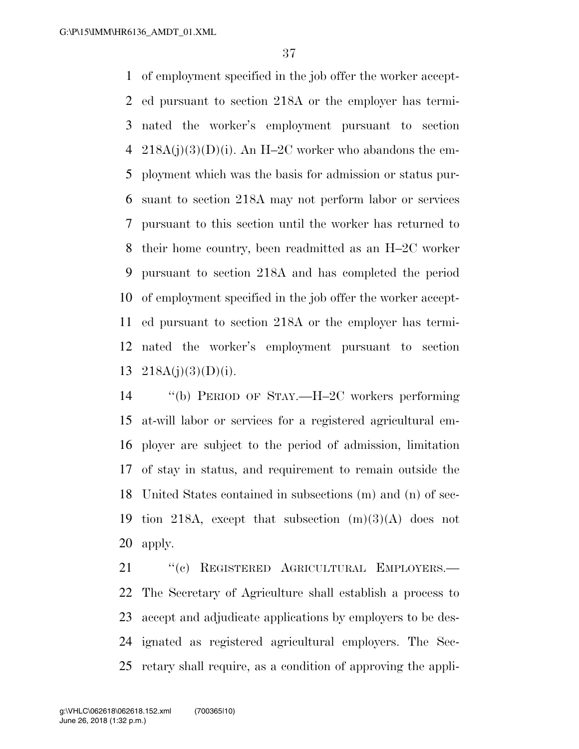of employment specified in the job offer the worker accepted pursuant to section 218A or the employer has terminated the worker's employment pursuant to section 218A(j)(3)(D)(i). An H–2C worker who abandons the employment which was the basis for admission or status pursuant to section 218A may not perform labor or services pursuant to this section until the worker has returned to their home country, been readmitted as an H–2C worker pursuant to section 218A and has completed the period of employment specified in the job offer the worker accepted pursuant to section 218A or the employer has terminated the worker's employment pursuant to section 218A(j)(3)(D)(i).

"(b) PERIOD OF STAY.—H–2C workers performing at-will labor or services for a registered agricultural employer are subject to the period of admission, limitation of stay in status, and requirement to remain outside the United States contained in subsections (m) and (n) of section 218A, except that subsection (m)(3)(A) does not apply.

"(c) REGISTERED AGRICULTURAL EMPLOYERS.—The Secretary of Agriculture shall establish a process to accept and adjudicate applications by employers to be designated as registered agricultural employers. The Secretary shall require, as a condition of approving the appli-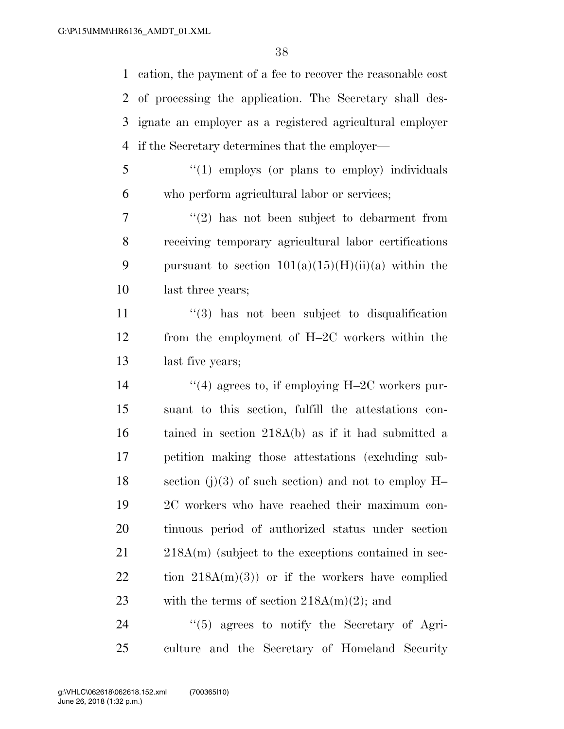cation, the payment of a fee to recover the reasonable cost of processing the application. The Secretary shall designate an employer as a registered agricultural employer if the Secretary determines that the employer—

''(1) employs (or plans to employ) individuals who perform agricultural labor or services;

''(2) has not been subject to debarment from receiving temporary agricultural labor certifications pursuant to section 101(a)(15)(H)(ii)(a) within the last three years;

''(3) has not been subject to disqualification from the employment of H–2C workers within the last five years;

''(4) agrees to, if employing H–2C workers pursuant to this section, fulfill the attestations contained in section 218A(b) as if it had submitted a petition making those attestations (excluding subsection (j)(3) of such section) and not to employ H–2C workers who have reached their maximum continuous period of authorized status under section 218A(m) (subject to the exceptions contained in section 218A(m)(3)) or if the workers have complied with the terms of section 218A(m)(2); and

''(5) agrees to notify the Secretary of Agriculture and the Secretary of Homeland Security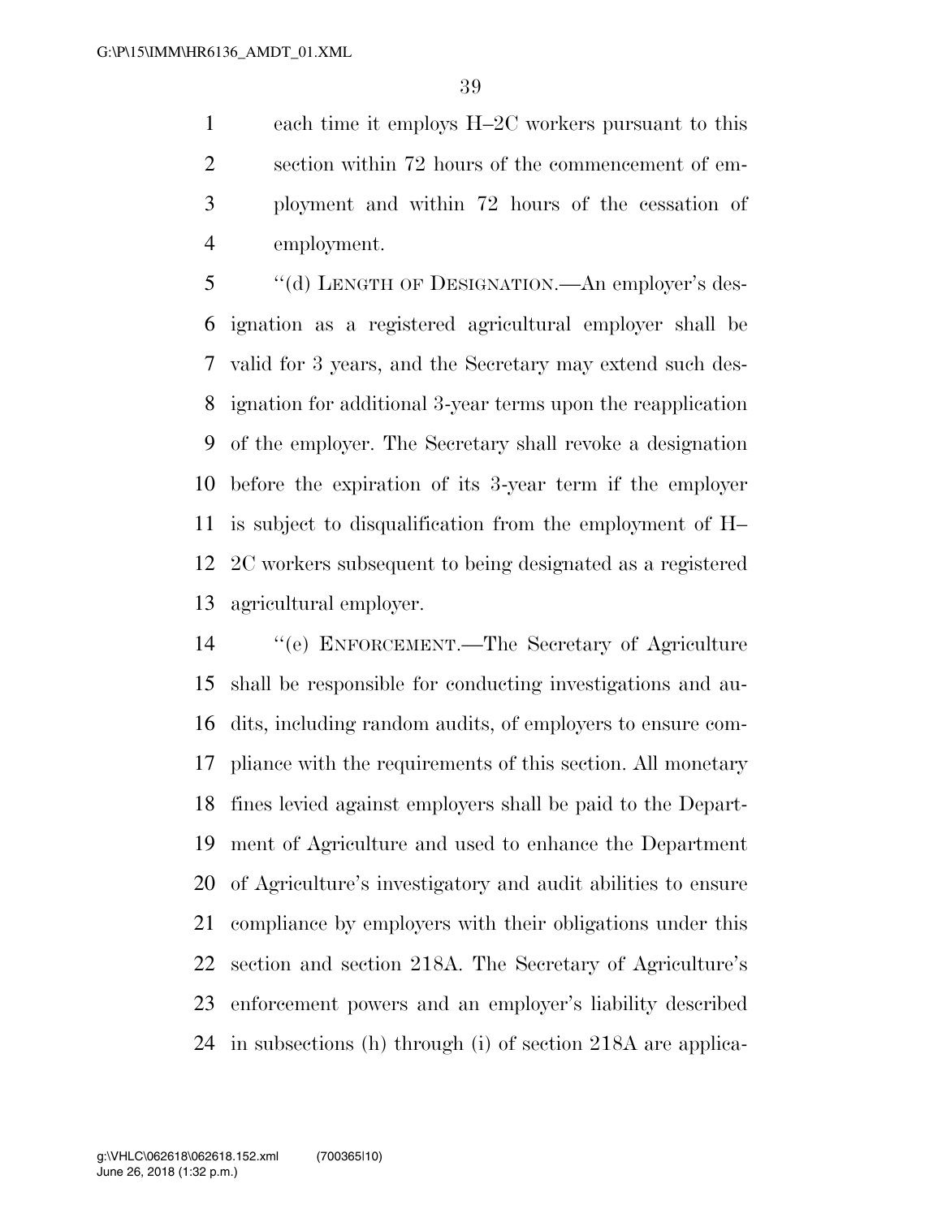each time it employs H–2C workers pursuant to this section within 72 hours of the commencement of employment and within 72 hours of the cessation of employment.

"(d) LENGTH OF DESIGNATION.—An employer's designation as a registered agricultural employer shall be valid for 3 years, and the Secretary may extend such designation for additional 3-year terms upon the reapplication of the employer. The Secretary shall revoke a designation before the expiration of its 3-year term if the employer is subject to disqualification from the employment of H–2C workers subsequent to being designated as a registered agricultural employer.

"(e) ENFORCEMENT.—The Secretary of Agriculture shall be responsible for conducting investigations and audits, including random audits, of employers to ensure compliance with the requirements of this section. All monetary fines levied against employers shall be paid to the Department of Agriculture and used to enhance the Department of Agriculture's investigatory and audit abilities to ensure compliance by employers with their obligations under this section and section 218A. The Secretary of Agriculture's enforcement powers and an employer's liability described in subsections (h) through (i) of section 218A are applica-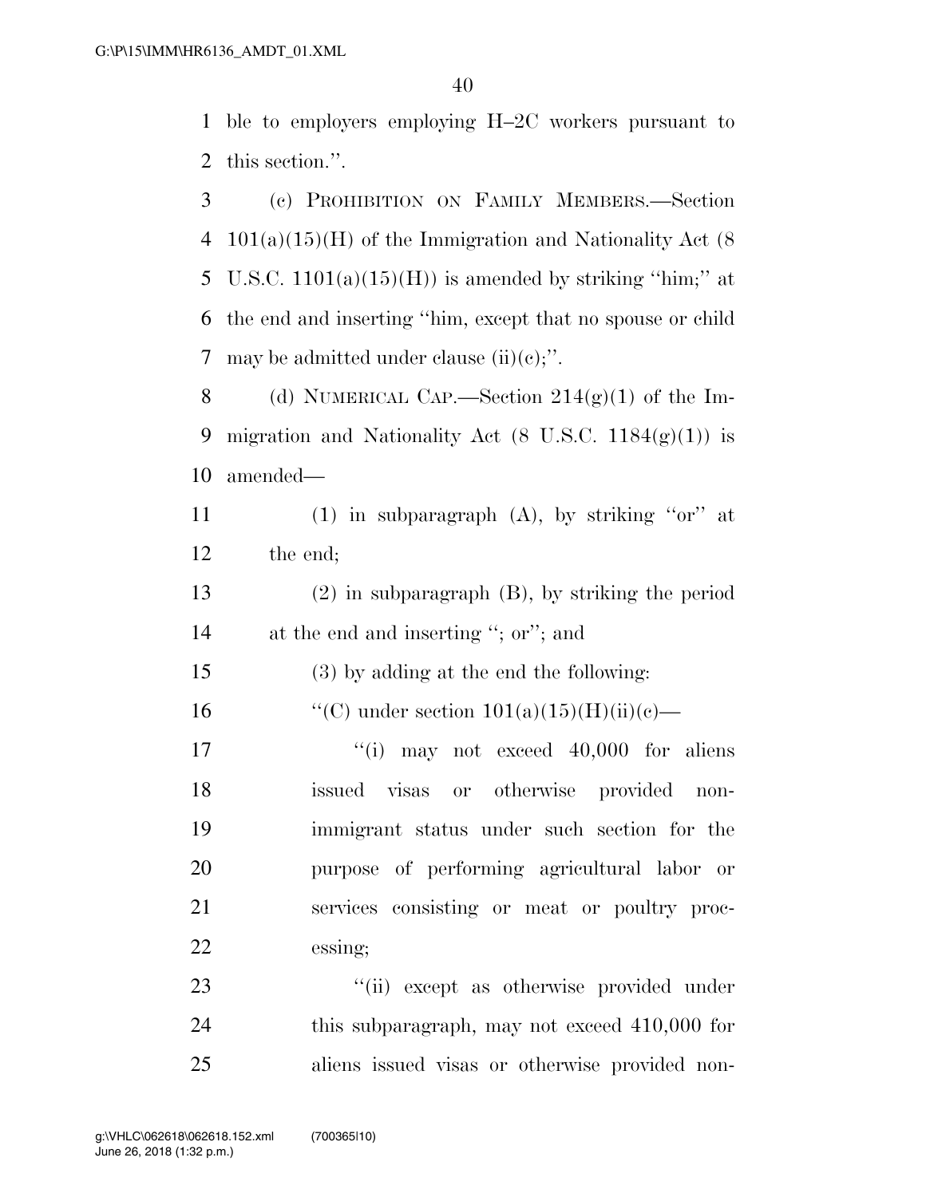ble to employers employing H–2C workers pursuant to this section.''.

(c) PROHIBITION ON FAMILY MEMBERS.—Section 101(a)(15)(H) of the Immigration and Nationality Act (8 U.S.C. 1101(a)(15)(H)) is amended by striking ''him;'' at the end and inserting ''him, except that no spouse or child may be admitted under clause (ii)(c);''.

(d) NUMERICAL CAP.—Section 214(g)(1) of the Immigration and Nationality Act (8 U.S.C. 1184(g)(1)) is amended—

(1) in subparagraph (A), by striking ''or'' at the end;

(2) in subparagraph (B), by striking the period at the end and inserting ''; or''; and

(3) by adding at the end the following:

''(C) under section 101(a)(15)(H)(ii)(c)—

''(i) may not exceed 40,000 for aliens issued visas or otherwise provided nonimmigrant status under such section for the purpose of performing agricultural labor or services consisting or meat or poultry processing;

''(ii) except as otherwise provided under this subparagraph, may not exceed 410,000 for aliens issued visas or otherwise provided non-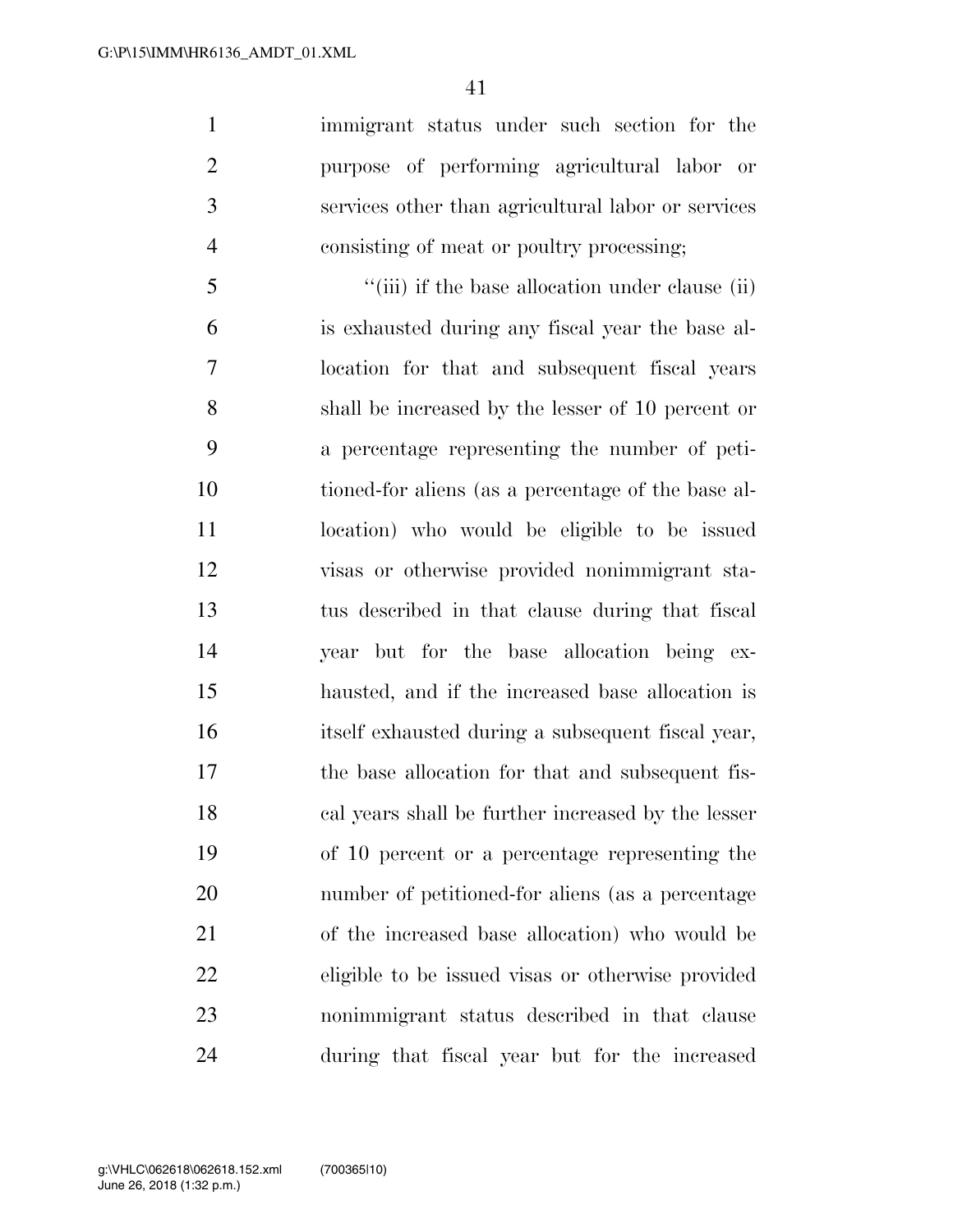immigrant status under such section for the purpose of performing agricultural labor or services other than agricultural labor or services consisting of meat or poultry processing;

"(iii) if the base allocation under clause (ii) is exhausted during any fiscal year the base allocation for that and subsequent fiscal years shall be increased by the lesser of 10 percent or a percentage representing the number of petitioned-for aliens (as a percentage of the base allocation) who would be eligible to be issued visas or otherwise provided nonimmigrant status described in that clause during that fiscal year but for the base allocation being exhausted, and if the increased base allocation is itself exhausted during a subsequent fiscal year, the base allocation for that and subsequent fiscal years shall be further increased by the lesser of 10 percent or a percentage representing the number of petitioned-for aliens (as a percentage of the increased base allocation) who would be eligible to be issued visas or otherwise provided nonimmigrant status described in that clause during that fiscal year but for the increased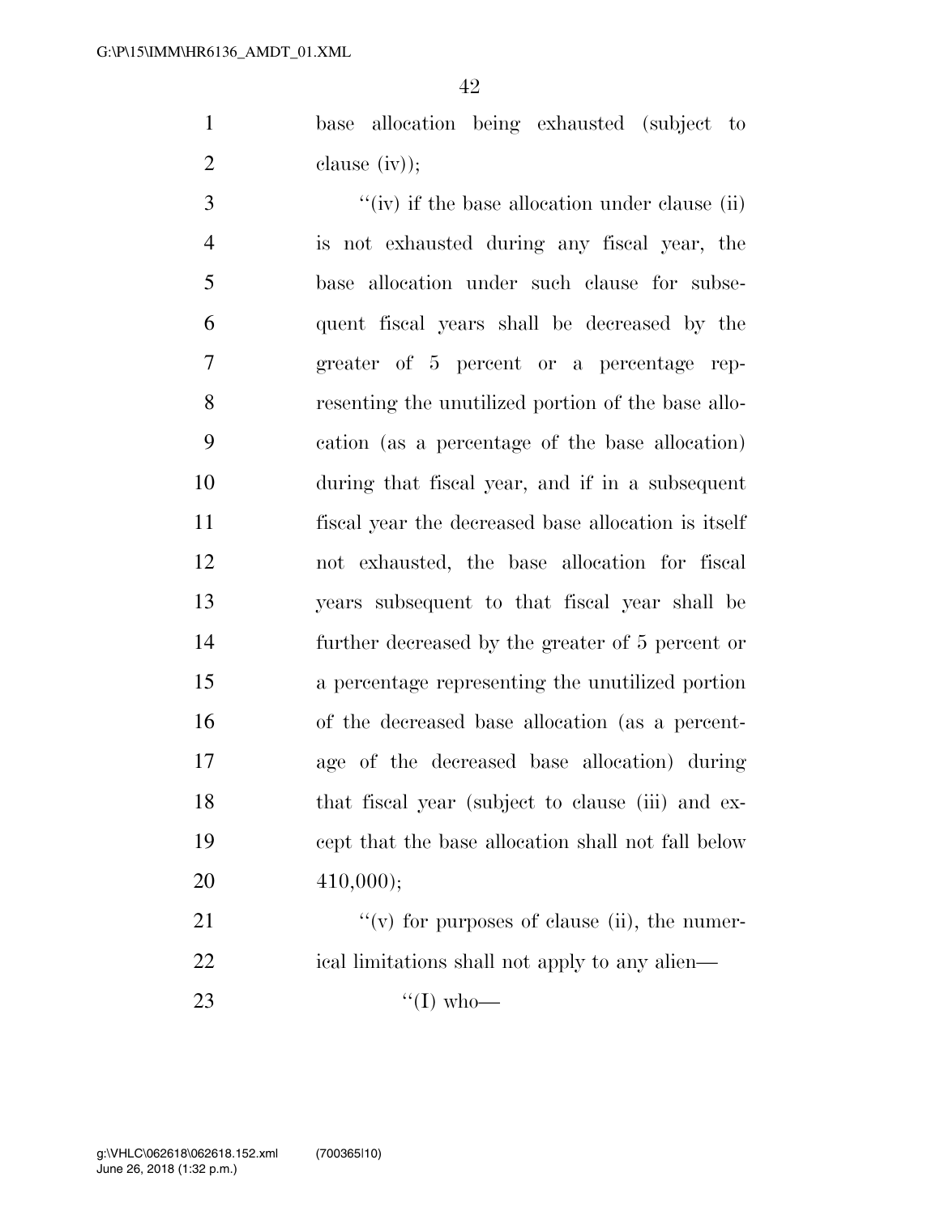base allocation being exhausted (subject to clause (iv));

''(iv) if the base allocation under clause (ii) is not exhausted during any fiscal year, the base allocation under such clause for subsequent fiscal years shall be decreased by the greater of 5 percent or a percentage representing the unutilized portion of the base allocation (as a percentage of the base allocation) during that fiscal year, and if in a subsequent fiscal year the decreased base allocation is itself not exhausted, the base allocation for fiscal years subsequent to that fiscal year shall be further decreased by the greater of 5 percent or a percentage representing the unutilized portion of the decreased base allocation (as a percentage of the decreased base allocation) during that fiscal year (subject to clause (iii) and except that the base allocation shall not fall below 410,000);

''(v) for purposes of clause (ii), the numerical limitations shall not apply to any alien—

''(I) who—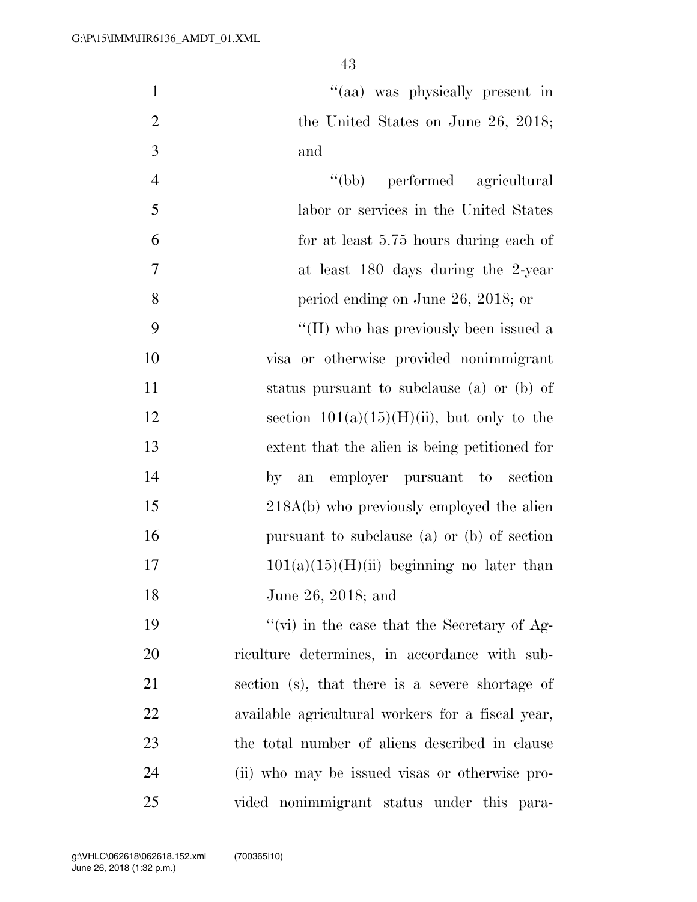"(aa) was physically present in the United States on June 26, 2018; and

"(bb) performed agricultural labor or services in the United States for at least 5.75 hours during each of at least 180 days during the 2-year period ending on June 26, 2018; or

"(II) who has previously been issued a visa or otherwise provided nonimmigrant status pursuant to subclause (a) or (b) of section 101(a)(15)(H)(ii), but only to the extent that the alien is being petitioned for by an employer pursuant to section 218A(b) who previously employed the alien pursuant to subclause (a) or (b) of section 101(a)(15)(H)(ii) beginning no later than June 26, 2018; and

"(vi) in the case that the Secretary of Agriculture determines, in accordance with subsection (s), that there is a severe shortage of available agricultural workers for a fiscal year, the total number of aliens described in clause (ii) who may be issued visas or otherwise provided nonimmigrant status under this para-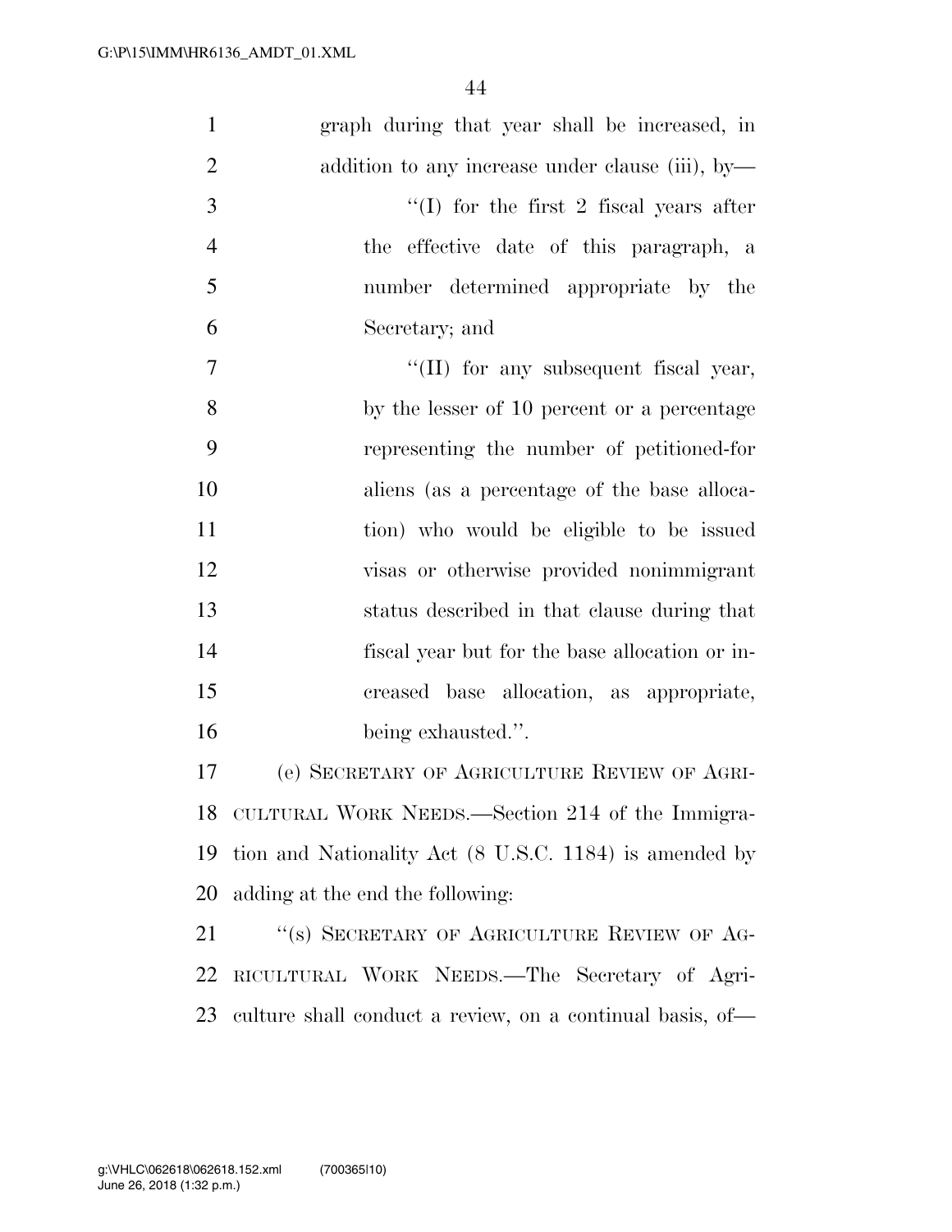graph during that year shall be increased, in addition to any increase under clause (iii), by—

''(I) for the first 2 fiscal years after the effective date of this paragraph, a number determined appropriate by the Secretary; and

''(II) for any subsequent fiscal year, by the lesser of 10 percent or a percentage representing the number of petitioned-for aliens (as a percentage of the base allocation) who would be eligible to be issued visas or otherwise provided nonimmigrant status described in that clause during that fiscal year but for the base allocation or increased base allocation, as appropriate, being exhausted.''.

(e) SECRETARY OF AGRICULTURE REVIEW OF AGRICULTURAL WORK NEEDS.—Section 214 of the Immigration and Nationality Act (8 U.S.C. 1184) is amended by adding at the end the following:

''(s) SECRETARY OF AGRICULTURE REVIEW OF AGRICULTURAL WORK NEEDS.—The Secretary of Agriculture shall conduct a review, on a continual basis, of—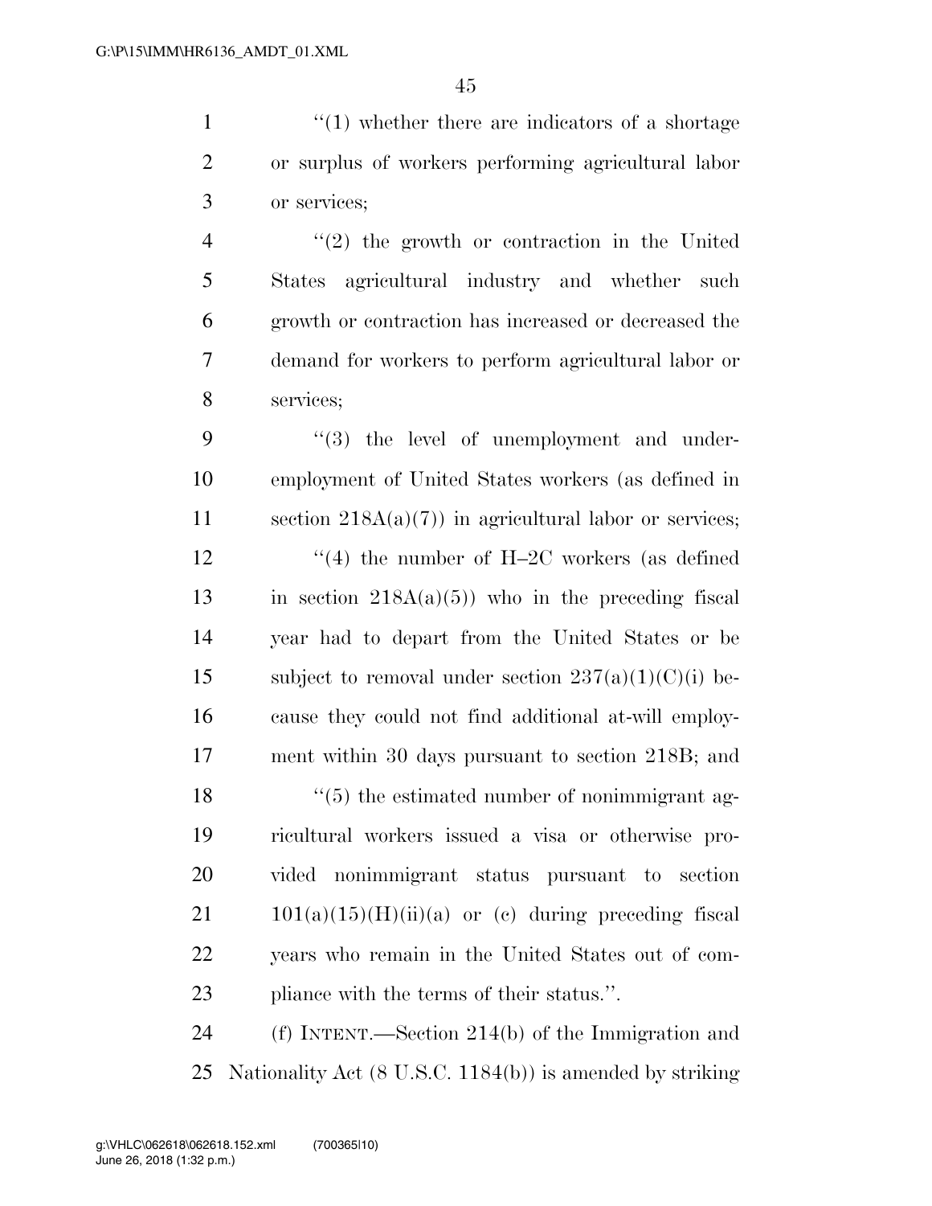''(1) whether there are indicators of a shortage or surplus of workers performing agricultural labor or services;

''(2) the growth or contraction in the United States agricultural industry and whether such growth or contraction has increased or decreased the demand for workers to perform agricultural labor or services;

''(3) the level of unemployment and underemployment of United States workers (as defined in section 218A(a)(7)) in agricultural labor or services;

''(4) the number of H–2C workers (as defined in section 218A(a)(5)) who in the preceding fiscal year had to depart from the United States or be subject to removal under section 237(a)(1)(C)(i) because they could not find additional at-will employment within 30 days pursuant to section 218B; and

''(5) the estimated number of nonimmigrant agricultural workers issued a visa or otherwise provided nonimmigrant status pursuant to section 101(a)(15)(H)(ii)(a) or (c) during preceding fiscal years who remain in the United States out of compliance with the terms of their status.''.

(f) INTENT.—Section 214(b) of the Immigration and Nationality Act (8 U.S.C. 1184(b)) is amended by striking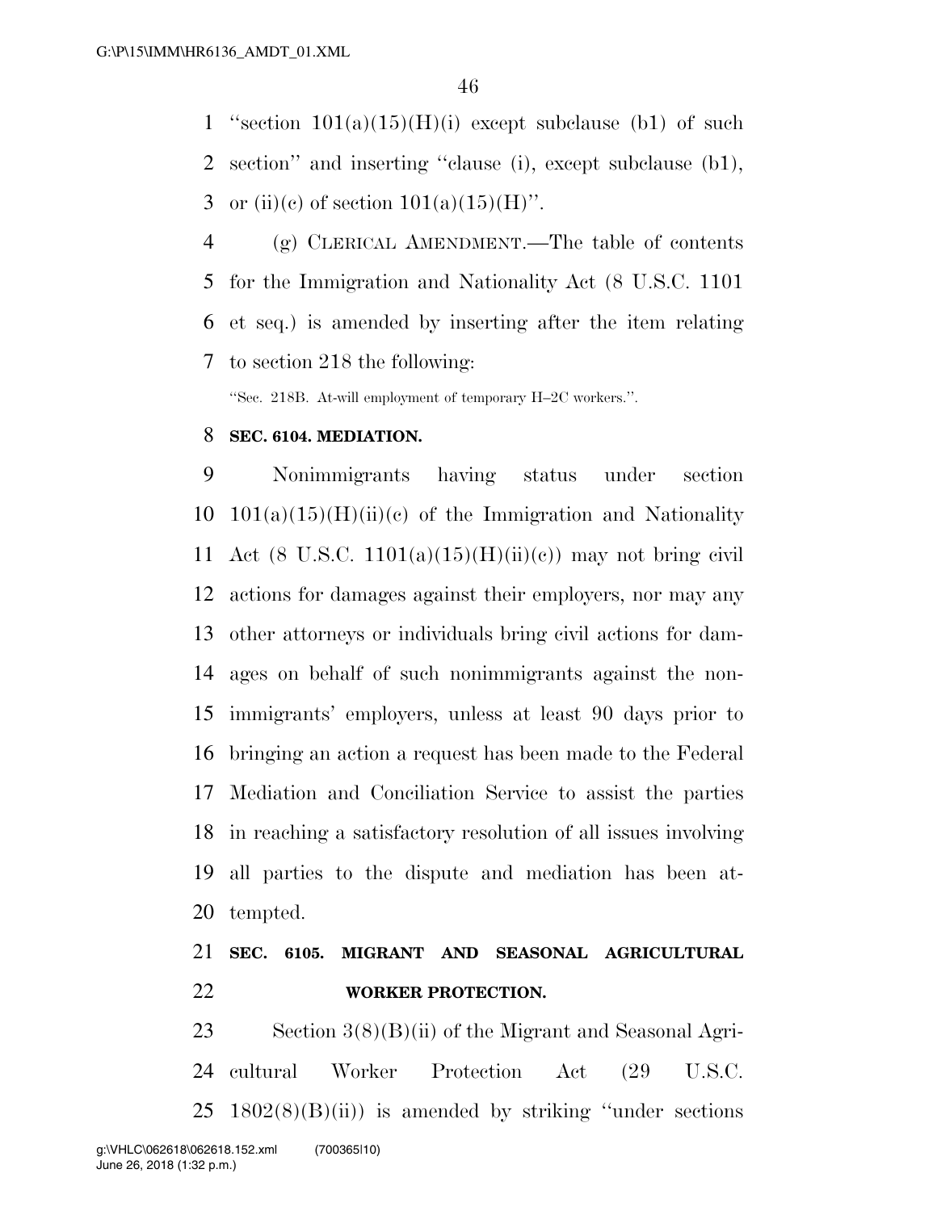"section 101(a)(15)(H)(i) except subclause (b1) of such section" and inserting "clause (i), except subclause (b1), or (ii)(c) of section 101(a)(15)(H)".

(g) CLERICAL AMENDMENT.—The table of contents for the Immigration and Nationality Act (8 U.S.C. 1101 et seq.) is amended by inserting after the item relating to section 218 the following:

"Sec. 218B. At-will employment of temporary H–2C workers.".

**SEC. 6104. MEDIATION.**

Nonimmigrants having status under section 101(a)(15)(H)(ii)(c) of the Immigration and Nationality Act (8 U.S.C. 1101(a)(15)(H)(ii)(c)) may not bring civil actions for damages against their employers, nor may any other attorneys or individuals bring civil actions for damages on behalf of such nonimmigrants against the nonimmigrants' employers, unless at least 90 days prior to bringing an action a request has been made to the Federal Mediation and Conciliation Service to assist the parties in reaching a satisfactory resolution of all issues involving all parties to the dispute and mediation has been attempted.

**SEC. 6105. MIGRANT AND SEASONAL AGRICULTURAL WORKER PROTECTION.**

Section 3(8)(B)(ii) of the Migrant and Seasonal Agricultural Worker Protection Act (29 U.S.C. 1802(8)(B)(ii)) is amended by striking "under sections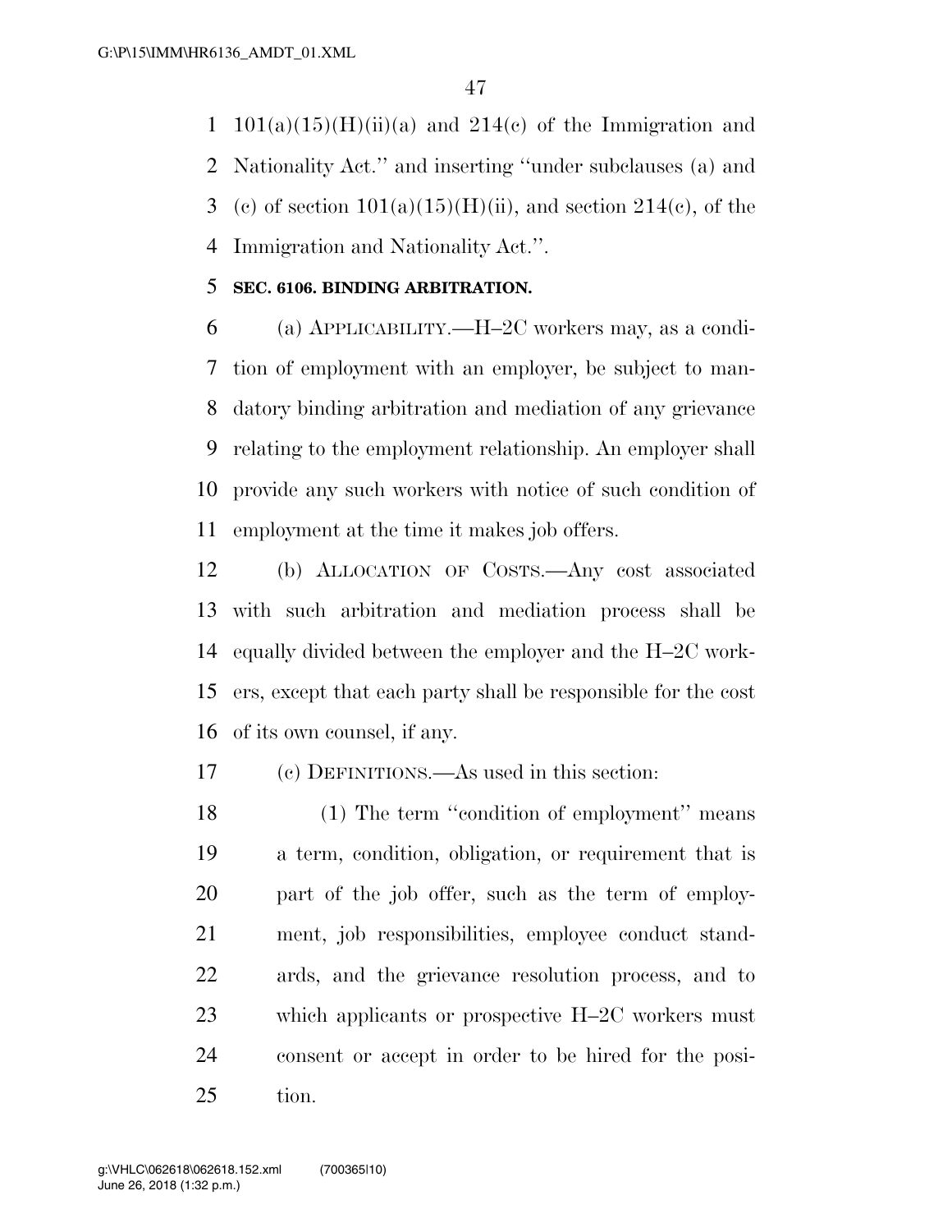101(a)(15)(H)(ii)(a) and 214(c) of the Immigration and Nationality Act.'' and inserting ''under subclauses (a) and (c) of section 101(a)(15)(H)(ii), and section 214(c), of the Immigration and Nationality Act.''.

**SEC. 6106. BINDING ARBITRATION.**

(a) APPLICABILITY.—H–2C workers may, as a condition of employment with an employer, be subject to mandatory binding arbitration and mediation of any grievance relating to the employment relationship. An employer shall provide any such workers with notice of such condition of employment at the time it makes job offers.

(b) ALLOCATION OF COSTS.—Any cost associated with such arbitration and mediation process shall be equally divided between the employer and the H–2C workers, except that each party shall be responsible for the cost of its own counsel, if any.

(c) DEFINITIONS.—As used in this section:

(1) The term ''condition of employment'' means a term, condition, obligation, or requirement that is part of the job offer, such as the term of employment, job responsibilities, employee conduct standards, and the grievance resolution process, and to which applicants or prospective H–2C workers must consent or accept in order to be hired for the position.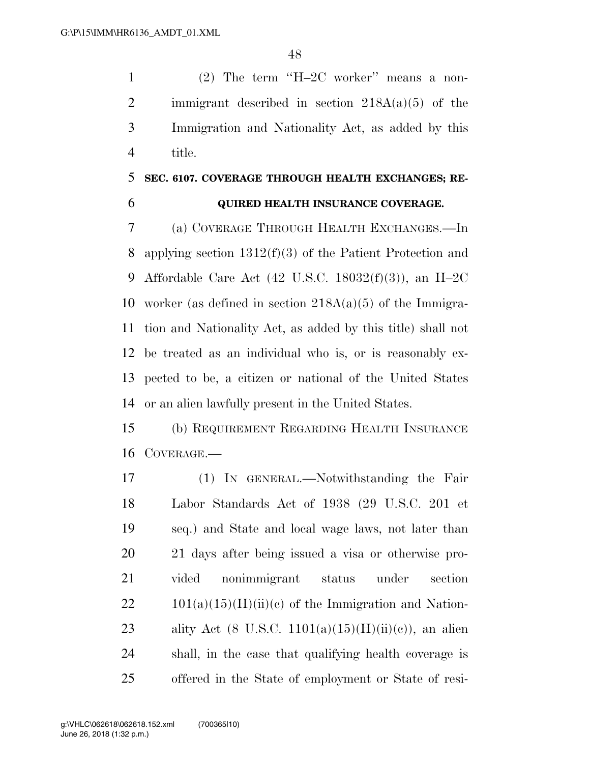(2) The term ''H–2C worker'' means a nonimmigrant described in section 218A(a)(5) of the Immigration and Nationality Act, as added by this title.

## SEC. 6107. COVERAGE THROUGH HEALTH EXCHANGES; REQUIRED HEALTH INSURANCE COVERAGE.

(a) COVERAGE THROUGH HEALTH EXCHANGES.—In applying section 1312(f)(3) of the Patient Protection and Affordable Care Act (42 U.S.C. 18032(f)(3)), an H–2C worker (as defined in section 218A(a)(5) of the Immigration and Nationality Act, as added by this title) shall not be treated as an individual who is, or is reasonably expected to be, a citizen or national of the United States or an alien lawfully present in the United States.

(b) REQUIREMENT REGARDING HEALTH INSURANCE COVERAGE.—

(1) IN GENERAL.—Notwithstanding the Fair Labor Standards Act of 1938 (29 U.S.C. 201 et seq.) and State and local wage laws, not later than 21 days after being issued a visa or otherwise provided nonimmigrant status under section 101(a)(15)(H)(ii)(c) of the Immigration and Nationality Act (8 U.S.C. 1101(a)(15)(H)(ii)(c)), an alien shall, in the case that qualifying health coverage is offered in the State of employment or State of resi-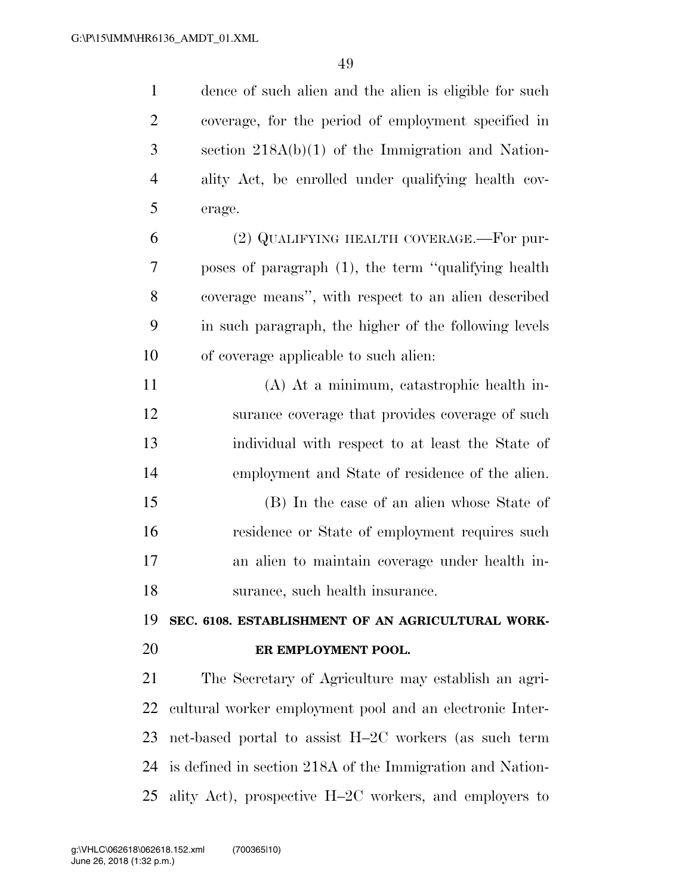dence of such alien and the alien is eligible for such coverage, for the period of employment specified in section 218A(b)(1) of the Immigration and Nationality Act, be enrolled under qualifying health coverage.

(2) QUALIFYING HEALTH COVERAGE.—For purposes of paragraph (1), the term ''qualifying health coverage means'', with respect to an alien described in such paragraph, the higher of the following levels of coverage applicable to such alien:

(A) At a minimum, catastrophic health insurance coverage that provides coverage of such individual with respect to at least the State of employment and State of residence of the alien.

(B) In the case of an alien whose State of residence or State of employment requires such an alien to maintain coverage under health insurance, such health insurance.

**SEC. 6108. ESTABLISHMENT OF AN AGRICULTURAL WORKER EMPLOYMENT POOL.**

The Secretary of Agriculture may establish an agricultural worker employment pool and an electronic Internet-based portal to assist H–2C workers (as such term is defined in section 218A of the Immigration and Nationality Act), prospective H–2C workers, and employers to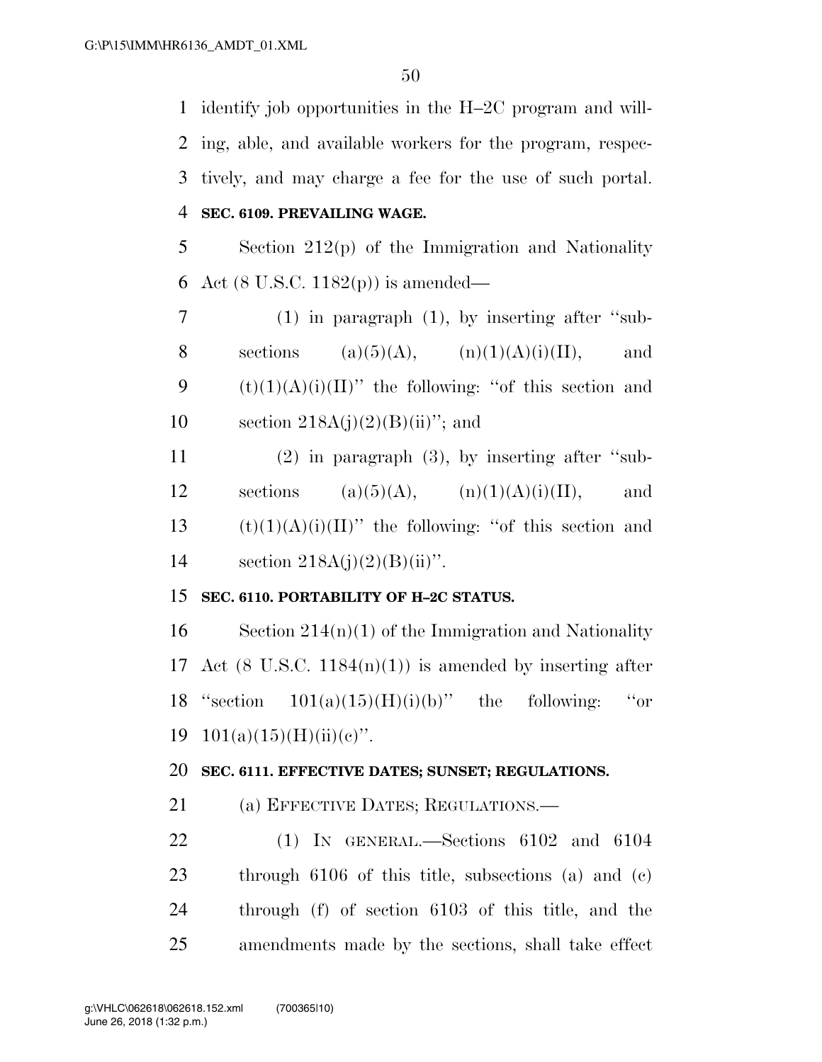identify job opportunities in the H–2C program and willing, able, and available workers for the program, respectively, and may charge a fee for the use of such portal.

**SEC. 6109. PREVAILING WAGE.**

Section 212(p) of the Immigration and Nationality Act (8 U.S.C. 1182(p)) is amended—

(1) in paragraph (1), by inserting after "subsections (a)(5)(A), (n)(1)(A)(i)(II), and (t)(1)(A)(i)(II)" the following: "of this section and section 218A(j)(2)(B)(ii)"; and

(2) in paragraph (3), by inserting after "subsections (a)(5)(A), (n)(1)(A)(i)(II), and (t)(1)(A)(i)(II)" the following: "of this section and section 218A(j)(2)(B)(ii)".

**SEC. 6110. PORTABILITY OF H–2C STATUS.**

Section 214(n)(1) of the Immigration and Nationality Act (8 U.S.C. 1184(n)(1)) is amended by inserting after "section 101(a)(15)(H)(i)(b)" the following: "or 101(a)(15)(H)(ii)(c)".

**SEC. 6111. EFFECTIVE DATES; SUNSET; REGULATIONS.**

(a) EFFECTIVE DATES; REGULATIONS.—

(1) IN GENERAL.—Sections 6102 and 6104 through 6106 of this title, subsections (a) and (c) through (f) of section 6103 of this title, and the amendments made by the sections, shall take effect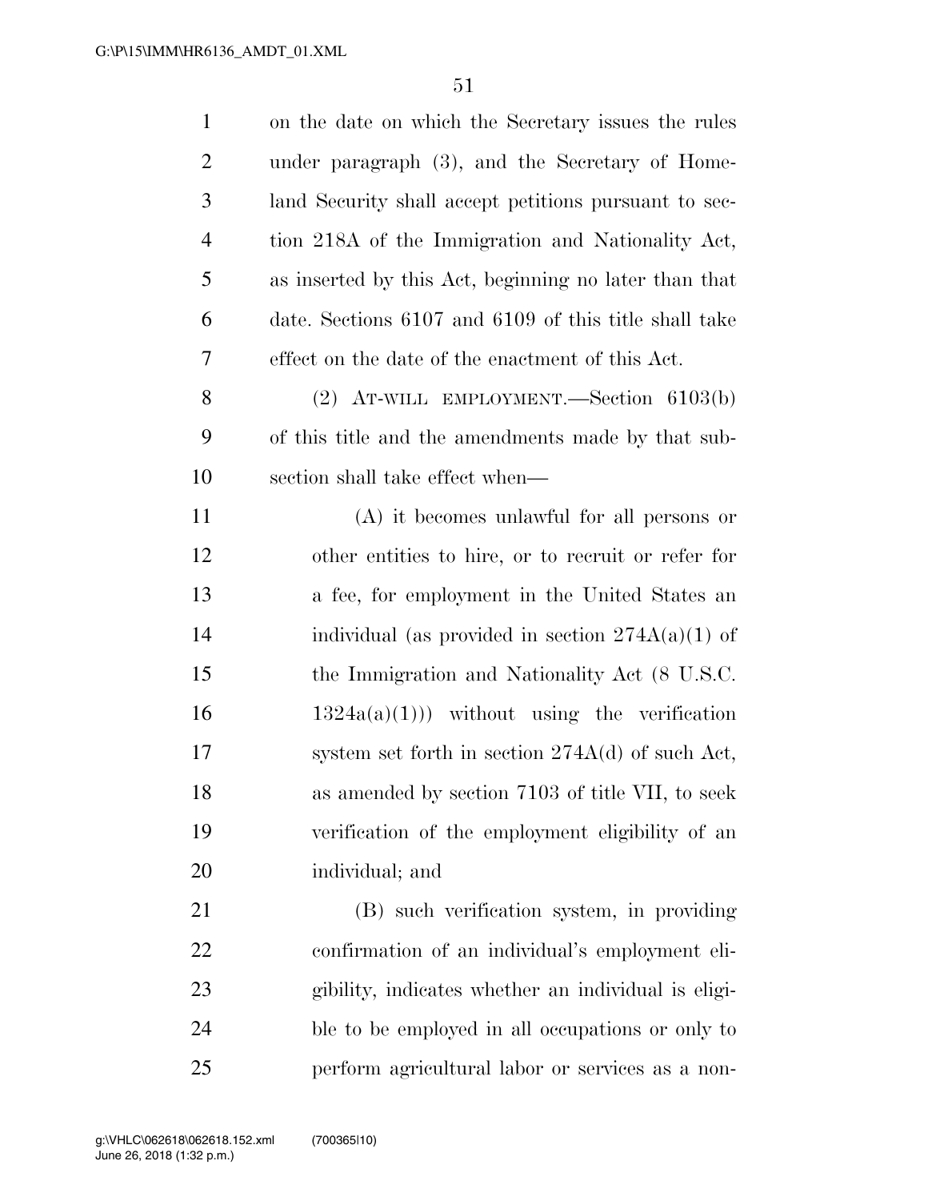on the date on which the Secretary issues the rules under paragraph (3), and the Secretary of Homeland Security shall accept petitions pursuant to section 218A of the Immigration and Nationality Act, as inserted by this Act, beginning no later than that date. Sections 6107 and 6109 of this title shall take effect on the date of the enactment of this Act.

(2) AT-WILL EMPLOYMENT.—Section 6103(b) of this title and the amendments made by that subsection shall take effect when—

(A) it becomes unlawful for all persons or other entities to hire, or to recruit or refer for a fee, for employment in the United States an individual (as provided in section 274A(a)(1) of the Immigration and Nationality Act (8 U.S.C. 1324a(a)(1))) without using the verification system set forth in section 274A(d) of such Act, as amended by section 7103 of title VII, to seek verification of the employment eligibility of an individual; and

(B) such verification system, in providing confirmation of an individual's employment eligibility, indicates whether an individual is eligible to be employed in all occupations or only to perform agricultural labor or services as a non-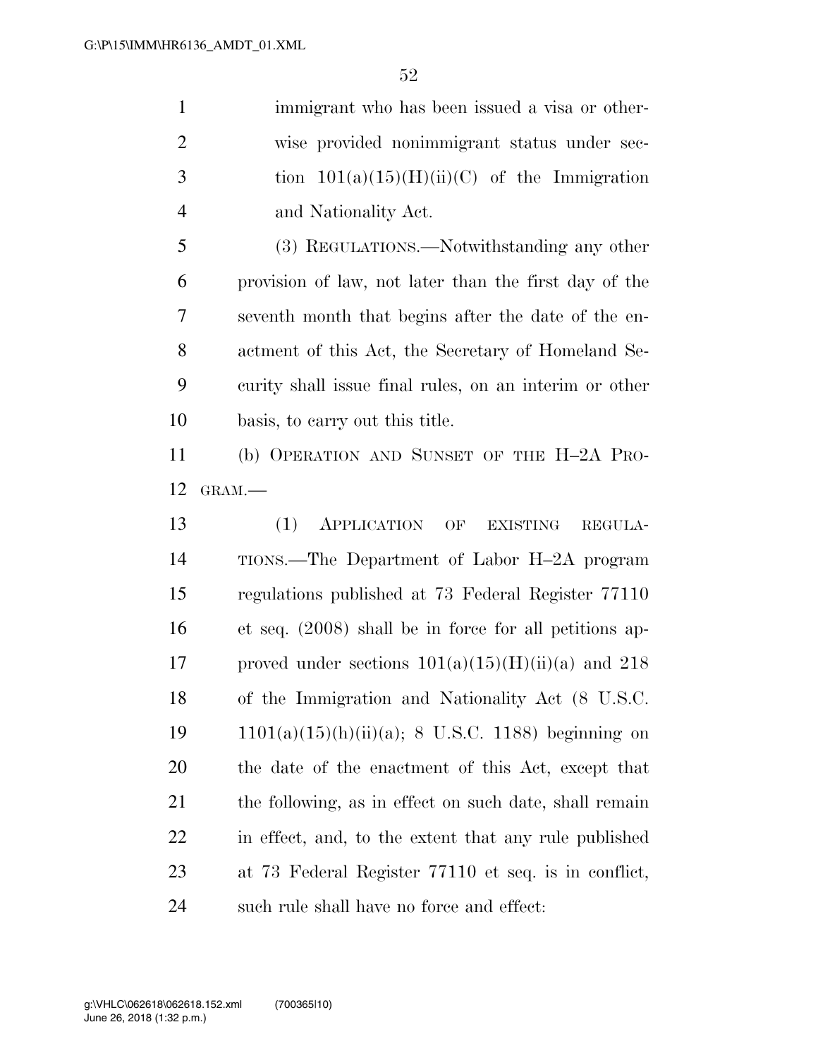immigrant who has been issued a visa or otherwise provided nonimmigrant status under section 101(a)(15)(H)(ii)(C) of the Immigration and Nationality Act.

(3) REGULATIONS.—Notwithstanding any other provision of law, not later than the first day of the seventh month that begins after the date of the enactment of this Act, the Secretary of Homeland Security shall issue final rules, on an interim or other basis, to carry out this title.

(b) OPERATION AND SUNSET OF THE H–2A PROGRAM.—

(1) APPLICATION OF EXISTING REGULATIONS.—The Department of Labor H–2A program regulations published at 73 Federal Register 77110 et seq. (2008) shall be in force for all petitions approved under sections 101(a)(15)(H)(ii)(a) and 218 of the Immigration and Nationality Act (8 U.S.C. 1101(a)(15)(h)(ii)(a); 8 U.S.C. 1188) beginning on the date of the enactment of this Act, except that the following, as in effect on such date, shall remain in effect, and, to the extent that any rule published at 73 Federal Register 77110 et seq. is in conflict, such rule shall have no force and effect: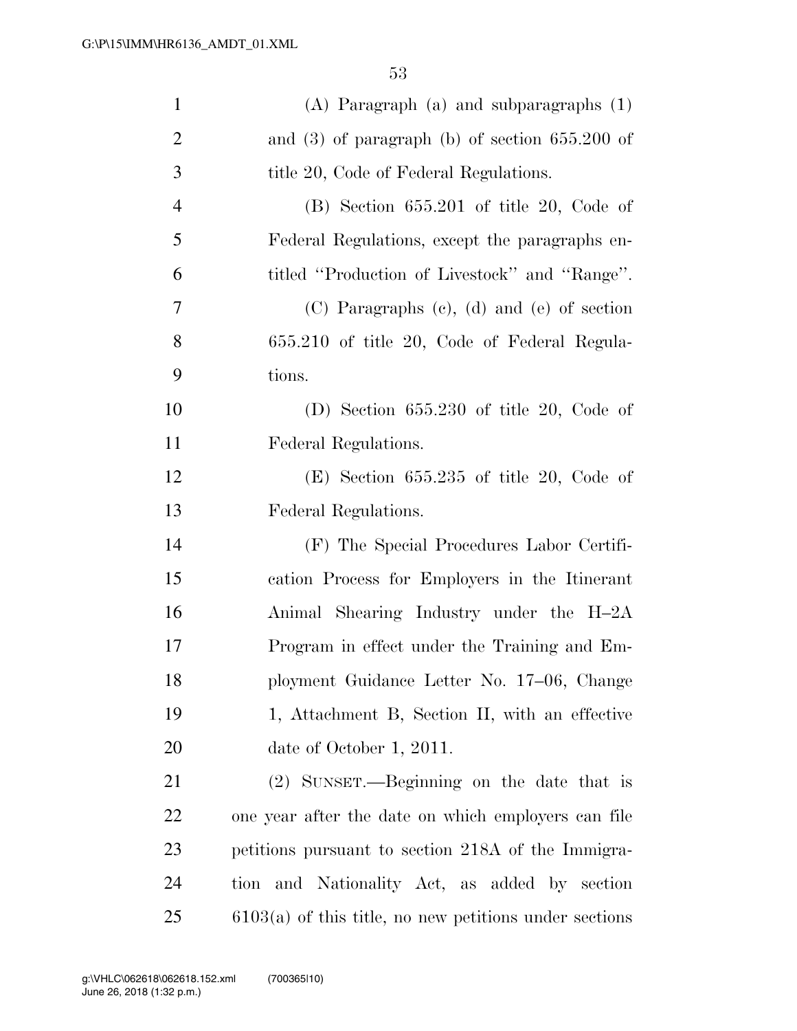(A) Paragraph (a) and subparagraphs (1) and (3) of paragraph (b) of section 655.200 of title 20, Code of Federal Regulations.

(B) Section 655.201 of title 20, Code of Federal Regulations, except the paragraphs entitled "Production of Livestock" and "Range".

(C) Paragraphs (c), (d) and (e) of section 655.210 of title 20, Code of Federal Regulations.

(D) Section 655.230 of title 20, Code of Federal Regulations.

(E) Section 655.235 of title 20, Code of Federal Regulations.

(F) The Special Procedures Labor Certification Process for Employers in the Itinerant Animal Shearing Industry under the H–2A Program in effect under the Training and Employment Guidance Letter No. 17–06, Change 1, Attachment B, Section II, with an effective date of October 1, 2011.

(2) SUNSET.—Beginning on the date that is one year after the date on which employers can file petitions pursuant to section 218A of the Immigration and Nationality Act, as added by section 6103(a) of this title, no new petitions under sections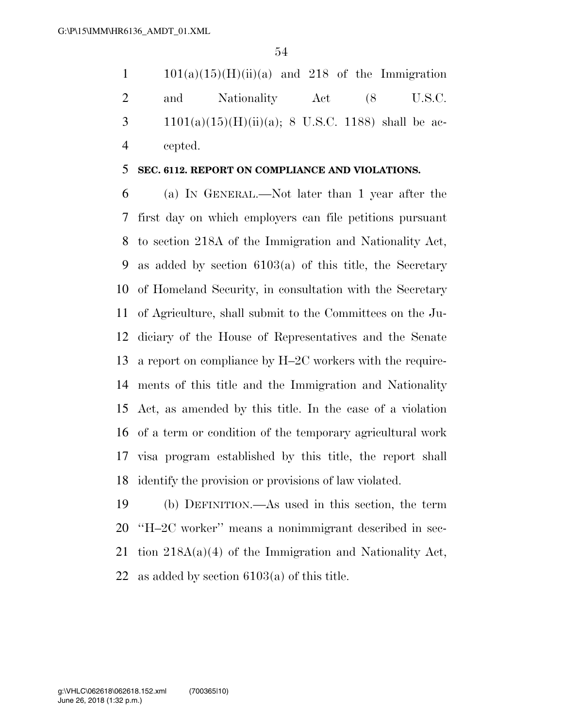101(a)(15)(H)(ii)(a) and 218 of the Immigration and Nationality Act (8 U.S.C. 1101(a)(15)(H)(ii)(a); 8 U.S.C. 1188) shall be accepted.

**SEC. 6112. REPORT ON COMPLIANCE AND VIOLATIONS.**

(a) IN GENERAL.—Not later than 1 year after the first day on which employers can file petitions pursuant to section 218A of the Immigration and Nationality Act, as added by section 6103(a) of this title, the Secretary of Homeland Security, in consultation with the Secretary of Agriculture, shall submit to the Committees on the Judiciary of the House of Representatives and the Senate a report on compliance by H–2C workers with the requirements of this title and the Immigration and Nationality Act, as amended by this title. In the case of a violation of a term or condition of the temporary agricultural work visa program established by this title, the report shall identify the provision or provisions of law violated.

(b) DEFINITION.—As used in this section, the term ''H–2C worker'' means a nonimmigrant described in section 218A(a)(4) of the Immigration and Nationality Act, as added by section 6103(a) of this title.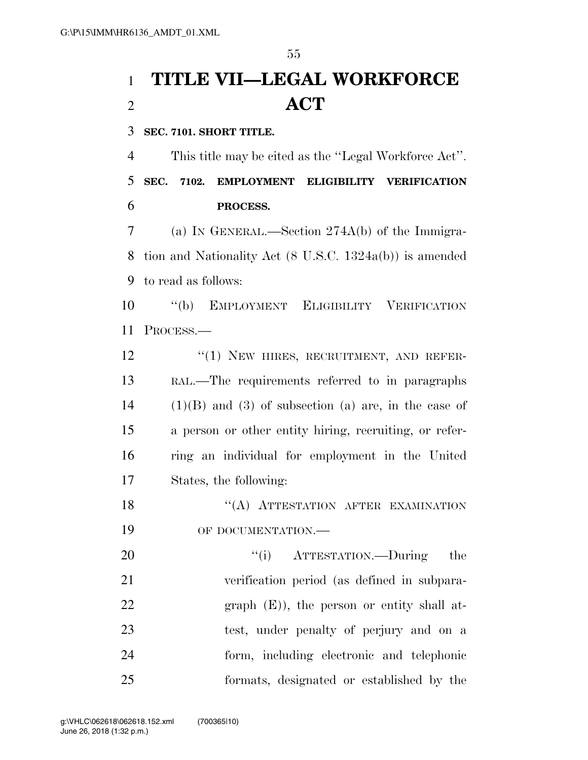# TITLE VII—LEGAL WORKFORCE ACT

**SEC. 7101. SHORT TITLE.**

This title may be cited as the ''Legal Workforce Act''.

**SEC. 7102. EMPLOYMENT ELIGIBILITY VERIFICATION PROCESS.**

(a) IN GENERAL.—Section 274A(b) of the Immigration and Nationality Act (8 U.S.C. 1324a(b)) is amended to read as follows:

''(b) EMPLOYMENT ELIGIBILITY VERIFICATION PROCESS.—

''(1) NEW HIRES, RECRUITMENT, AND REFERRAL.—The requirements referred to in paragraphs (1)(B) and (3) of subsection (a) are, in the case of a person or other entity hiring, recruiting, or referring an individual for employment in the United States, the following:

''(A) ATTESTATION AFTER EXAMINATION OF DOCUMENTATION.—

''(i) ATTESTATION.—During the verification period (as defined in subparagraph (E)), the person or entity shall attest, under penalty of perjury and on a form, including electronic and telephonic formats, designated or established by the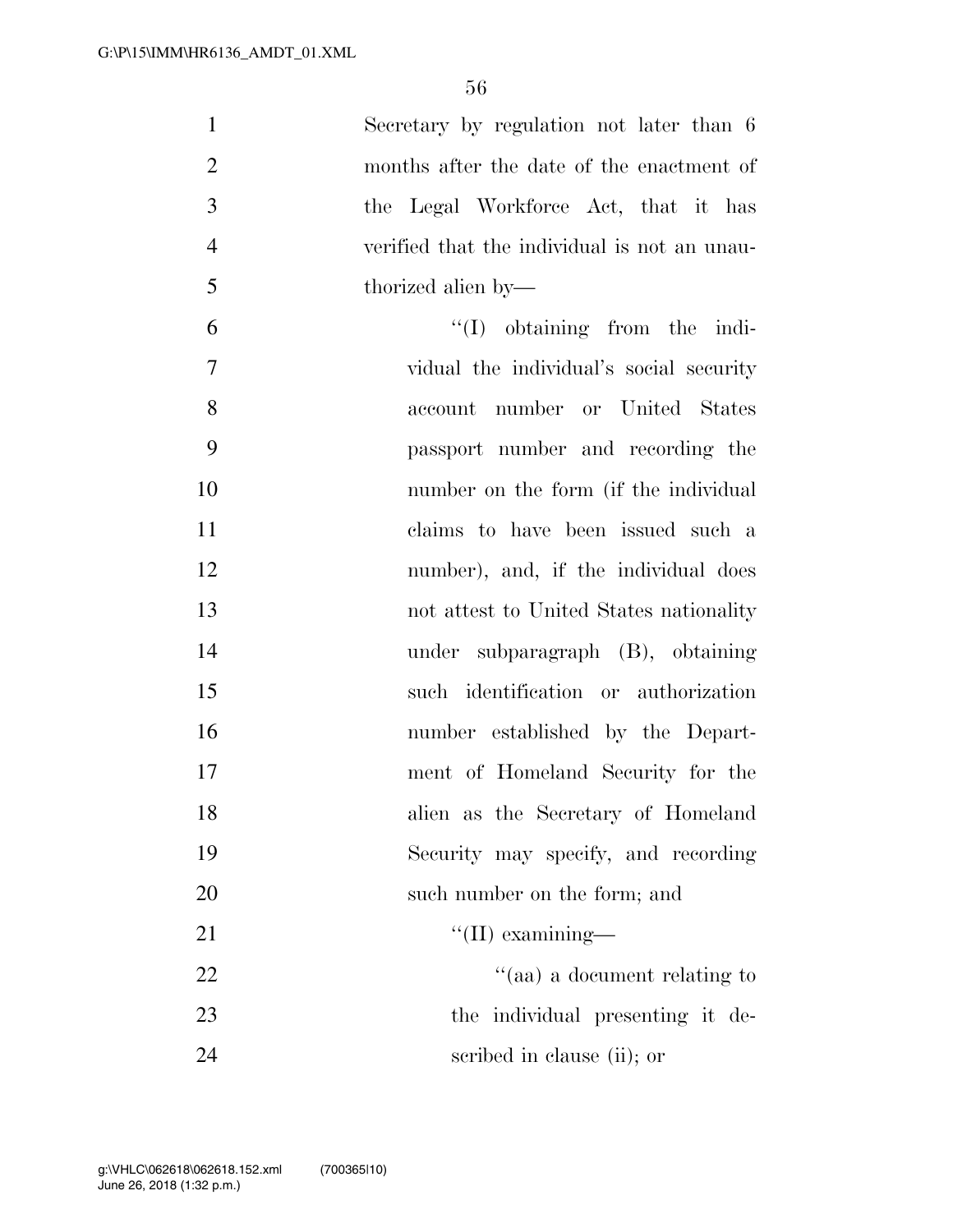Secretary by regulation not later than 6 months after the date of the enactment of the Legal Workforce Act, that it has verified that the individual is not an unauthorized alien by—

"(I) obtaining from the individual the individual's social security account number or United States passport number and recording the number on the form (if the individual claims to have been issued such a number), and, if the individual does not attest to United States nationality under subparagraph (B), obtaining such identification or authorization number established by the Department of Homeland Security for the alien as the Secretary of Homeland Security may specify, and recording such number on the form; and

"(II) examining—

"(aa) a document relating to the individual presenting it described in clause (ii); or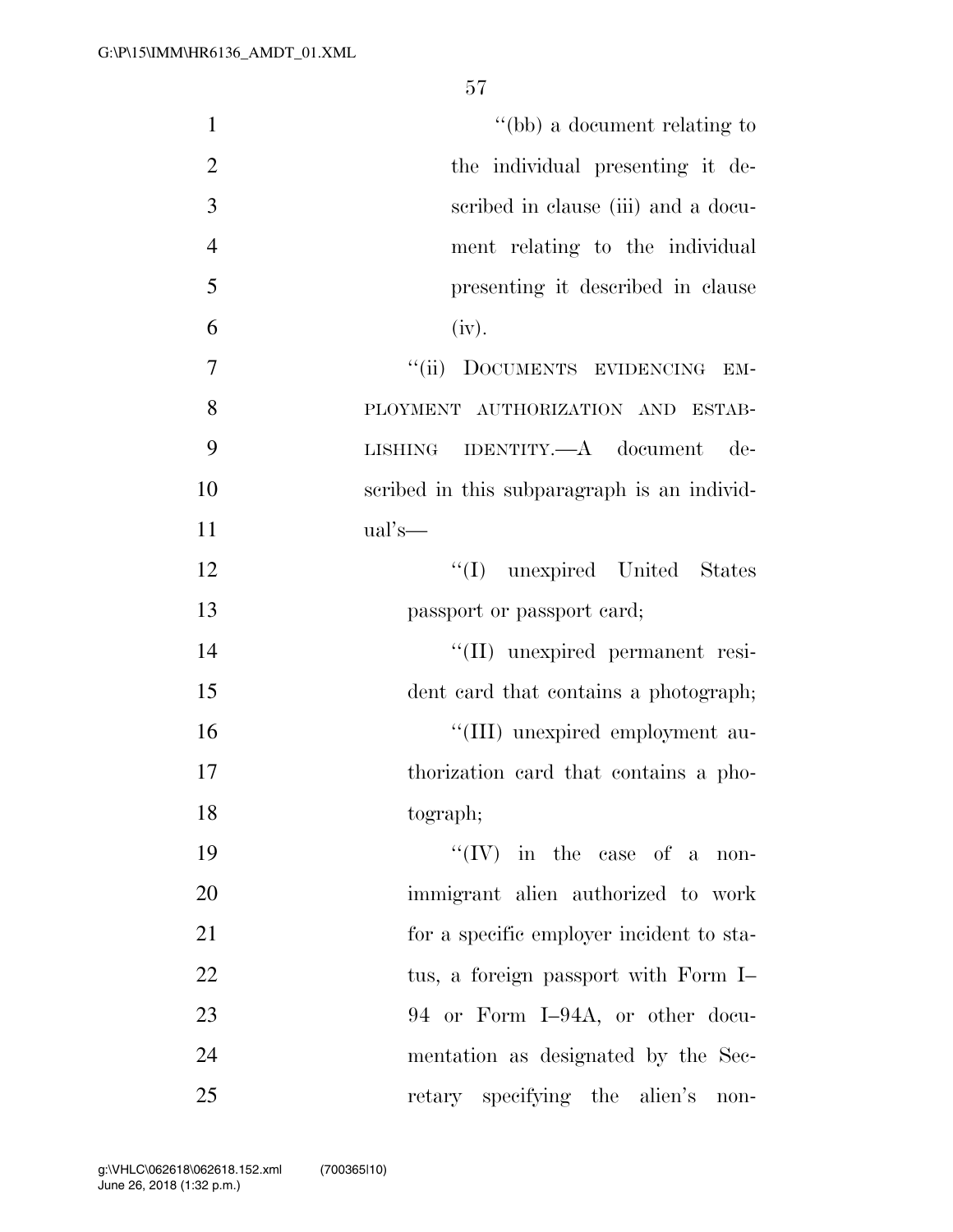"(bb) a document relating to the individual presenting it described in clause (iii) and a document relating to the individual presenting it described in clause (iv).

"(ii) DOCUMENTS EVIDENCING EMPLOYMENT AUTHORIZATION AND ESTABLISHING IDENTITY.—A document described in this subparagraph is an individual's—

"(I) unexpired United States passport or passport card;

"(II) unexpired permanent resident card that contains a photograph;

"(III) unexpired employment authorization card that contains a photograph;

"(IV) in the case of a nonimmigrant alien authorized to work for a specific employer incident to status, a foreign passport with Form I–94 or Form I–94A, or other documentation as designated by the Secretary specifying the alien's non-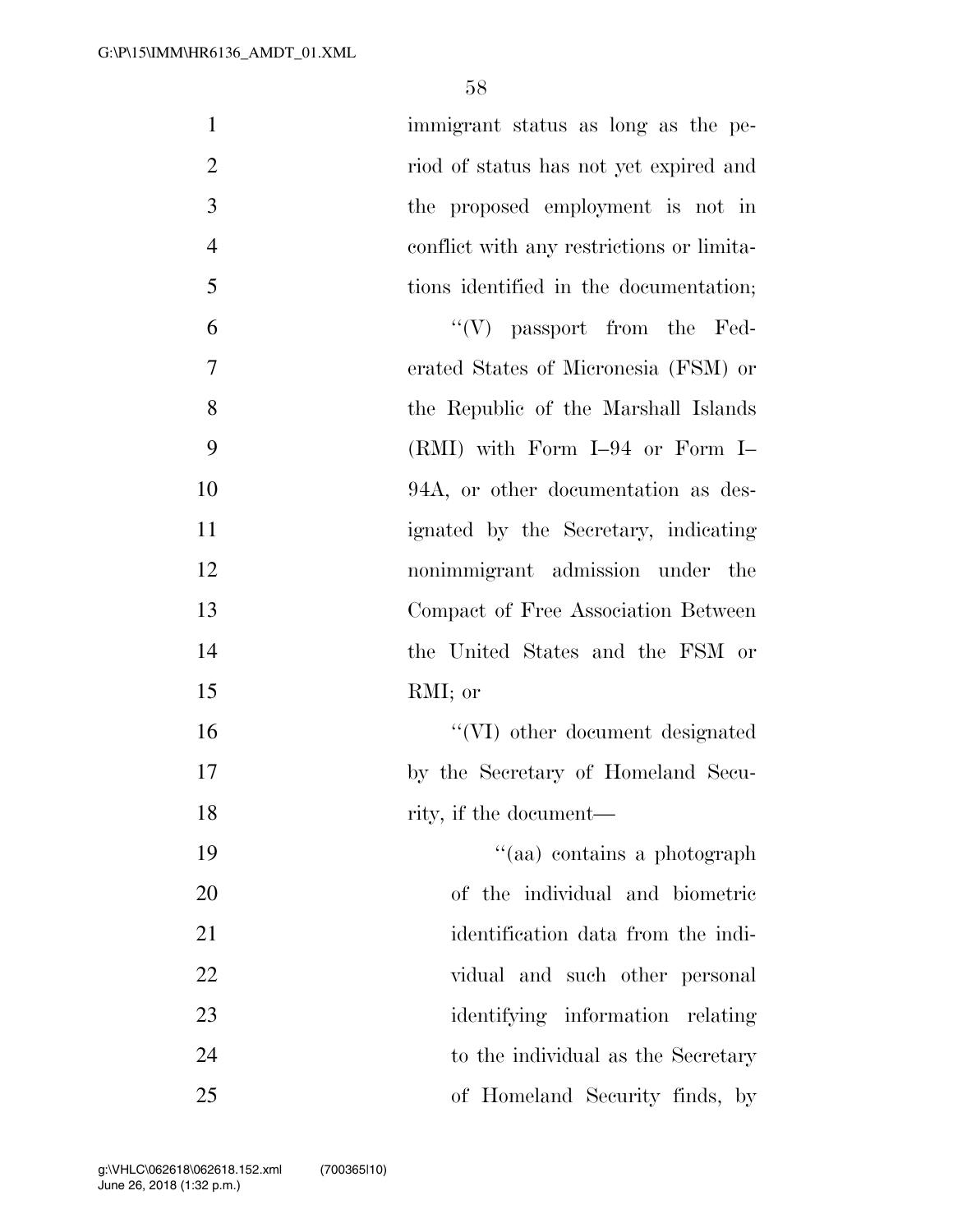immigrant status as long as the period of status has not yet expired and the proposed employment is not in conflict with any restrictions or limitations identified in the documentation;

''(V) passport from the Federated States of Micronesia (FSM) or the Republic of the Marshall Islands (RMI) with Form I–94 or Form I–94A, or other documentation as designated by the Secretary, indicating nonimmigrant admission under the Compact of Free Association Between the United States and the FSM or RMI; or

''(VI) other document designated by the Secretary of Homeland Security, if the document—

''(aa) contains a photograph of the individual and biometric identification data from the individual and such other personal identifying information relating to the individual as the Secretary of Homeland Security finds, by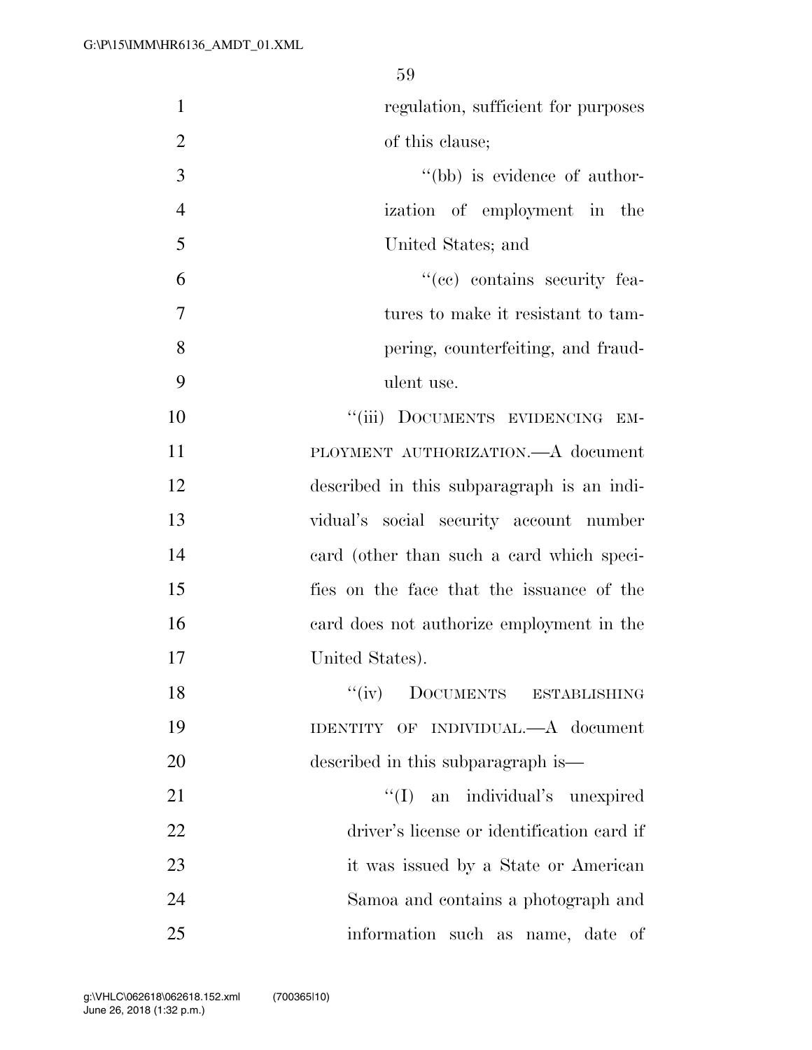regulation, sufficient for purposes of this clause;

''(bb) is evidence of authorization of employment in the United States; and

''(cc) contains security features to make it resistant to tampering, counterfeiting, and fraudulent use.

''(iii) DOCUMENTS EVIDENCING EMPLOYMENT AUTHORIZATION.—A document described in this subparagraph is an individual's social security account number card (other than such a card which specifies on the face that the issuance of the card does not authorize employment in the United States).

''(iv) DOCUMENTS ESTABLISHING IDENTITY OF INDIVIDUAL.—A document described in this subparagraph is—

''(I) an individual's unexpired driver's license or identification card if it was issued by a State or American Samoa and contains a photograph and information such as name, date of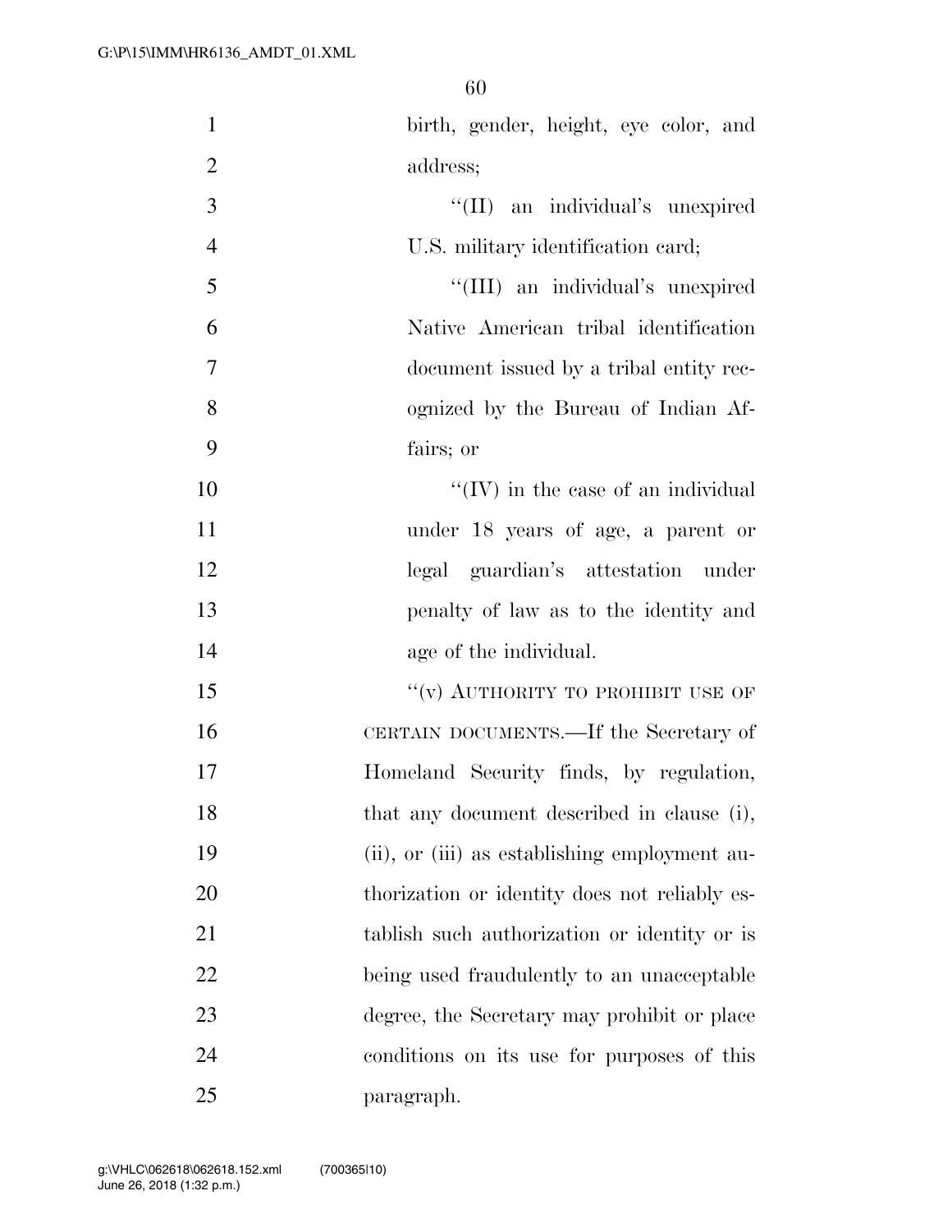birth, gender, height, eye color, and address;

''(II) an individual's unexpired U.S. military identification card;

''(III) an individual's unexpired Native American tribal identification document issued by a tribal entity recognized by the Bureau of Indian Affairs; or

''(IV) in the case of an individual under 18 years of age, a parent or legal guardian's attestation under penalty of law as to the identity and age of the individual.

''(v) AUTHORITY TO PROHIBIT USE OF CERTAIN DOCUMENTS.—If the Secretary of Homeland Security finds, by regulation, that any document described in clause (i), (ii), or (iii) as establishing employment authorization or identity does not reliably establish such authorization or identity or is being used fraudulently to an unacceptable degree, the Secretary may prohibit or place conditions on its use for purposes of this paragraph.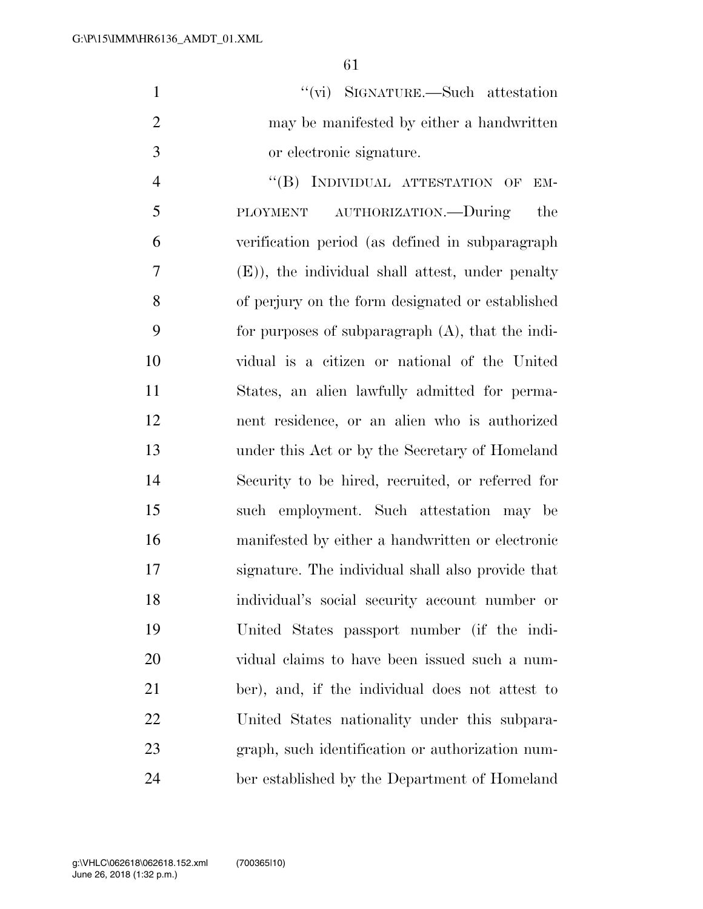"(vi) SIGNATURE.—Such attestation may be manifested by either a handwritten or electronic signature.

"(B) INDIVIDUAL ATTESTATION OF EMPLOYMENT AUTHORIZATION.—During the verification period (as defined in subparagraph (E)), the individual shall attest, under penalty of perjury on the form designated or established for purposes of subparagraph (A), that the individual is a citizen or national of the United States, an alien lawfully admitted for permanent residence, or an alien who is authorized under this Act or by the Secretary of Homeland Security to be hired, recruited, or referred for such employment. Such attestation may be manifested by either a handwritten or electronic signature. The individual shall also provide that individual's social security account number or United States passport number (if the individual claims to have been issued such a number), and, if the individual does not attest to United States nationality under this subparagraph, such identification or authorization number established by the Department of Homeland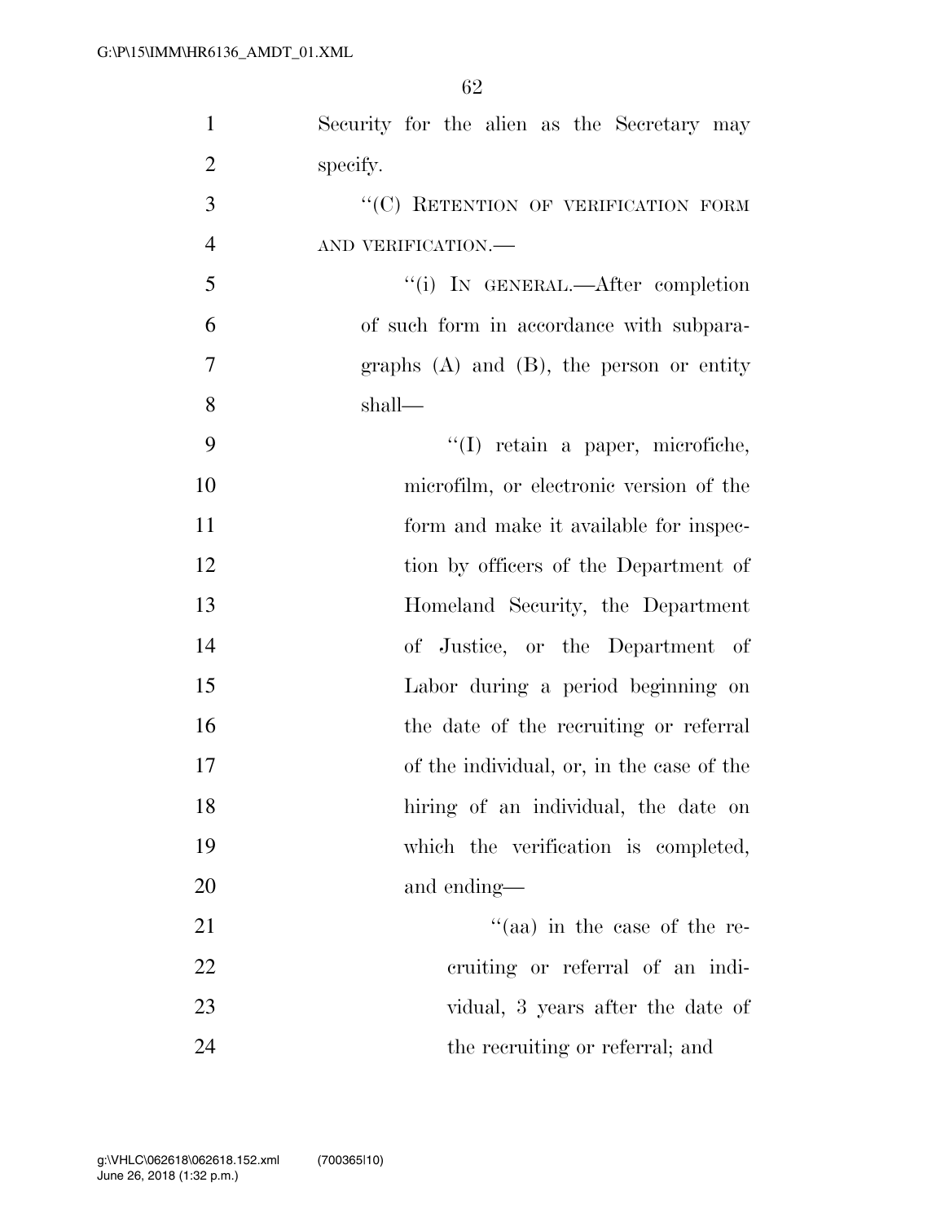Security for the alien as the Secretary may specify.

''(C) RETENTION OF VERIFICATION FORM AND VERIFICATION.—

''(i) IN GENERAL.—After completion of such form in accordance with subparagraphs (A) and (B), the person or entity shall—

''(I) retain a paper, microfiche, microfilm, or electronic version of the form and make it available for inspection by officers of the Department of Homeland Security, the Department of Justice, or the Department of Labor during a period beginning on the date of the recruiting or referral of the individual, or, in the case of the hiring of an individual, the date on which the verification is completed, and ending—

''(aa) in the case of the recruiting or referral of an individual, 3 years after the date of the recruiting or referral; and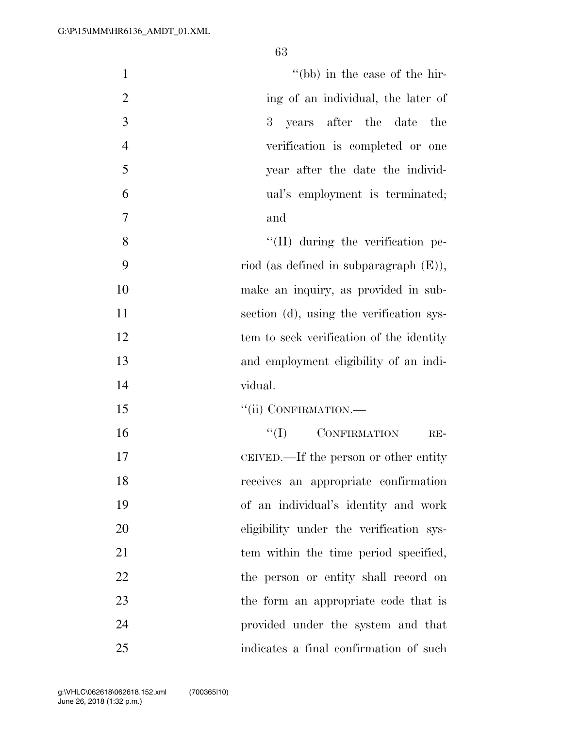''(bb) in the case of the hiring of an individual, the later of 3 years after the date the verification is completed or one year after the date the individual's employment is terminated; and

''(II) during the verification period (as defined in subparagraph (E)), make an inquiry, as provided in subsection (d), using the verification system to seek verification of the identity and employment eligibility of an individual.

''(ii) CONFIRMATION.—

''(I) CONFIRMATION RECEIVED.—If the person or other entity receives an appropriate confirmation of an individual's identity and work eligibility under the verification system within the time period specified, the person or entity shall record on the form an appropriate code that is provided under the system and that indicates a final confirmation of such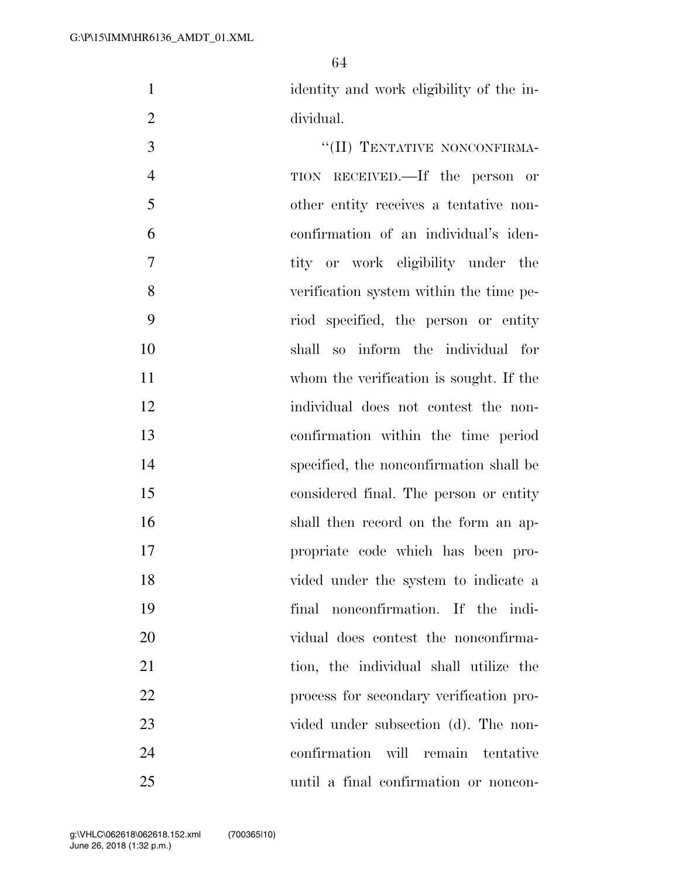identity and work eligibility of the individual.

"(II) TENTATIVE NONCONFIRMATION RECEIVED.—If the person or other entity receives a tentative nonconfirmation of an individual's identity or work eligibility under the verification system within the time period specified, the person or entity shall so inform the individual for whom the verification is sought. If the individual does not contest the nonconfirmation within the time period specified, the nonconfirmation shall be considered final. The person or entity shall then record on the form an appropriate code which has been provided under the system to indicate a final nonconfirmation. If the individual does contest the nonconfirmation, the individual shall utilize the process for secondary verification provided under subsection (d). The nonconfirmation will remain tentative until a final confirmation or noncon-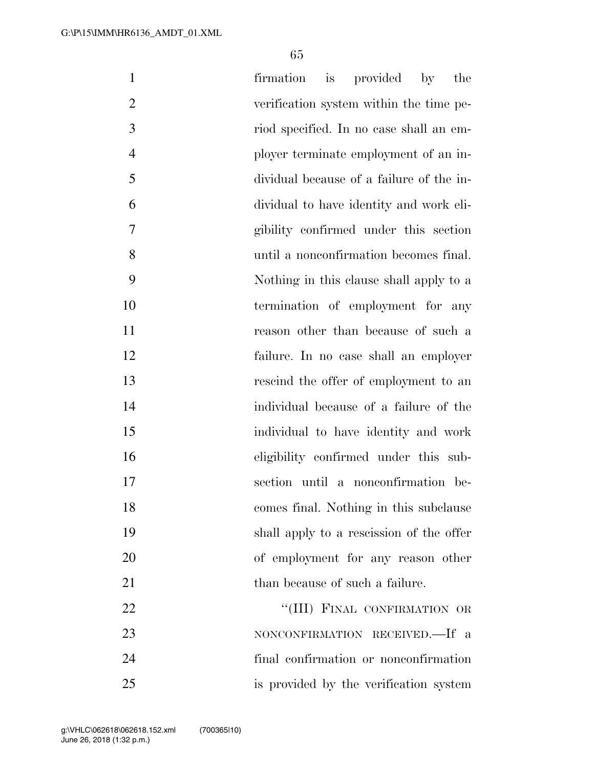firmation is provided by the verification system within the time period specified. In no case shall an employer terminate employment of an individual because of a failure of the individual to have identity and work eligibility confirmed under this section until a nonconfirmation becomes final. Nothing in this clause shall apply to a termination of employment for any reason other than because of such a failure. In no case shall an employer rescind the offer of employment to an individual because of a failure of the individual to have identity and work eligibility confirmed under this subsection until a nonconfirmation becomes final. Nothing in this subclause shall apply to a rescission of the offer of employment for any reason other than because of such a failure.

"(III) FINAL CONFIRMATION OR NONCONFIRMATION RECEIVED.—If a final confirmation or nonconfirmation is provided by the verification system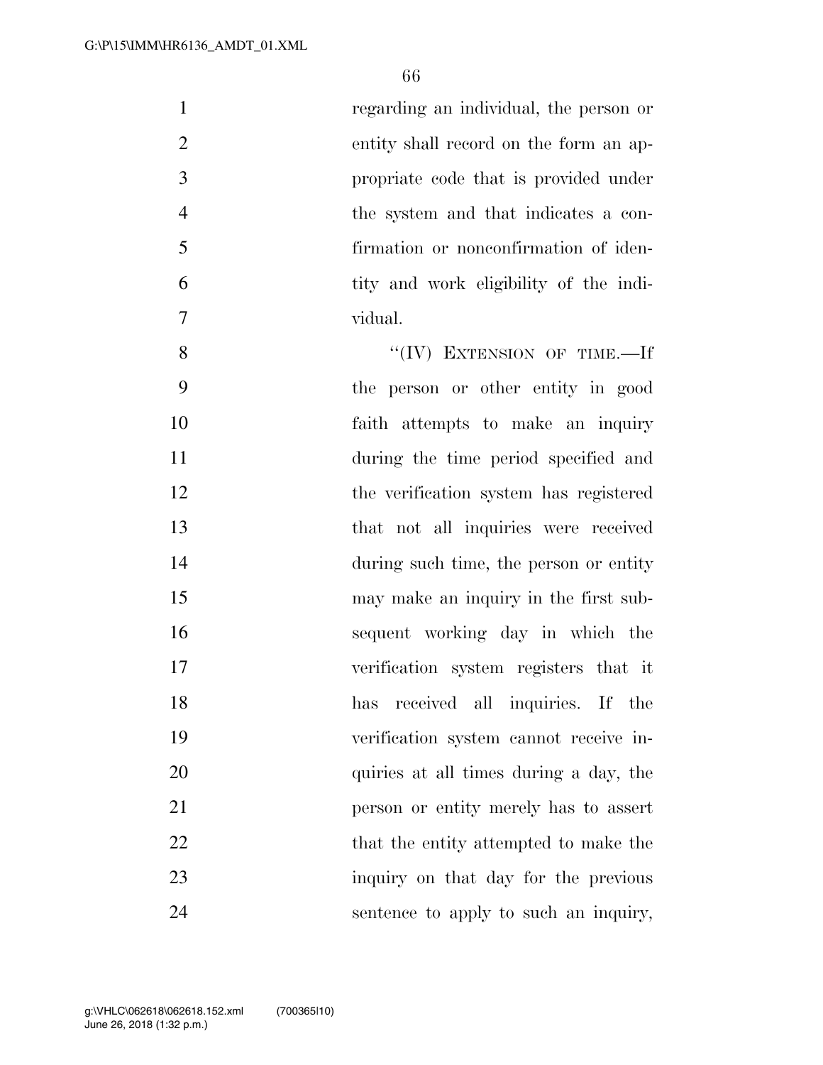regarding an individual, the person or entity shall record on the form an appropriate code that is provided under the system and that indicates a confirmation or nonconfirmation of identity and work eligibility of the individual.

"(IV) EXTENSION OF TIME.—If the person or other entity in good faith attempts to make an inquiry during the time period specified and the verification system has registered that not all inquiries were received during such time, the person or entity may make an inquiry in the first subsequent working day in which the verification system registers that it has received all inquiries. If the verification system cannot receive inquiries at all times during a day, the person or entity merely has to assert that the entity attempted to make the inquiry on that day for the previous sentence to apply to such an inquiry,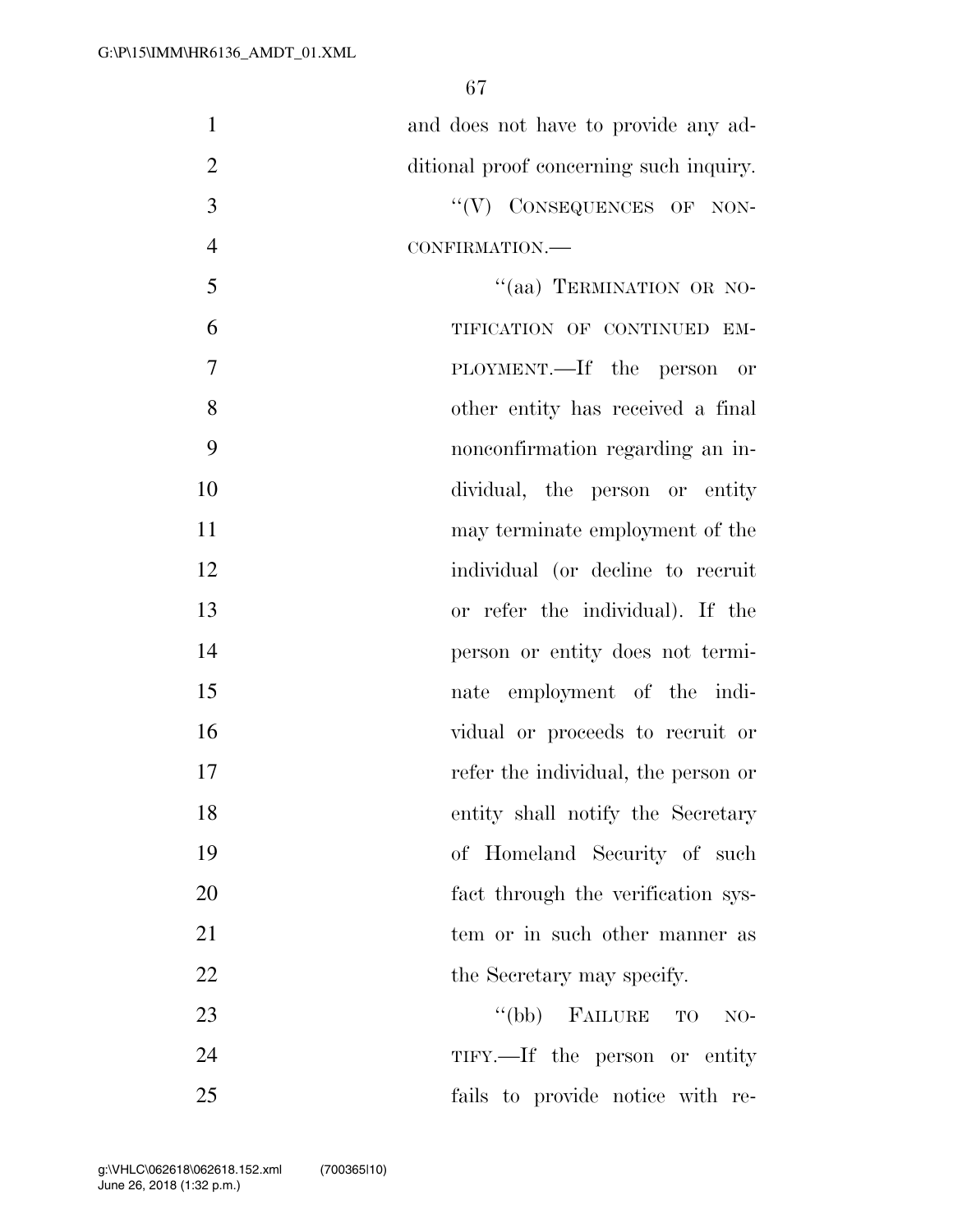and does not have to provide any additional proof concerning such inquiry.

"(V) CONSEQUENCES OF NONCONFIRMATION.—

"(aa) TERMINATION OR NOTIFICATION OF CONTINUED EMPLOYMENT.—If the person or other entity has received a final nonconfirmation regarding an individual, the person or entity may terminate employment of the individual (or decline to recruit or refer the individual). If the person or entity does not terminate employment of the individual or proceeds to recruit or refer the individual, the person or entity shall notify the Secretary of Homeland Security of such fact through the verification system or in such other manner as the Secretary may specify.

"(bb) FAILURE TO NOTIFY.—If the person or entity fails to provide notice with re-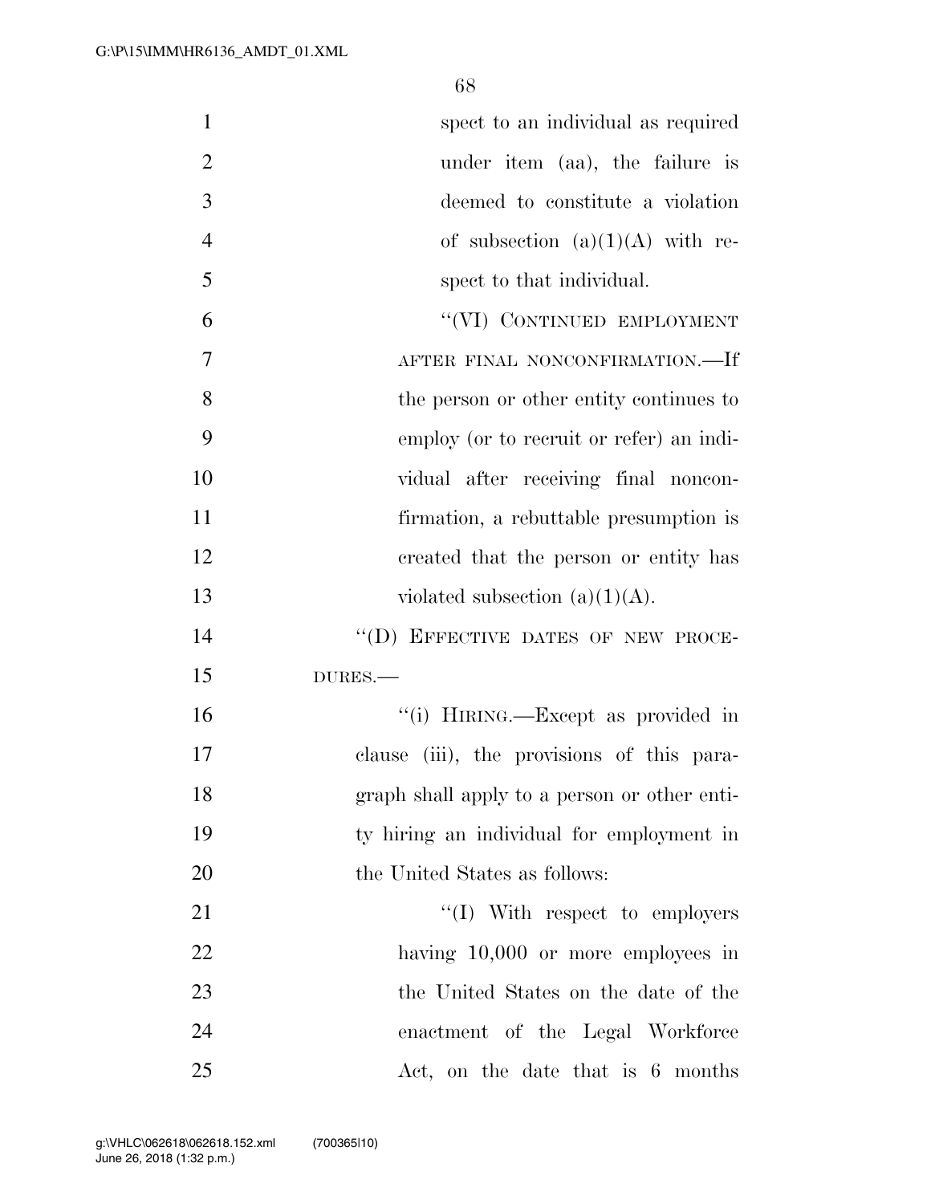spect to an individual as required under item (aa), the failure is deemed to constitute a violation of subsection (a)(1)(A) with respect to that individual.

"(VI) CONTINUED EMPLOYMENT AFTER FINAL NONCONFIRMATION.—If the person or other entity continues to employ (or to recruit or refer) an individual after receiving final nonconfirmation, a rebuttable presumption is created that the person or entity has violated subsection (a)(1)(A).

"(D) EFFECTIVE DATES OF NEW PROCEDURES.—

"(i) HIRING.—Except as provided in clause (iii), the provisions of this paragraph shall apply to a person or other entity hiring an individual for employment in the United States as follows:

"(I) With respect to employers having 10,000 or more employees in the United States on the date of the enactment of the Legal Workforce Act, on the date that is 6 months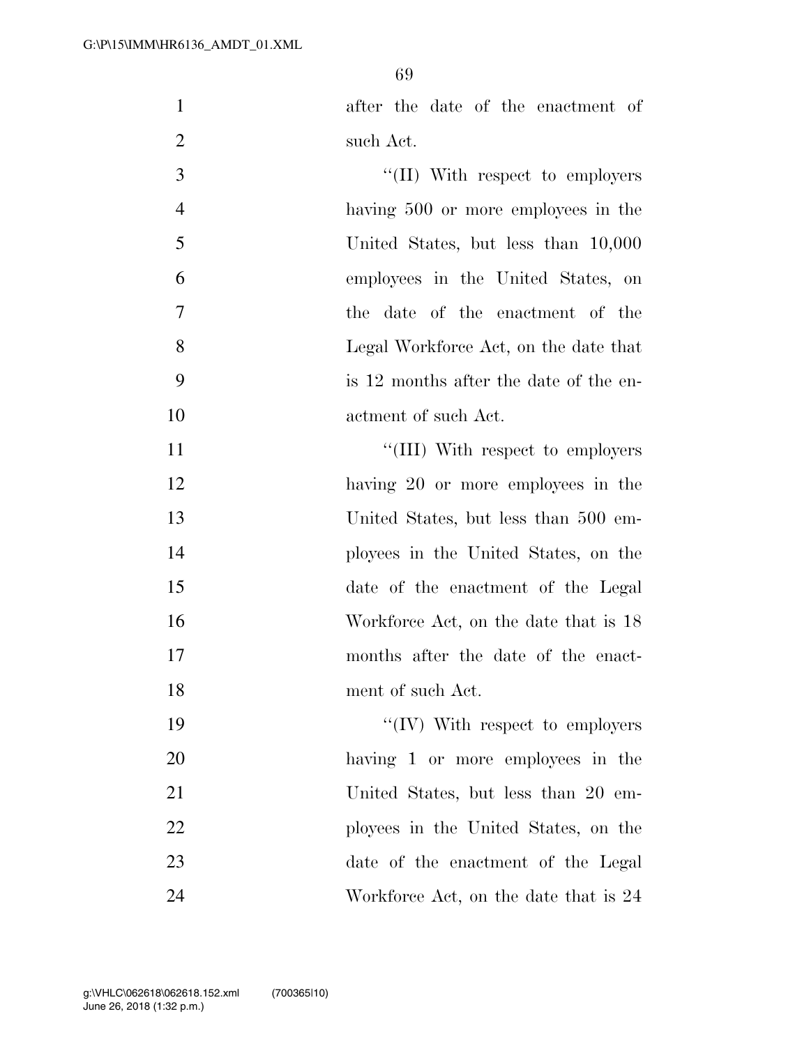after the date of the enactment of such Act.

''(II) With respect to employers having 500 or more employees in the United States, but less than 10,000 employees in the United States, on the date of the enactment of the Legal Workforce Act, on the date that is 12 months after the date of the enactment of such Act.

''(III) With respect to employers having 20 or more employees in the United States, but less than 500 employees in the United States, on the date of the enactment of the Legal Workforce Act, on the date that is 18 months after the date of the enactment of such Act.

''(IV) With respect to employers having 1 or more employees in the United States, but less than 20 employees in the United States, on the date of the enactment of the Legal Workforce Act, on the date that is 24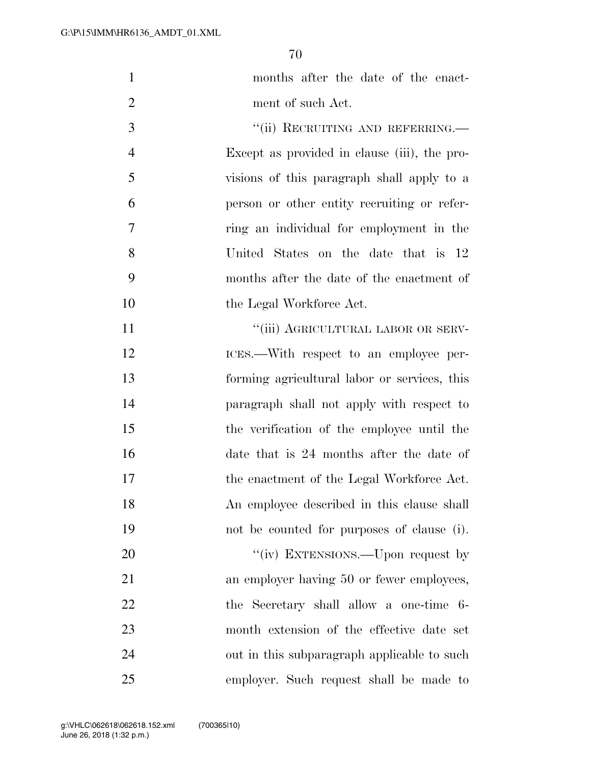months after the date of the enactment of such Act.

"(ii) RECRUITING AND REFERRING.—Except as provided in clause (iii), the provisions of this paragraph shall apply to a person or other entity recruiting or referring an individual for employment in the United States on the date that is 12 months after the date of the enactment of the Legal Workforce Act.

"(iii) AGRICULTURAL LABOR OR SERVICES.—With respect to an employee performing agricultural labor or services, this paragraph shall not apply with respect to the verification of the employee until the date that is 24 months after the date of the enactment of the Legal Workforce Act. An employee described in this clause shall not be counted for purposes of clause (i).

"(iv) EXTENSIONS.—Upon request by an employer having 50 or fewer employees, the Secretary shall allow a one-time 6-month extension of the effective date set out in this subparagraph applicable to such employer. Such request shall be made to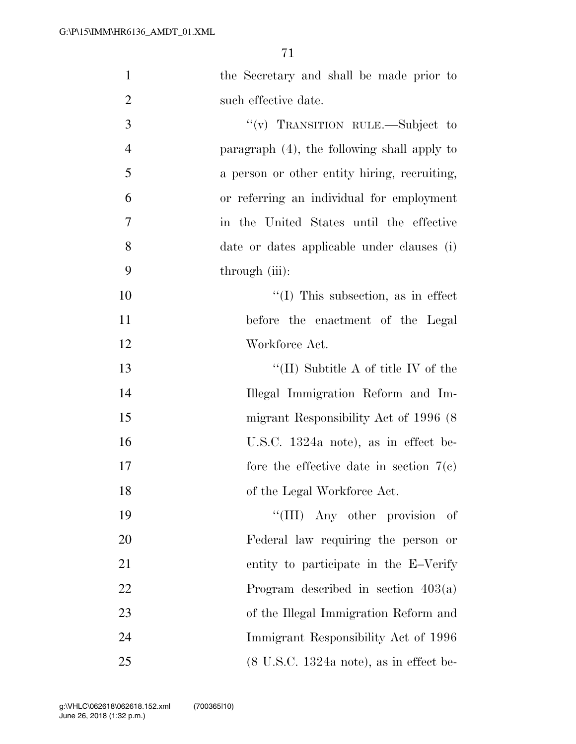the Secretary and shall be made prior to such effective date.

''(v) TRANSITION RULE.—Subject to paragraph (4), the following shall apply to a person or other entity hiring, recruiting, or referring an individual for employment in the United States until the effective date or dates applicable under clauses (i) through (iii):

''(I) This subsection, as in effect before the enactment of the Legal Workforce Act.

''(II) Subtitle A of title IV of the Illegal Immigration Reform and Immigrant Responsibility Act of 1996 (8 U.S.C. 1324a note), as in effect before the effective date in section 7(c) of the Legal Workforce Act.

''(III) Any other provision of Federal law requiring the person or entity to participate in the E–Verify Program described in section 403(a) of the Illegal Immigration Reform and Immigrant Responsibility Act of 1996 (8 U.S.C. 1324a note), as in effect be-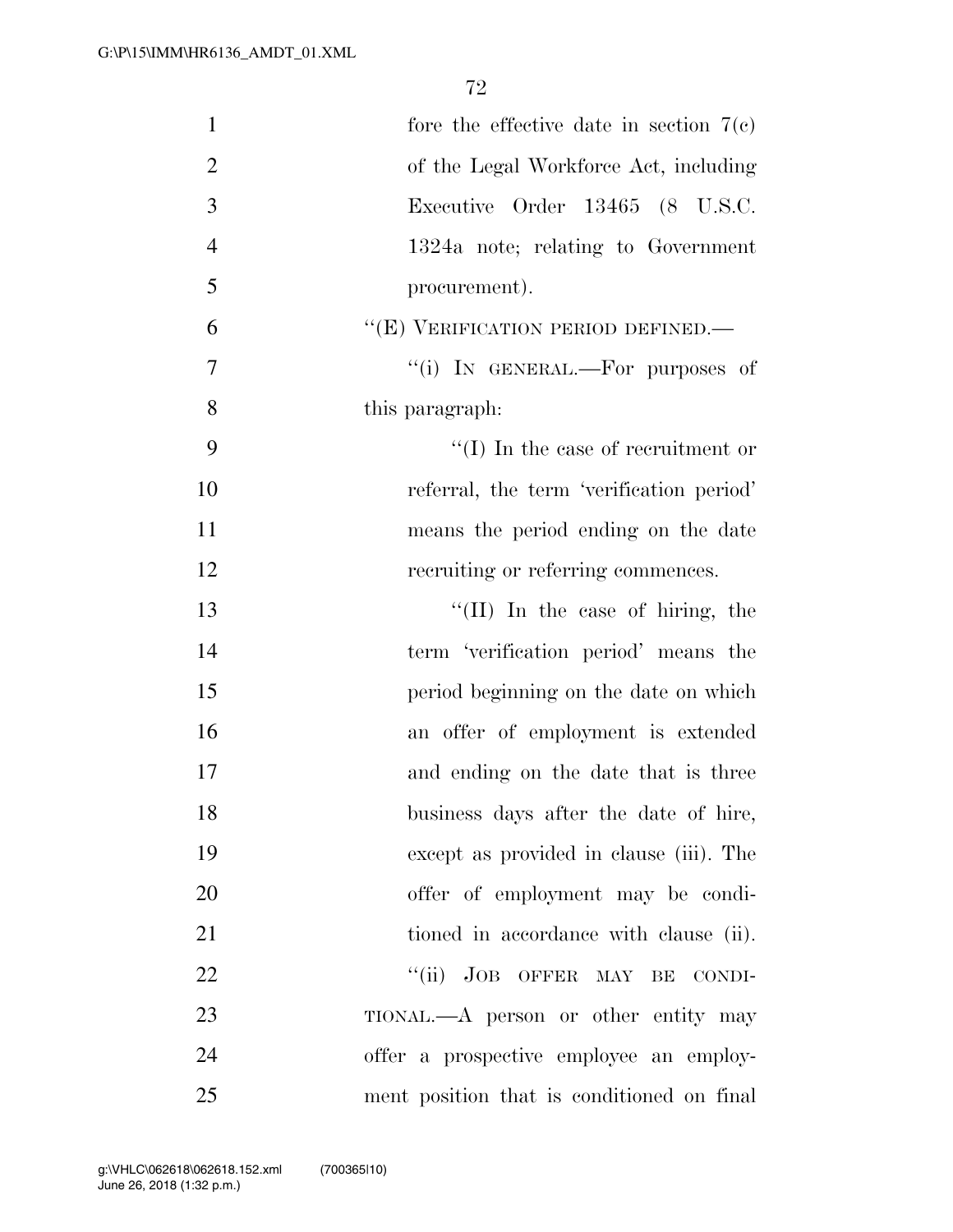fore the effective date in section 7(c) of the Legal Workforce Act, including Executive Order 13465 (8 U.S.C. 1324a note; relating to Government procurement).

"(E) VERIFICATION PERIOD DEFINED.—

"(i) IN GENERAL.—For purposes of this paragraph:

"(I) In the case of recruitment or referral, the term 'verification period' means the period ending on the date recruiting or referring commences.

"(II) In the case of hiring, the term 'verification period' means the period beginning on the date on which an offer of employment is extended and ending on the date that is three business days after the date of hire, except as provided in clause (iii). The offer of employment may be conditioned in accordance with clause (ii).

"(ii) JOB OFFER MAY BE CONDITIONAL.—A person or other entity may offer a prospective employee an employment position that is conditioned on final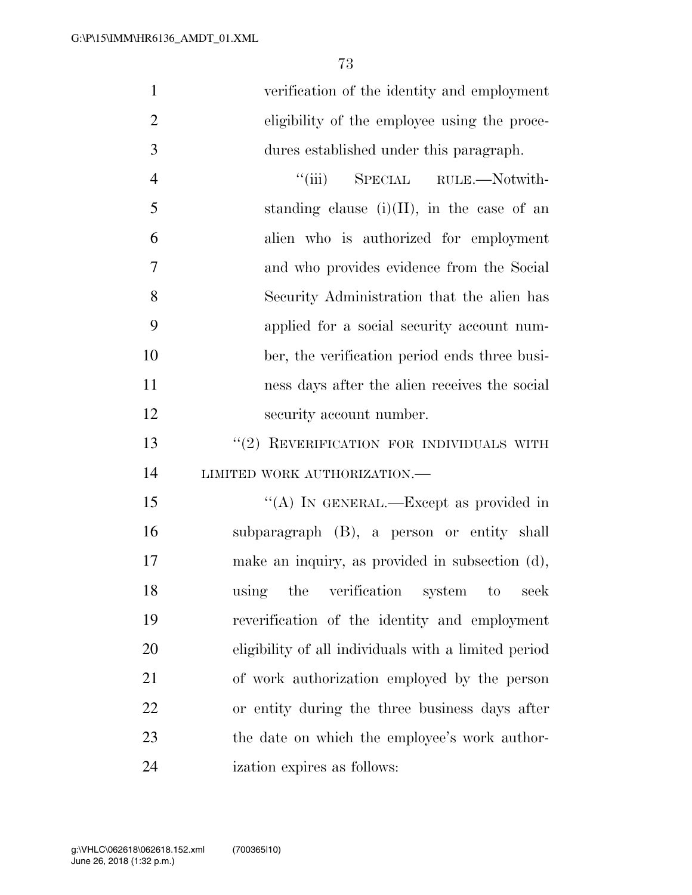verification of the identity and employment eligibility of the employee using the procedures established under this paragraph.

"(iii) SPECIAL RULE.—Notwithstanding clause (i)(II), in the case of an alien who is authorized for employment and who provides evidence from the Social Security Administration that the alien has applied for a social security account number, the verification period ends three business days after the alien receives the social security account number.

"(2) REVERIFICATION FOR INDIVIDUALS WITH LIMITED WORK AUTHORIZATION.—

"(A) IN GENERAL.—Except as provided in subparagraph (B), a person or entity shall make an inquiry, as provided in subsection (d), using the verification system to seek reverification of the identity and employment eligibility of all individuals with a limited period of work authorization employed by the person or entity during the three business days after the date on which the employee's work authorization expires as follows: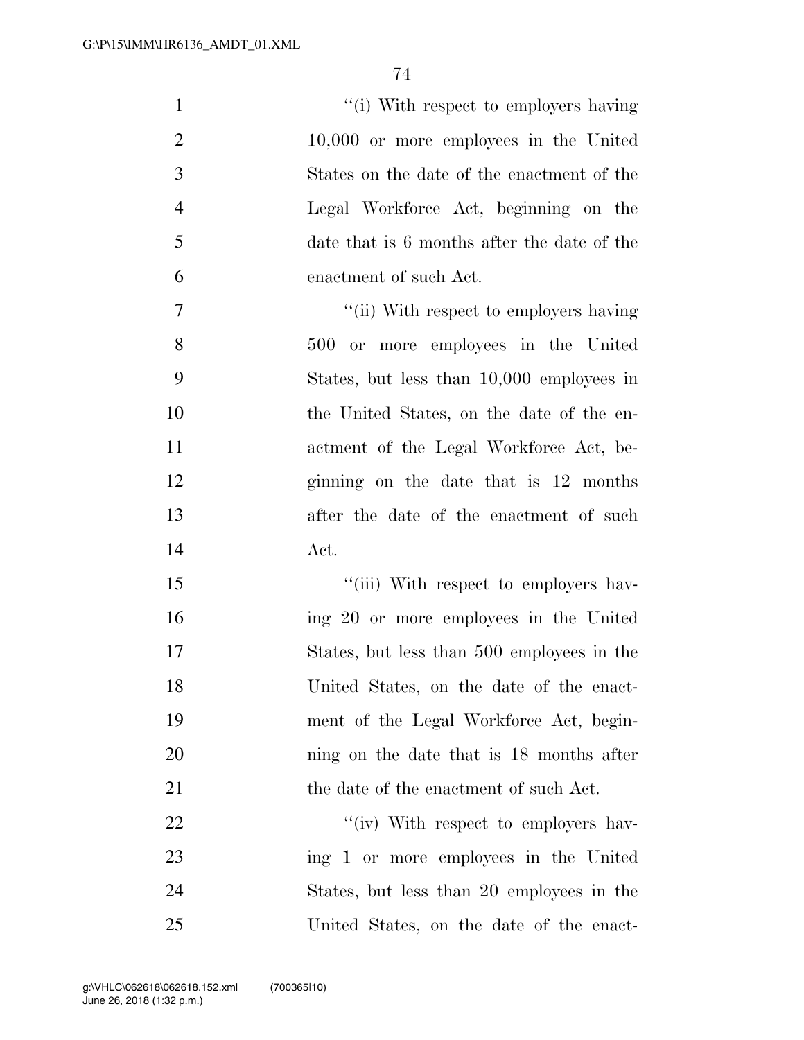''(i) With respect to employers having 10,000 or more employees in the United States on the date of the enactment of the Legal Workforce Act, beginning on the date that is 6 months after the date of the enactment of such Act.

''(ii) With respect to employers having 500 or more employees in the United States, but less than 10,000 employees in the United States, on the date of the enactment of the Legal Workforce Act, beginning on the date that is 12 months after the date of the enactment of such Act.

''(iii) With respect to employers having 20 or more employees in the United States, but less than 500 employees in the United States, on the date of the enactment of the Legal Workforce Act, beginning on the date that is 18 months after the date of the enactment of such Act.

''(iv) With respect to employers having 1 or more employees in the United States, but less than 20 employees in the United States, on the date of the enact-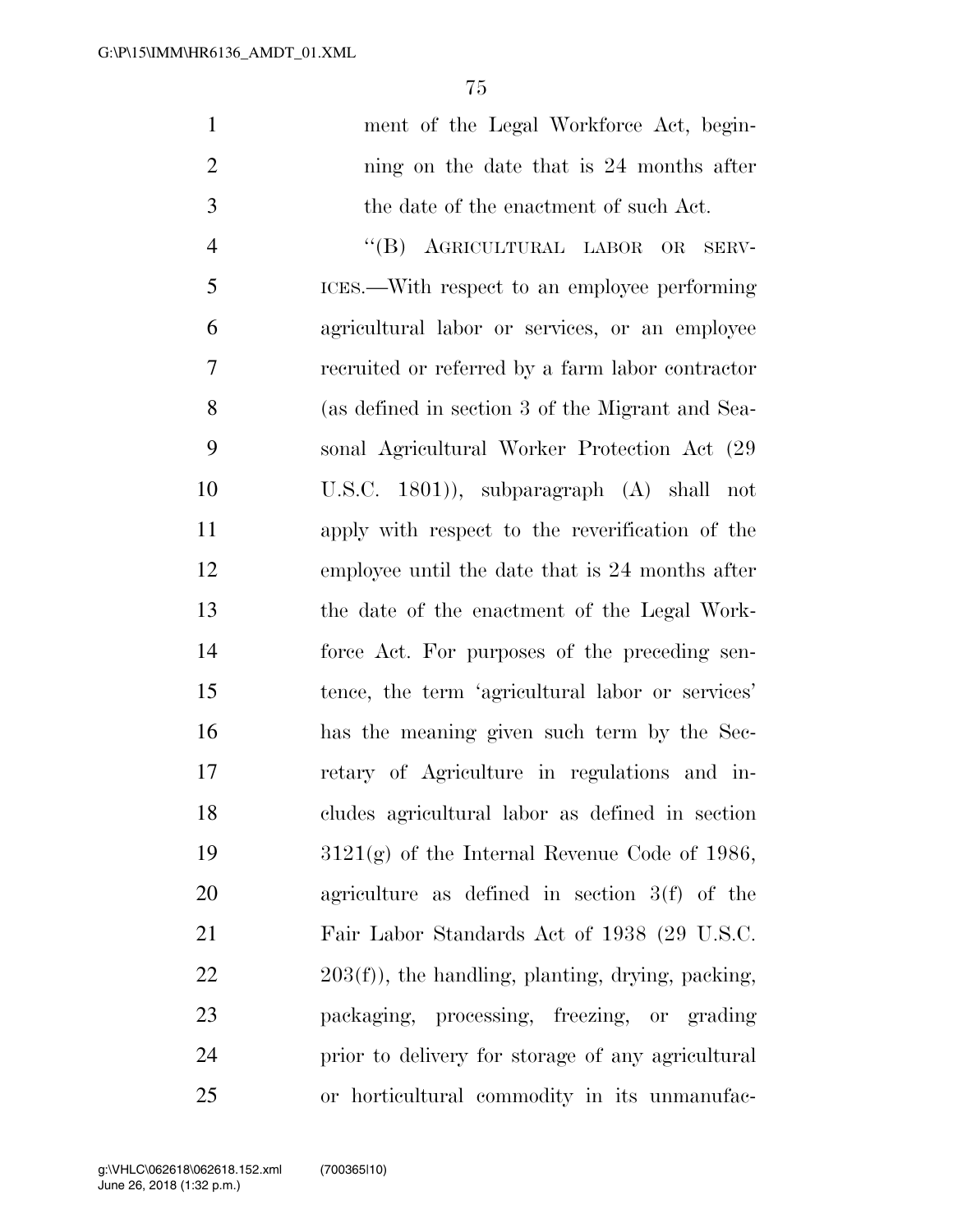ment of the Legal Workforce Act, beginning on the date that is 24 months after the date of the enactment of such Act.

"(B) AGRICULTURAL LABOR OR SERVICES.—With respect to an employee performing agricultural labor or services, or an employee recruited or referred by a farm labor contractor (as defined in section 3 of the Migrant and Seasonal Agricultural Worker Protection Act (29 U.S.C. 1801)), subparagraph (A) shall not apply with respect to the reverification of the employee until the date that is 24 months after the date of the enactment of the Legal Workforce Act. For purposes of the preceding sentence, the term 'agricultural labor or services' has the meaning given such term by the Secretary of Agriculture in regulations and includes agricultural labor as defined in section 3121(g) of the Internal Revenue Code of 1986, agriculture as defined in section 3(f) of the Fair Labor Standards Act of 1938 (29 U.S.C. 203(f)), the handling, planting, drying, packing, packaging, processing, freezing, or grading prior to delivery for storage of any agricultural or horticultural commodity in its unmanufac-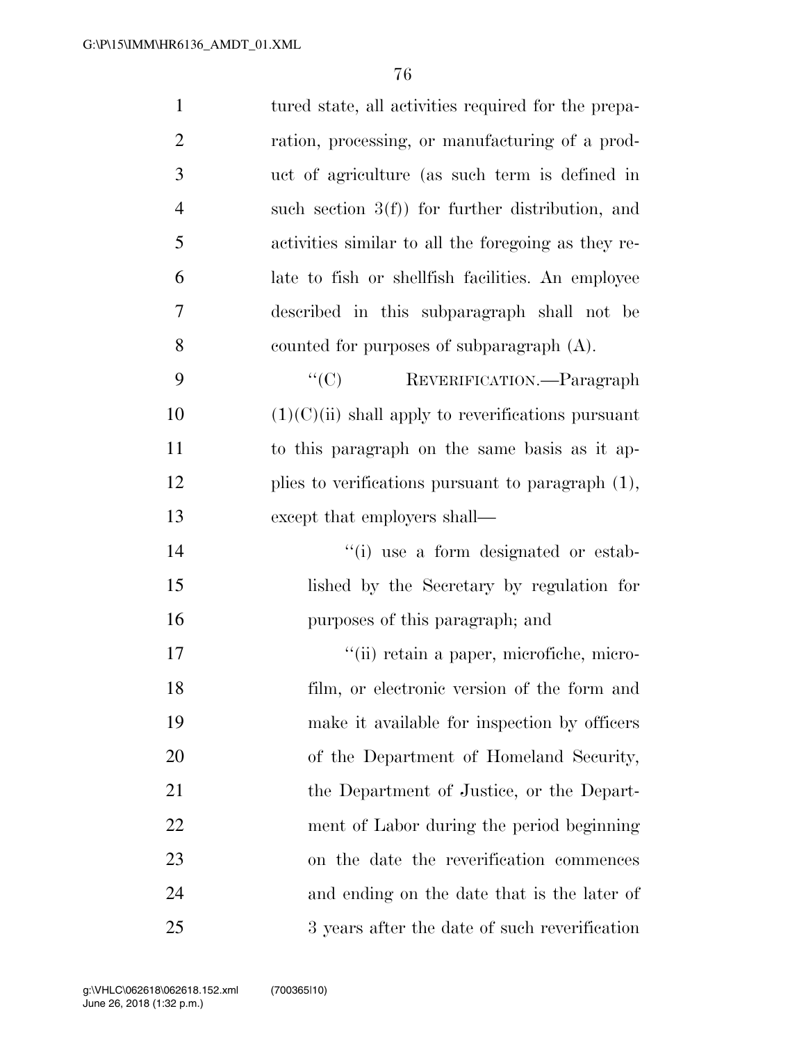tured state, all activities required for the preparation, processing, or manufacturing of a product of agriculture (as such term is defined in such section 3(f)) for further distribution, and activities similar to all the foregoing as they relate to fish or shellfish facilities. An employee described in this subparagraph shall not be counted for purposes of subparagraph (A).

"(C) REVERIFICATION.—Paragraph (1)(C)(ii) shall apply to reverifications pursuant to this paragraph on the same basis as it applies to verifications pursuant to paragraph (1), except that employers shall—

"(i) use a form designated or established by the Secretary by regulation for purposes of this paragraph; and

"(ii) retain a paper, microfiche, microfilm, or electronic version of the form and make it available for inspection by officers of the Department of Homeland Security, the Department of Justice, or the Department of Labor during the period beginning on the date the reverification commences and ending on the date that is the later of 3 years after the date of such reverification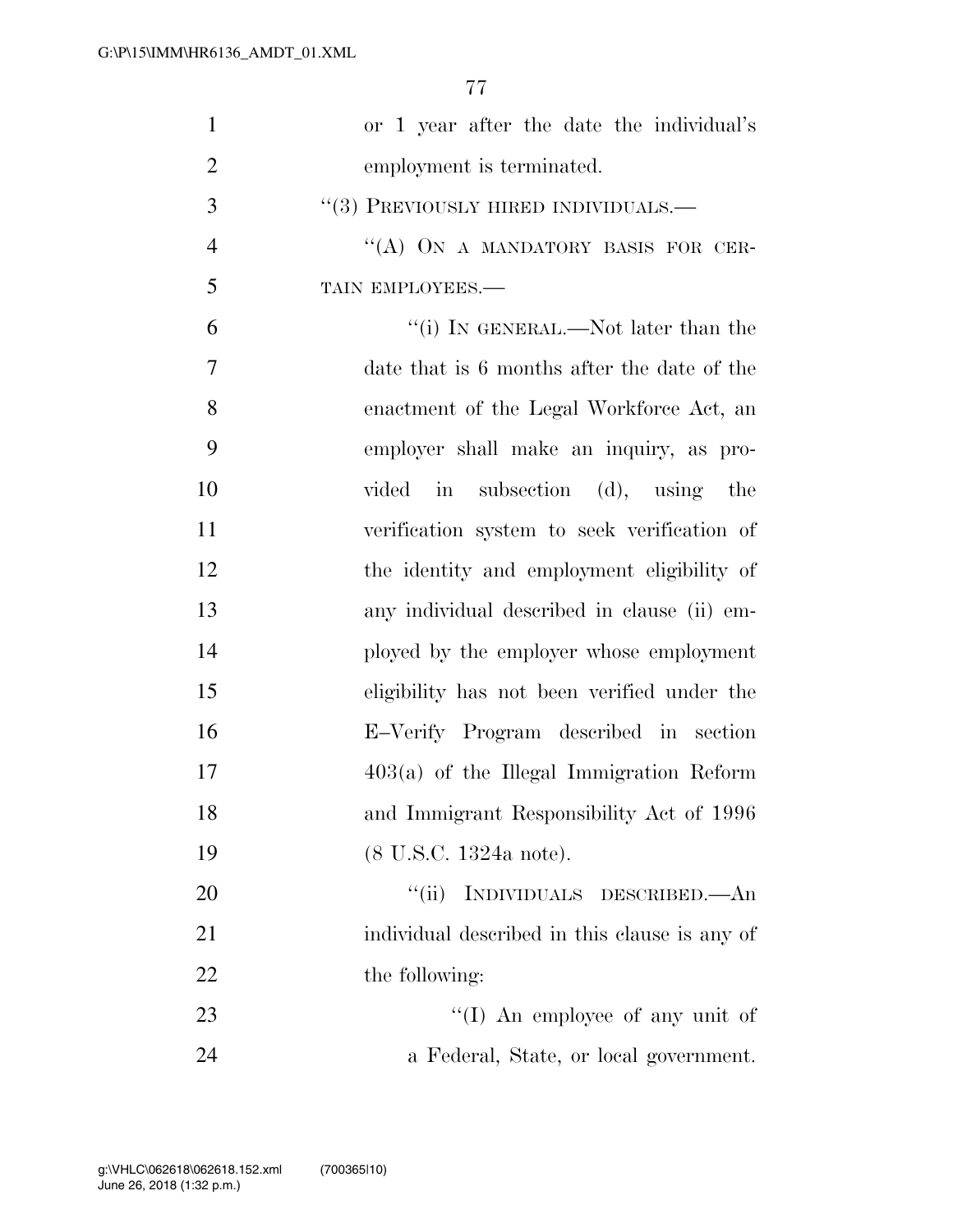or 1 year after the date the individual's employment is terminated.

"(3) PREVIOUSLY HIRED INDIVIDUALS.—

"(A) ON A MANDATORY BASIS FOR CERTAIN EMPLOYEES.—

"(i) IN GENERAL.—Not later than the date that is 6 months after the date of the enactment of the Legal Workforce Act, an employer shall make an inquiry, as provided in subsection (d), using the verification system to seek verification of the identity and employment eligibility of any individual described in clause (ii) employed by the employer whose employment eligibility has not been verified under the E–Verify Program described in section 403(a) of the Illegal Immigration Reform and Immigrant Responsibility Act of 1996 (8 U.S.C. 1324a note).

"(ii) INDIVIDUALS DESCRIBED.—An individual described in this clause is any of the following:

"(I) An employee of any unit of a Federal, State, or local government.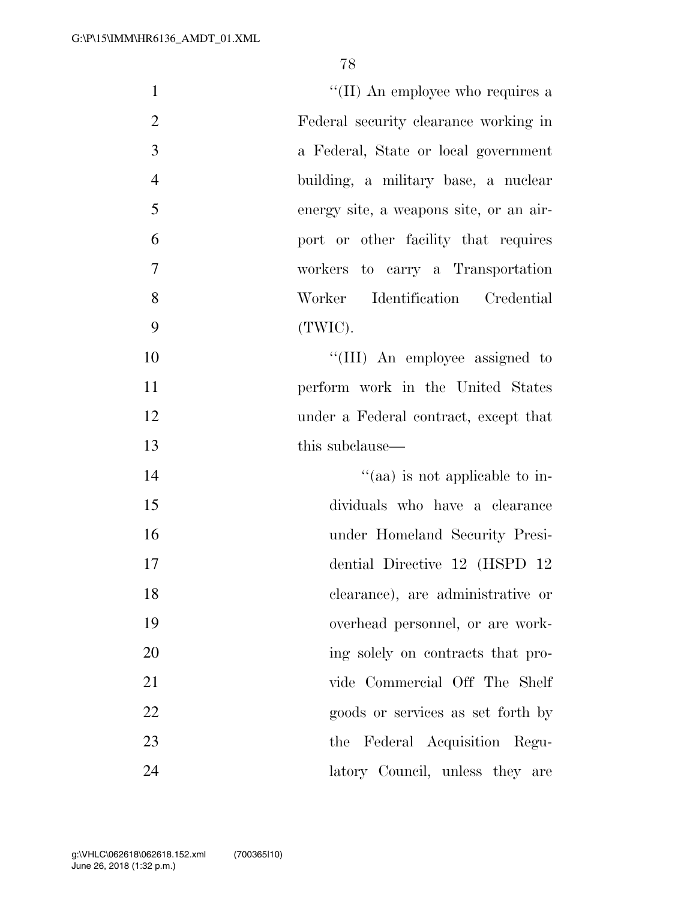''(II) An employee who requires a Federal security clearance working in a Federal, State or local government building, a military base, a nuclear energy site, a weapons site, or an airport or other facility that requires workers to carry a Transportation Worker Identification Credential (TWIC).

''(III) An employee assigned to perform work in the United States under a Federal contract, except that this subclause—

''(aa) is not applicable to individuals who have a clearance under Homeland Security Presidential Directive 12 (HSPD 12 clearance), are administrative or overhead personnel, or are working solely on contracts that provide Commercial Off The Shelf goods or services as set forth by the Federal Acquisition Regulatory Council, unless they are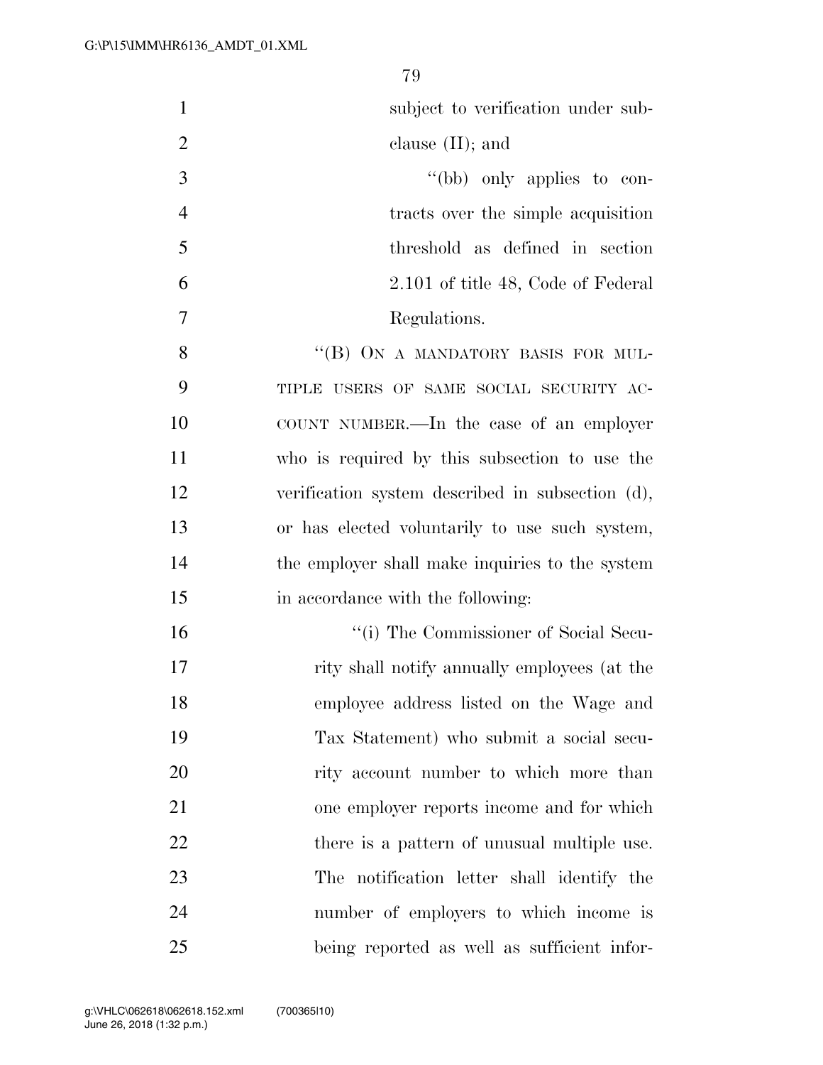subject to verification under subclause (II); and

"(bb) only applies to contracts over the simple acquisition threshold as defined in section 2.101 of title 48, Code of Federal Regulations.

"(B) ON A MANDATORY BASIS FOR MULTIPLE USERS OF SAME SOCIAL SECURITY ACCOUNT NUMBER.—In the case of an employer who is required by this subsection to use the verification system described in subsection (d), or has elected voluntarily to use such system, the employer shall make inquiries to the system in accordance with the following:

"(i) The Commissioner of Social Security shall notify annually employees (at the employee address listed on the Wage and Tax Statement) who submit a social security account number to which more than one employer reports income and for which there is a pattern of unusual multiple use. The notification letter shall identify the number of employers to which income is being reported as well as sufficient infor-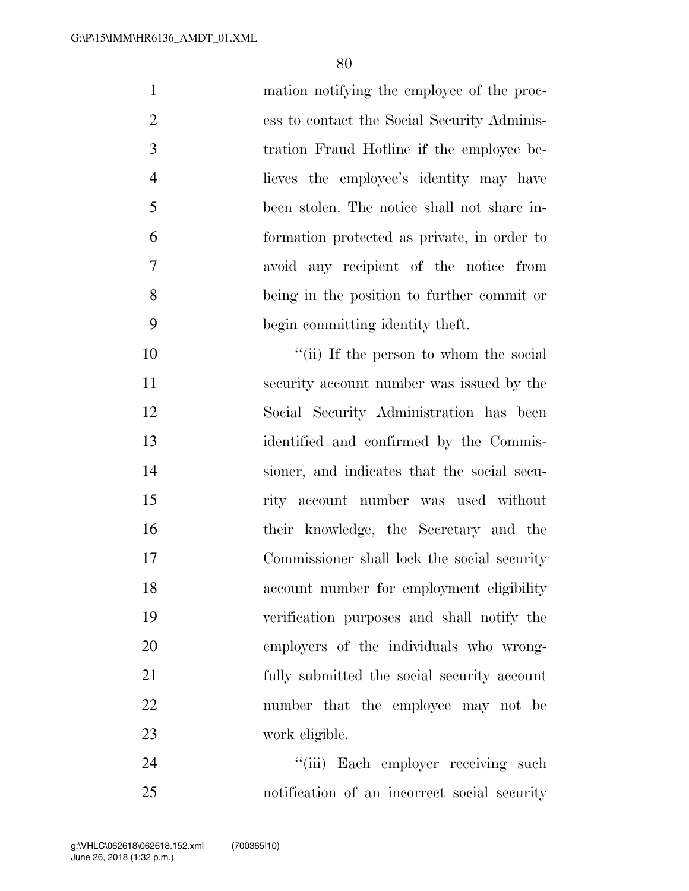mation notifying the employee of the process to contact the Social Security Administration Fraud Hotline if the employee believes the employee's identity may have been stolen. The notice shall not share information protected as private, in order to avoid any recipient of the notice from being in the position to further commit or begin committing identity theft.

''(ii) If the person to whom the social security account number was issued by the Social Security Administration has been identified and confirmed by the Commissioner, and indicates that the social security account number was used without their knowledge, the Secretary and the Commissioner shall lock the social security account number for employment eligibility verification purposes and shall notify the employers of the individuals who wrongfully submitted the social security account number that the employee may not be work eligible.

''(iii) Each employer receiving such notification of an incorrect social security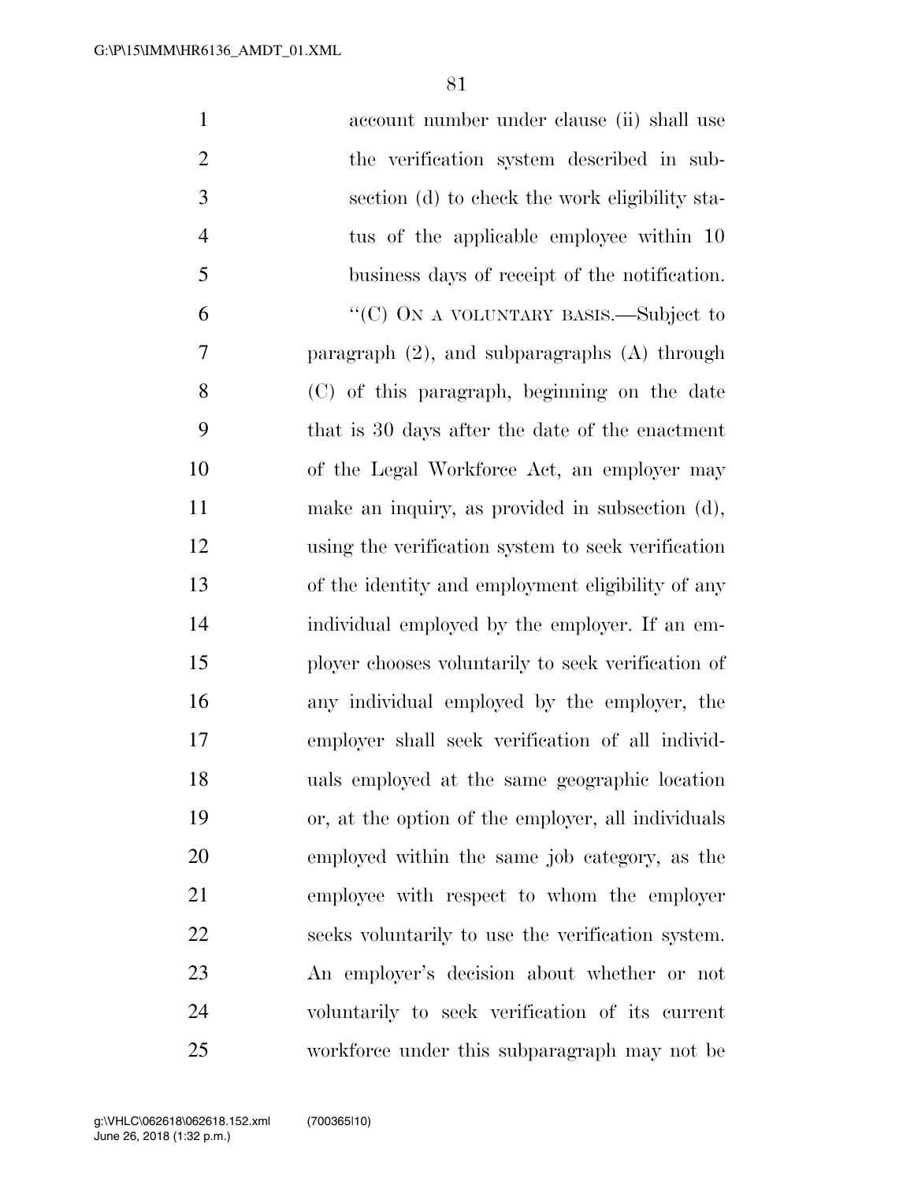account number under clause (ii) shall use the verification system described in subsection (d) to check the work eligibility status of the applicable employee within 10 business days of receipt of the notification.

"(C) ON A VOLUNTARY BASIS.—Subject to paragraph (2), and subparagraphs (A) through (C) of this paragraph, beginning on the date that is 30 days after the date of the enactment of the Legal Workforce Act, an employer may make an inquiry, as provided in subsection (d), using the verification system to seek verification of the identity and employment eligibility of any individual employed by the employer. If an employer chooses voluntarily to seek verification of any individual employed by the employer, the employer shall seek verification of all individuals employed at the same geographic location or, at the option of the employer, all individuals employed within the same job category, as the employee with respect to whom the employer seeks voluntarily to use the verification system. An employer's decision about whether or not voluntarily to seek verification of its current workforce under this subparagraph may not be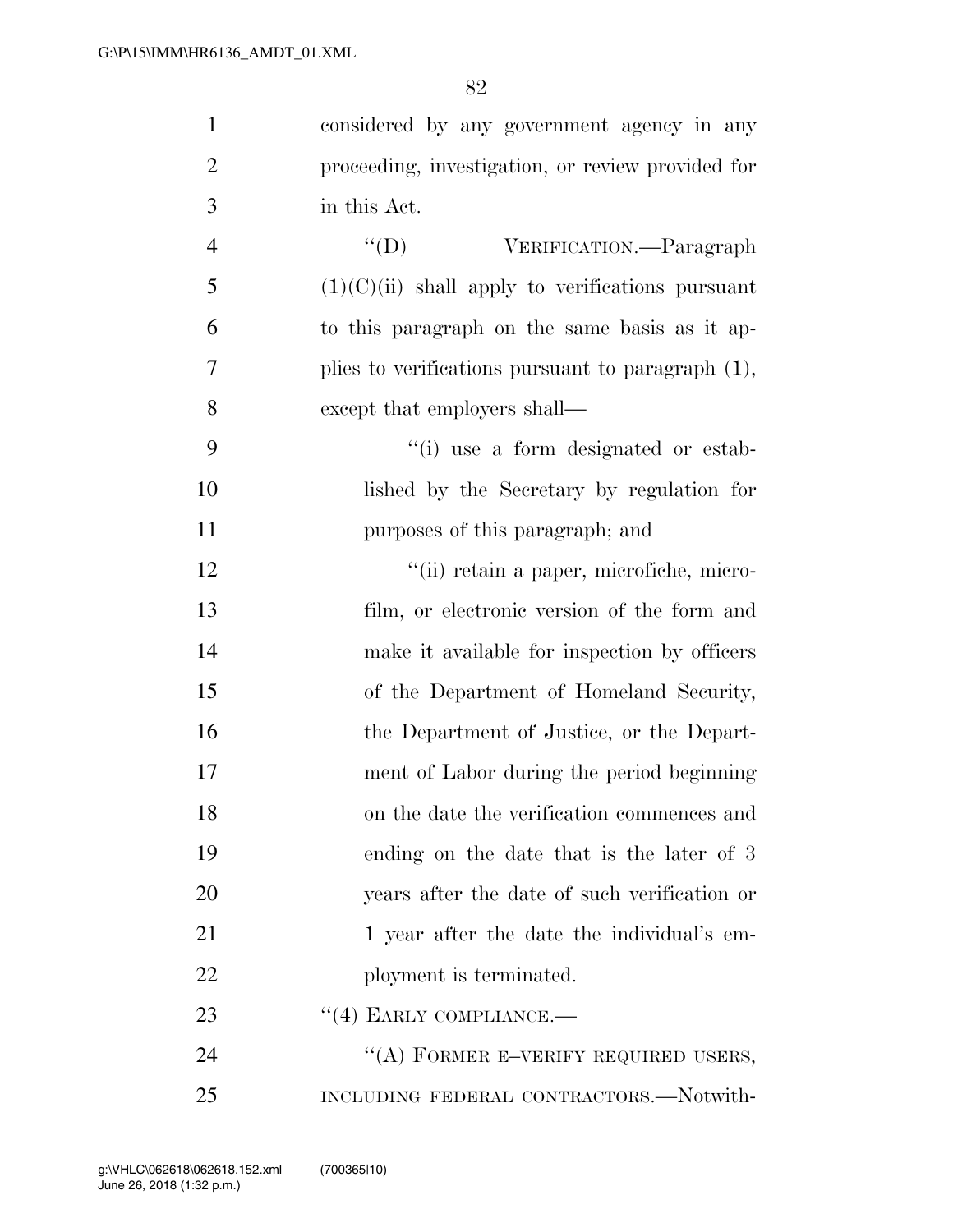considered by any government agency in any proceeding, investigation, or review provided for in this Act.

"(D) VERIFICATION.—Paragraph (1)(C)(ii) shall apply to verifications pursuant to this paragraph on the same basis as it applies to verifications pursuant to paragraph (1), except that employers shall—

"(i) use a form designated or established by the Secretary by regulation for purposes of this paragraph; and

"(ii) retain a paper, microfiche, microfilm, or electronic version of the form and make it available for inspection by officers of the Department of Homeland Security, the Department of Justice, or the Department of Labor during the period beginning on the date the verification commences and ending on the date that is the later of 3 years after the date of such verification or 1 year after the date the individual's employment is terminated.

"(4) EARLY COMPLIANCE.—

"(A) FORMER E–VERIFY REQUIRED USERS, INCLUDING FEDERAL CONTRACTORS.—Notwith-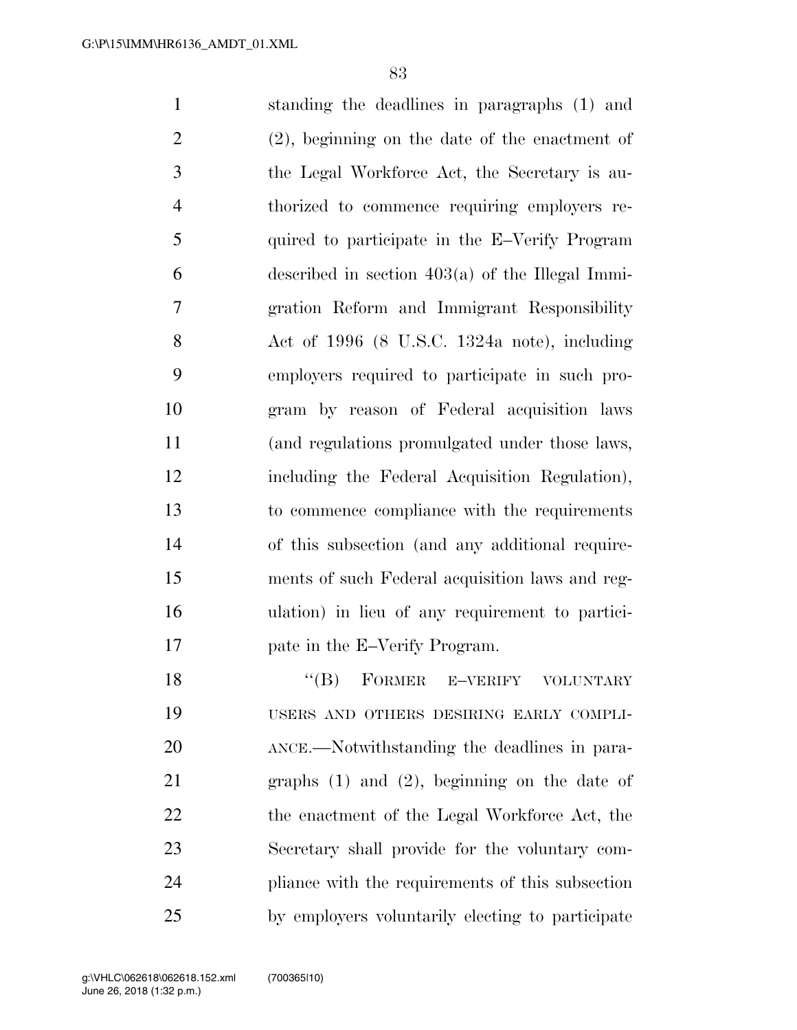standing the deadlines in paragraphs (1) and (2), beginning on the date of the enactment of the Legal Workforce Act, the Secretary is authorized to commence requiring employers required to participate in the E–Verify Program described in section 403(a) of the Illegal Immigration Reform and Immigrant Responsibility Act of 1996 (8 U.S.C. 1324a note), including employers required to participate in such program by reason of Federal acquisition laws (and regulations promulgated under those laws, including the Federal Acquisition Regulation), to commence compliance with the requirements of this subsection (and any additional requirements of such Federal acquisition laws and regulation) in lieu of any requirement to participate in the E–Verify Program.

"(B) FORMER E–VERIFY VOLUNTARY USERS AND OTHERS DESIRING EARLY COMPLIANCE.—Notwithstanding the deadlines in paragraphs (1) and (2), beginning on the date of the enactment of the Legal Workforce Act, the Secretary shall provide for the voluntary compliance with the requirements of this subsection by employers voluntarily electing to participate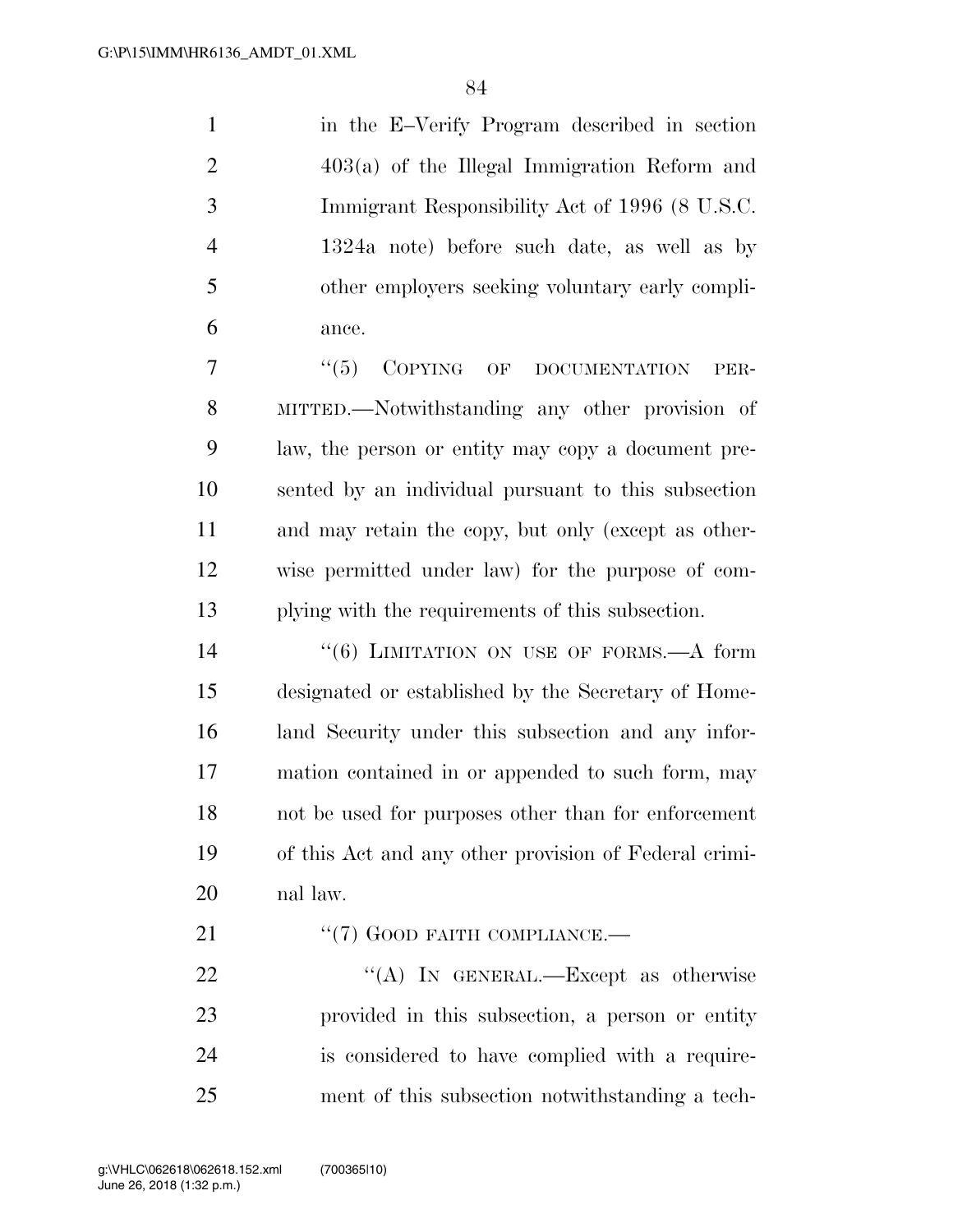in the E–Verify Program described in section 403(a) of the Illegal Immigration Reform and Immigrant Responsibility Act of 1996 (8 U.S.C. 1324a note) before such date, as well as by other employers seeking voluntary early compliance.

''(5) COPYING OF DOCUMENTATION PERMITTED.—Notwithstanding any other provision of law, the person or entity may copy a document presented by an individual pursuant to this subsection and may retain the copy, but only (except as otherwise permitted under law) for the purpose of complying with the requirements of this subsection.

''(6) LIMITATION ON USE OF FORMS.—A form designated or established by the Secretary of Homeland Security under this subsection and any information contained in or appended to such form, may not be used for purposes other than for enforcement of this Act and any other provision of Federal criminal law.

''(7) GOOD FAITH COMPLIANCE.—

''(A) IN GENERAL.—Except as otherwise provided in this subsection, a person or entity is considered to have complied with a requirement of this subsection notwithstanding a tech-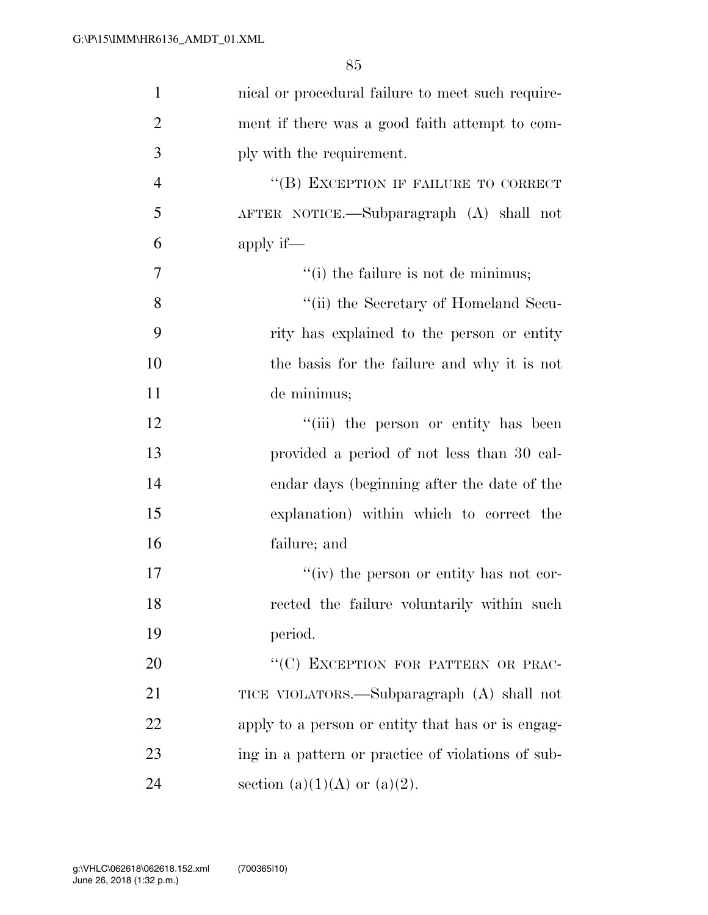nical or procedural failure to meet such requirement if there was a good faith attempt to comply with the requirement.

"(B) EXCEPTION IF FAILURE TO CORRECT AFTER NOTICE.—Subparagraph (A) shall not apply if—

"(i) the failure is not de minimus;

"(ii) the Secretary of Homeland Security has explained to the person or entity the basis for the failure and why it is not de minimus;

"(iii) the person or entity has been provided a period of not less than 30 calendar days (beginning after the date of the explanation) within which to correct the failure; and

"(iv) the person or entity has not corrected the failure voluntarily within such period.

"(C) EXCEPTION FOR PATTERN OR PRACTICE VIOLATORS.—Subparagraph (A) shall not apply to a person or entity that has or is engaging in a pattern or practice of violations of subsection (a)(1)(A) or (a)(2).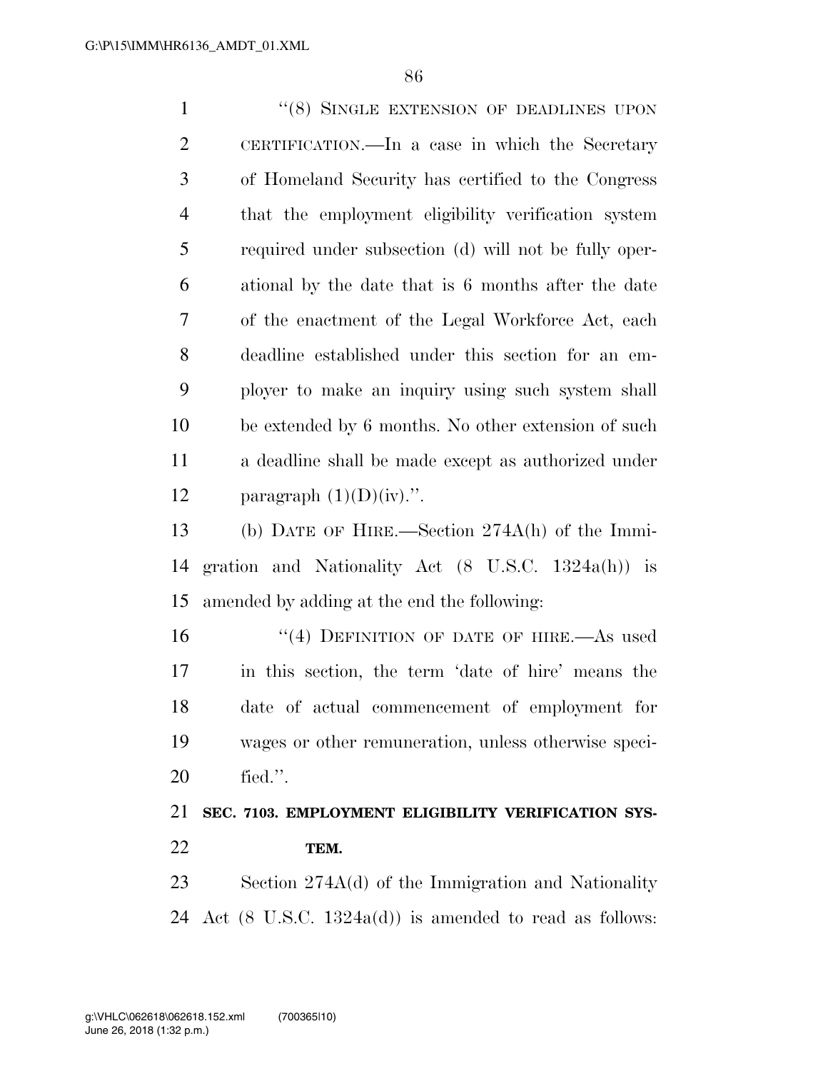"(8) SINGLE EXTENSION OF DEADLINES UPON CERTIFICATION.—In a case in which the Secretary of Homeland Security has certified to the Congress that the employment eligibility verification system required under subsection (d) will not be fully operational by the date that is 6 months after the date of the enactment of the Legal Workforce Act, each deadline established under this section for an employer to make an inquiry using such system shall be extended by 6 months. No other extension of such a deadline shall be made except as authorized under paragraph (1)(D)(iv).".

(b) DATE OF HIRE.—Section 274A(h) of the Immigration and Nationality Act (8 U.S.C. 1324a(h)) is amended by adding at the end the following:

"(4) DEFINITION OF DATE OF HIRE.—As used in this section, the term 'date of hire' means the date of actual commencement of employment for wages or other remuneration, unless otherwise specified.".

**SEC. 7103. EMPLOYMENT ELIGIBILITY VERIFICATION SYSTEM.**

Section 274A(d) of the Immigration and Nationality Act (8 U.S.C. 1324a(d)) is amended to read as follows: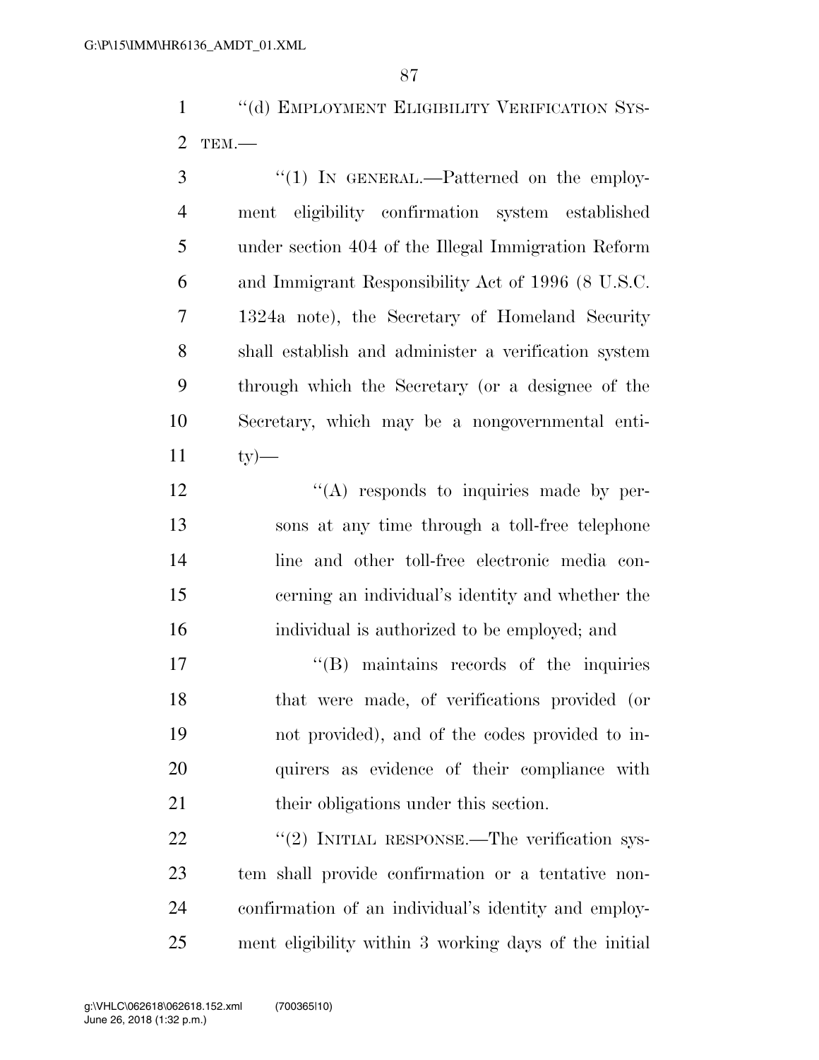''(d) EMPLOYMENT ELIGIBILITY VERIFICATION SYSTEM.—

''(1) IN GENERAL.—Patterned on the employment eligibility confirmation system established under section 404 of the Illegal Immigration Reform and Immigrant Responsibility Act of 1996 (8 U.S.C. 1324a note), the Secretary of Homeland Security shall establish and administer a verification system through which the Secretary (or a designee of the Secretary, which may be a nongovernmental entity)—

''(A) responds to inquiries made by persons at any time through a toll-free telephone line and other toll-free electronic media concerning an individual's identity and whether the individual is authorized to be employed; and

''(B) maintains records of the inquiries that were made, of verifications provided (or not provided), and of the codes provided to inquirers as evidence of their compliance with their obligations under this section.

''(2) INITIAL RESPONSE.—The verification system shall provide confirmation or a tentative nonconfirmation of an individual's identity and employment eligibility within 3 working days of the initial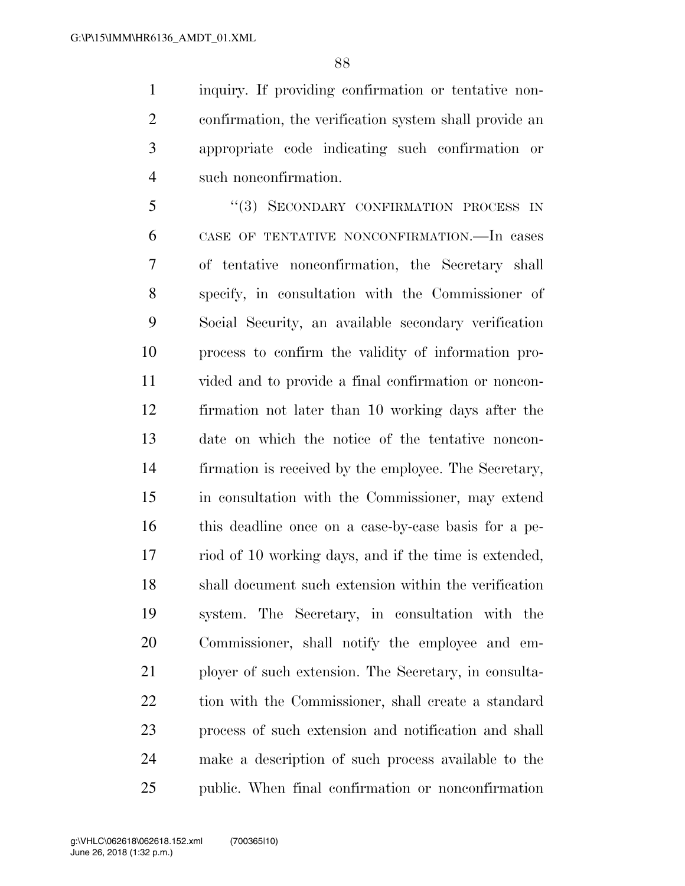inquiry. If providing confirmation or tentative nonconfirmation, the verification system shall provide an appropriate code indicating such confirmation or such nonconfirmation.

"(3) SECONDARY CONFIRMATION PROCESS IN CASE OF TENTATIVE NONCONFIRMATION.—In cases of tentative nonconfirmation, the Secretary shall specify, in consultation with the Commissioner of Social Security, an available secondary verification process to confirm the validity of information provided and to provide a final confirmation or nonconfirmation not later than 10 working days after the date on which the notice of the tentative nonconfirmation is received by the employee. The Secretary, in consultation with the Commissioner, may extend this deadline once on a case-by-case basis for a period of 10 working days, and if the time is extended, shall document such extension within the verification system. The Secretary, in consultation with the Commissioner, shall notify the employee and employer of such extension. The Secretary, in consultation with the Commissioner, shall create a standard process of such extension and notification and shall make a description of such process available to the public. When final confirmation or nonconfirmation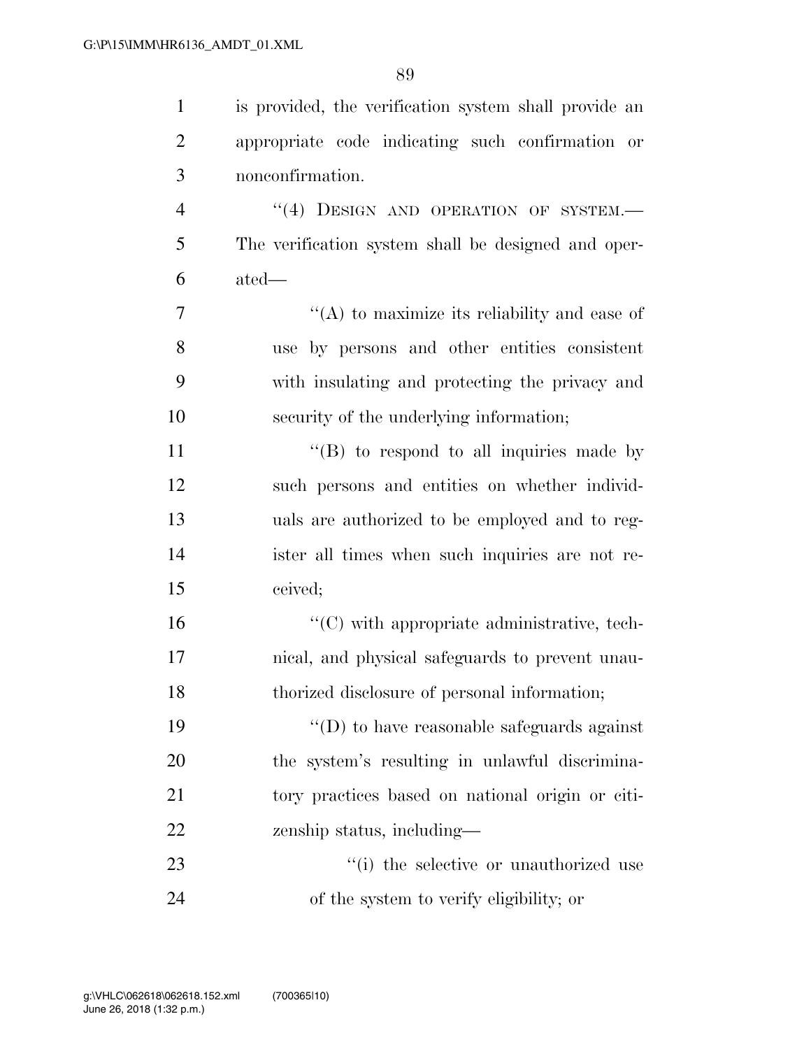is provided, the verification system shall provide an appropriate code indicating such confirmation or nonconfirmation.

"(4) DESIGN AND OPERATION OF SYSTEM.—The verification system shall be designed and operated—

"(A) to maximize its reliability and ease of use by persons and other entities consistent with insulating and protecting the privacy and security of the underlying information;

"(B) to respond to all inquiries made by such persons and entities on whether individuals are authorized to be employed and to register all times when such inquiries are not received;

"(C) with appropriate administrative, technical, and physical safeguards to prevent unauthorized disclosure of personal information;

"(D) to have reasonable safeguards against the system's resulting in unlawful discriminatory practices based on national origin or citizenship status, including—

"(i) the selective or unauthorized use of the system to verify eligibility; or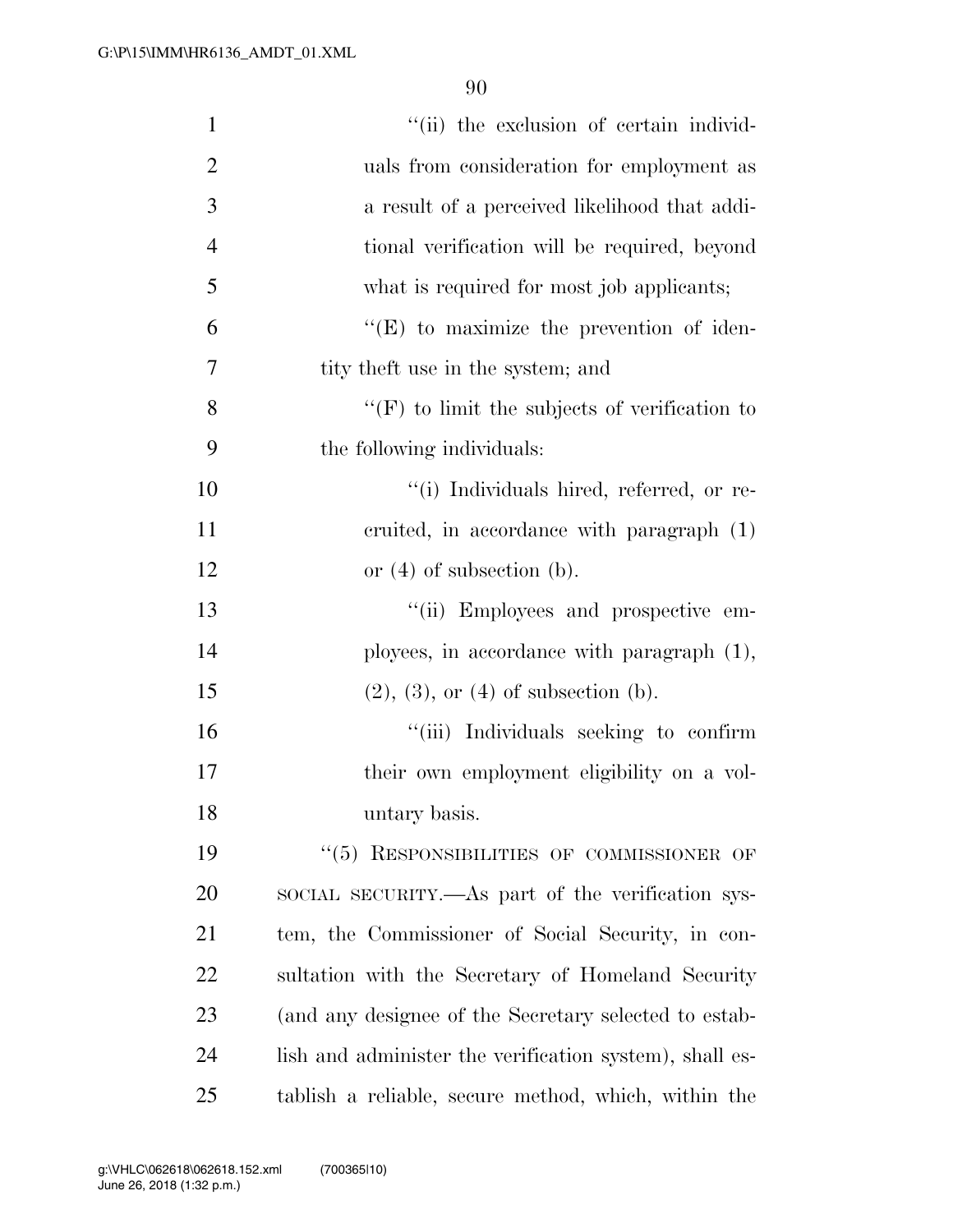"(ii) the exclusion of certain individuals from consideration for employment as a result of a perceived likelihood that additional verification will be required, beyond what is required for most job applicants;

"(E) to maximize the prevention of identity theft use in the system; and

"(F) to limit the subjects of verification to the following individuals:

"(i) Individuals hired, referred, or recruited, in accordance with paragraph (1) or (4) of subsection (b).

"(ii) Employees and prospective employees, in accordance with paragraph (1), (2), (3), or (4) of subsection (b).

"(iii) Individuals seeking to confirm their own employment eligibility on a voluntary basis.

"(5) RESPONSIBILITIES OF COMMISSIONER OF SOCIAL SECURITY.—As part of the verification system, the Commissioner of Social Security, in consultation with the Secretary of Homeland Security (and any designee of the Secretary selected to establish and administer the verification system), shall establish a reliable, secure method, which, within the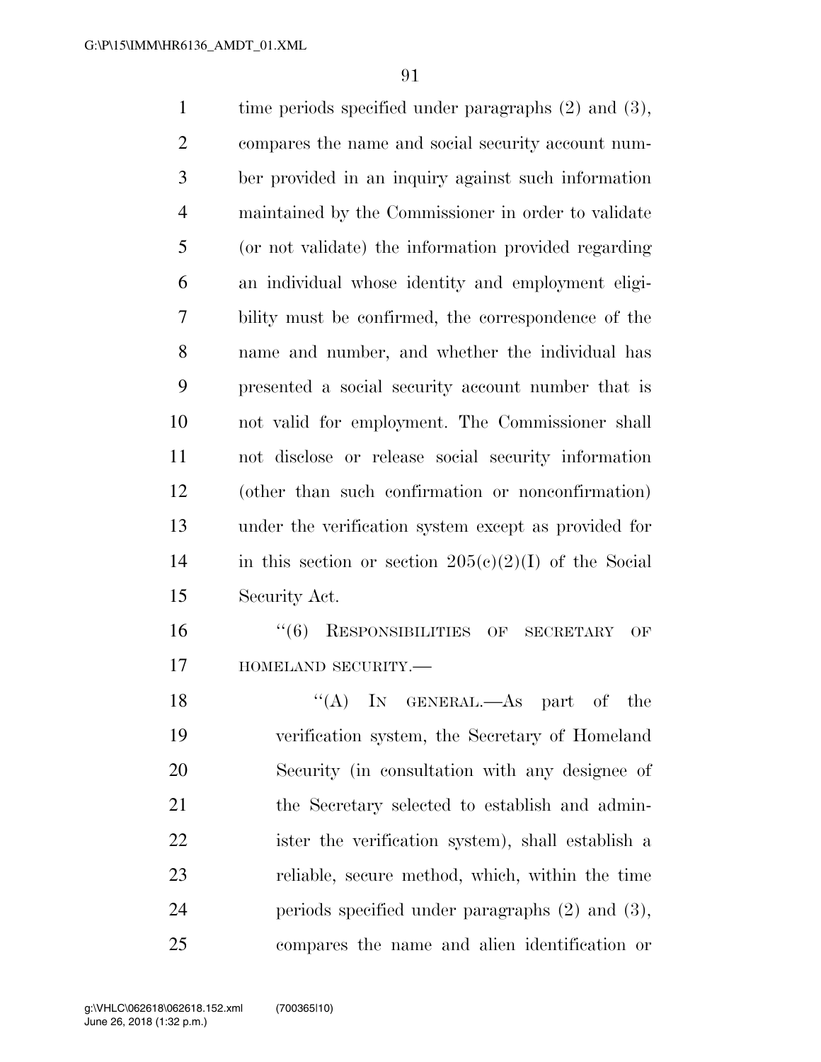time periods specified under paragraphs (2) and (3), compares the name and social security account number provided in an inquiry against such information maintained by the Commissioner in order to validate (or not validate) the information provided regarding an individual whose identity and employment eligibility must be confirmed, the correspondence of the name and number, and whether the individual has presented a social security account number that is not valid for employment. The Commissioner shall not disclose or release social security information (other than such confirmation or nonconfirmation) under the verification system except as provided for in this section or section 205(c)(2)(I) of the Social Security Act.

"(6) RESPONSIBILITIES OF SECRETARY OF HOMELAND SECURITY.—

"(A) IN GENERAL.—As part of the verification system, the Secretary of Homeland Security (in consultation with any designee of the Secretary selected to establish and administer the verification system), shall establish a reliable, secure method, which, within the time periods specified under paragraphs (2) and (3), compares the name and alien identification or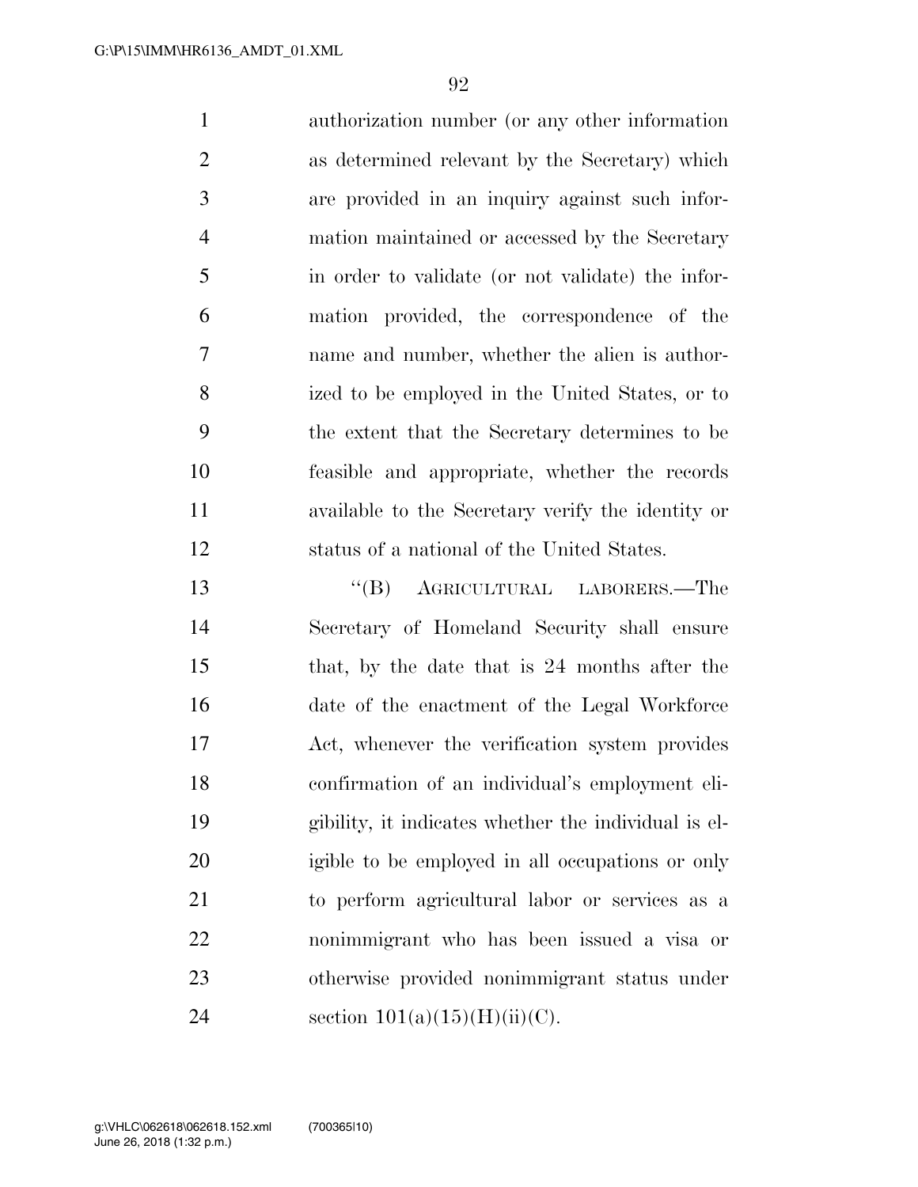authorization number (or any other information as determined relevant by the Secretary) which are provided in an inquiry against such information maintained or accessed by the Secretary in order to validate (or not validate) the information provided, the correspondence of the name and number, whether the alien is authorized to be employed in the United States, or to the extent that the Secretary determines to be feasible and appropriate, whether the records available to the Secretary verify the identity or status of a national of the United States.

"(B) AGRICULTURAL LABORERS.—The Secretary of Homeland Security shall ensure that, by the date that is 24 months after the date of the enactment of the Legal Workforce Act, whenever the verification system provides confirmation of an individual's employment eligibility, it indicates whether the individual is eligible to be employed in all occupations or only to perform agricultural labor or services as a nonimmigrant who has been issued a visa or otherwise provided nonimmigrant status under section 101(a)(15)(H)(ii)(C).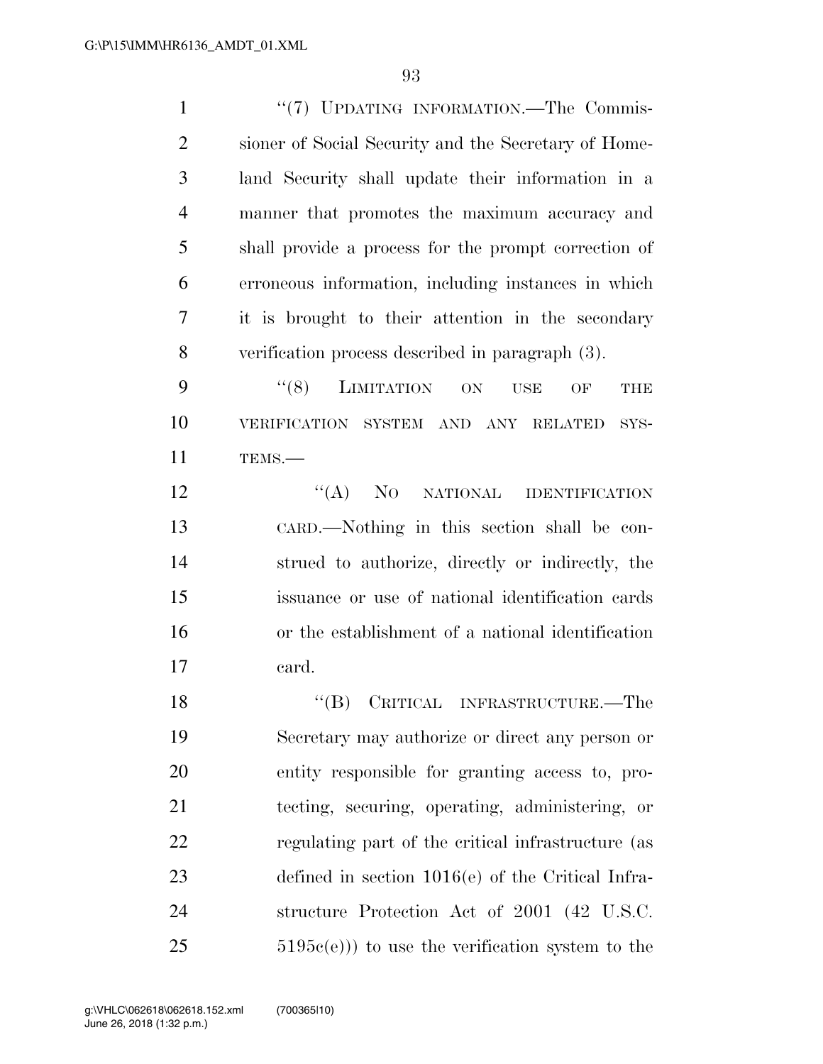"(7) UPDATING INFORMATION.—The Commissioner of Social Security and the Secretary of Homeland Security shall update their information in a manner that promotes the maximum accuracy and shall provide a process for the prompt correction of erroneous information, including instances in which it is brought to their attention in the secondary verification process described in paragraph (3).

"(8) LIMITATION ON USE OF THE VERIFICATION SYSTEM AND ANY RELATED SYSTEMS.—

"(A) NO NATIONAL IDENTIFICATION CARD.—Nothing in this section shall be construed to authorize, directly or indirectly, the issuance or use of national identification cards or the establishment of a national identification card.

"(B) CRITICAL INFRASTRUCTURE.—The Secretary may authorize or direct any person or entity responsible for granting access to, protecting, securing, operating, administering, or regulating part of the critical infrastructure (as defined in section 1016(e) of the Critical Infrastructure Protection Act of 2001 (42 U.S.C. 5195c(e))) to use the verification system to the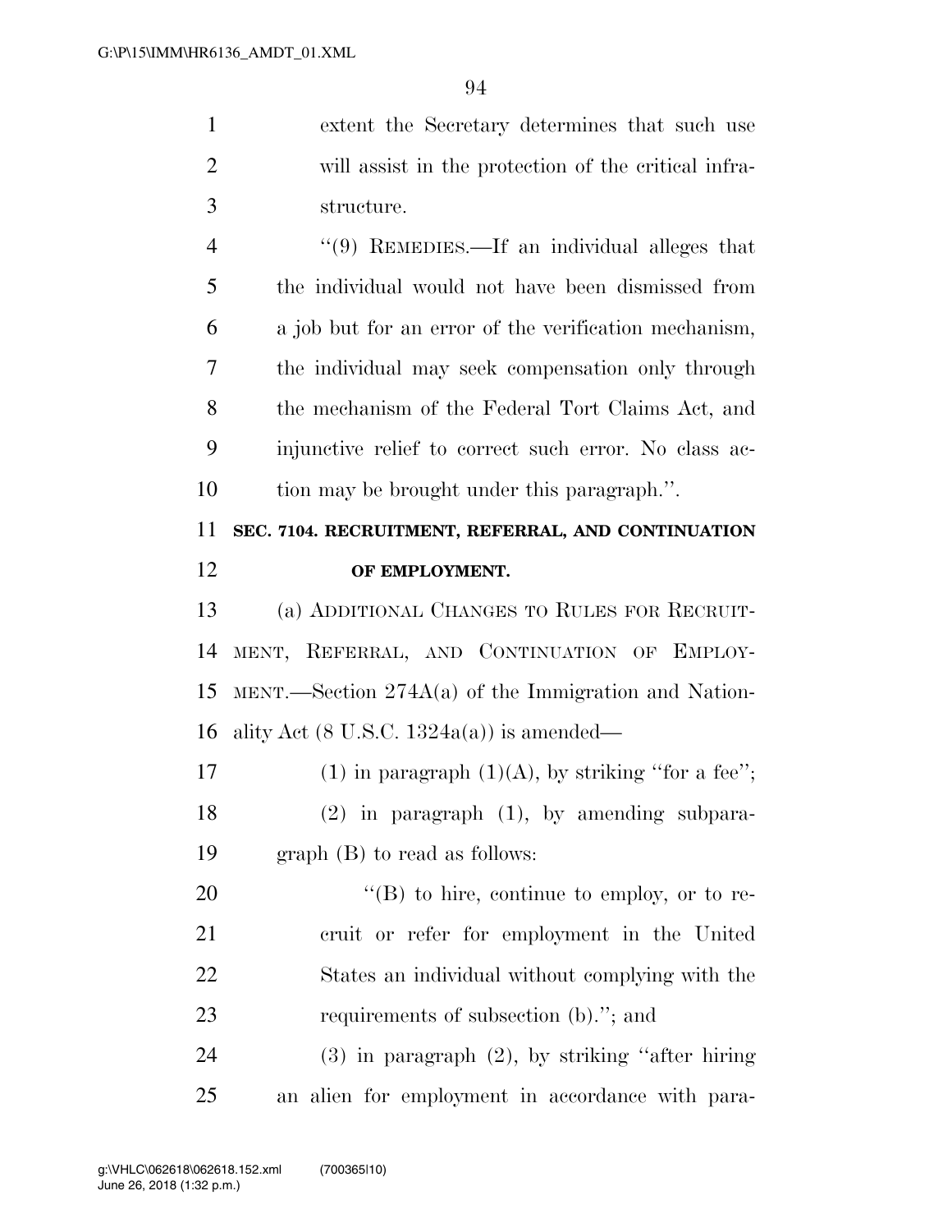extent the Secretary determines that such use will assist in the protection of the critical infrastructure.

"(9) REMEDIES.—If an individual alleges that the individual would not have been dismissed from a job but for an error of the verification mechanism, the individual may seek compensation only through the mechanism of the Federal Tort Claims Act, and injunctive relief to correct such error. No class action may be brought under this paragraph.".

**SEC. 7104. RECRUITMENT, REFERRAL, AND CONTINUATION OF EMPLOYMENT.**

(a) ADDITIONAL CHANGES TO RULES FOR RECRUITMENT, REFERRAL, AND CONTINUATION OF EMPLOYMENT.—Section 274A(a) of the Immigration and Nationality Act (8 U.S.C. 1324a(a)) is amended—

(1) in paragraph (1)(A), by striking "for a fee";

(2) in paragraph (1), by amending subparagraph (B) to read as follows:

"(B) to hire, continue to employ, or to recruit or refer for employment in the United States an individual without complying with the requirements of subsection (b)."; and

(3) in paragraph (2), by striking "after hiring an alien for employment in accordance with para-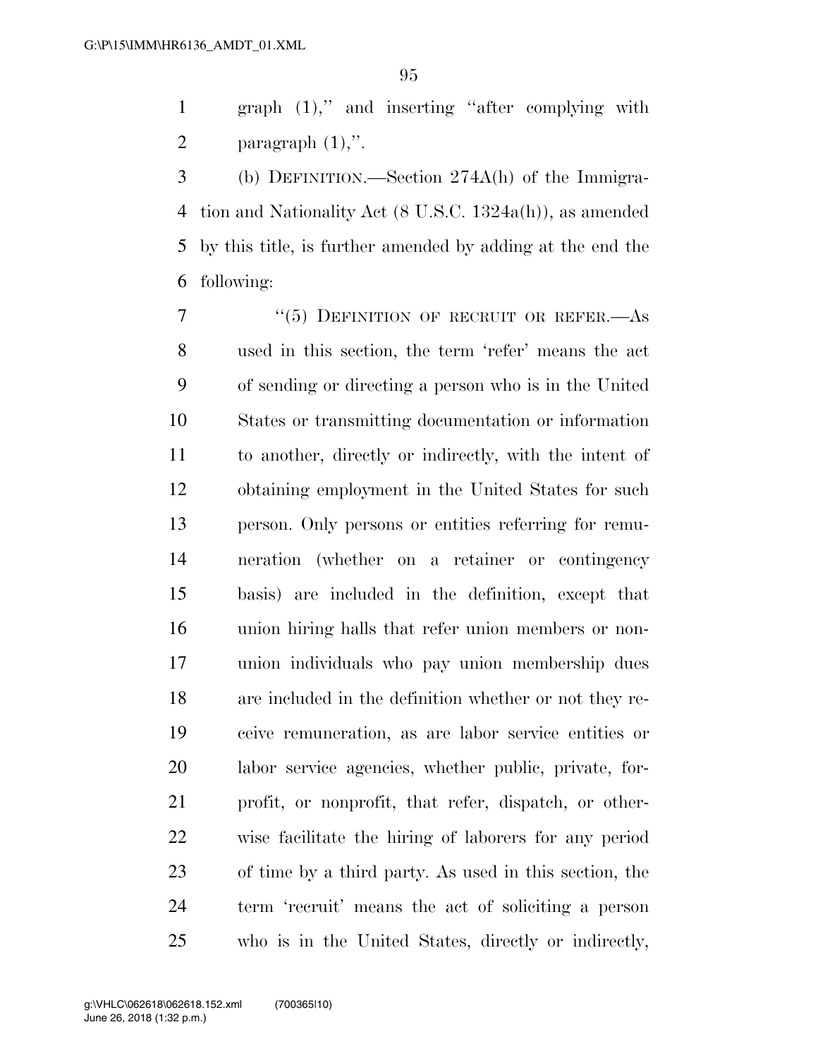graph (1)," and inserting "after complying with paragraph (1),".

(b) DEFINITION.—Section 274A(h) of the Immigration and Nationality Act (8 U.S.C. 1324a(h)), as amended by this title, is further amended by adding at the end the following:

"(5) DEFINITION OF RECRUIT OR REFER.—As used in this section, the term 'refer' means the act of sending or directing a person who is in the United States or transmitting documentation or information to another, directly or indirectly, with the intent of obtaining employment in the United States for such person. Only persons or entities referring for remuneration (whether on a retainer or contingency basis) are included in the definition, except that union hiring halls that refer union members or non-union individuals who pay union membership dues are included in the definition whether or not they receive remuneration, as are labor service entities or labor service agencies, whether public, private, for-profit, or nonprofit, that refer, dispatch, or otherwise facilitate the hiring of laborers for any period of time by a third party. As used in this section, the term 'recruit' means the act of soliciting a person who is in the United States, directly or indirectly,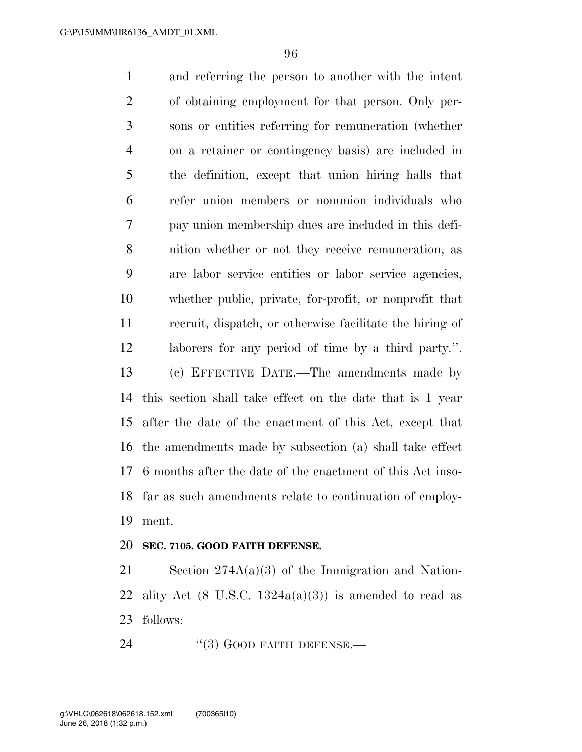and referring the person to another with the intent of obtaining employment for that person. Only persons or entities referring for remuneration (whether on a retainer or contingency basis) are included in the definition, except that union hiring halls that refer union members or nonunion individuals who pay union membership dues are included in this definition whether or not they receive remuneration, as are labor service entities or labor service agencies, whether public, private, for-profit, or nonprofit that recruit, dispatch, or otherwise facilitate the hiring of laborers for any period of time by a third party.''.

(c) EFFECTIVE DATE.—The amendments made by this section shall take effect on the date that is 1 year after the date of the enactment of this Act, except that the amendments made by subsection (a) shall take effect 6 months after the date of the enactment of this Act insofar as such amendments relate to continuation of employment.

**SEC. 7105. GOOD FAITH DEFENSE.**

Section 274A(a)(3) of the Immigration and Nationality Act (8 U.S.C. 1324a(a)(3)) is amended to read as follows:

''(3) GOOD FAITH DEFENSE.—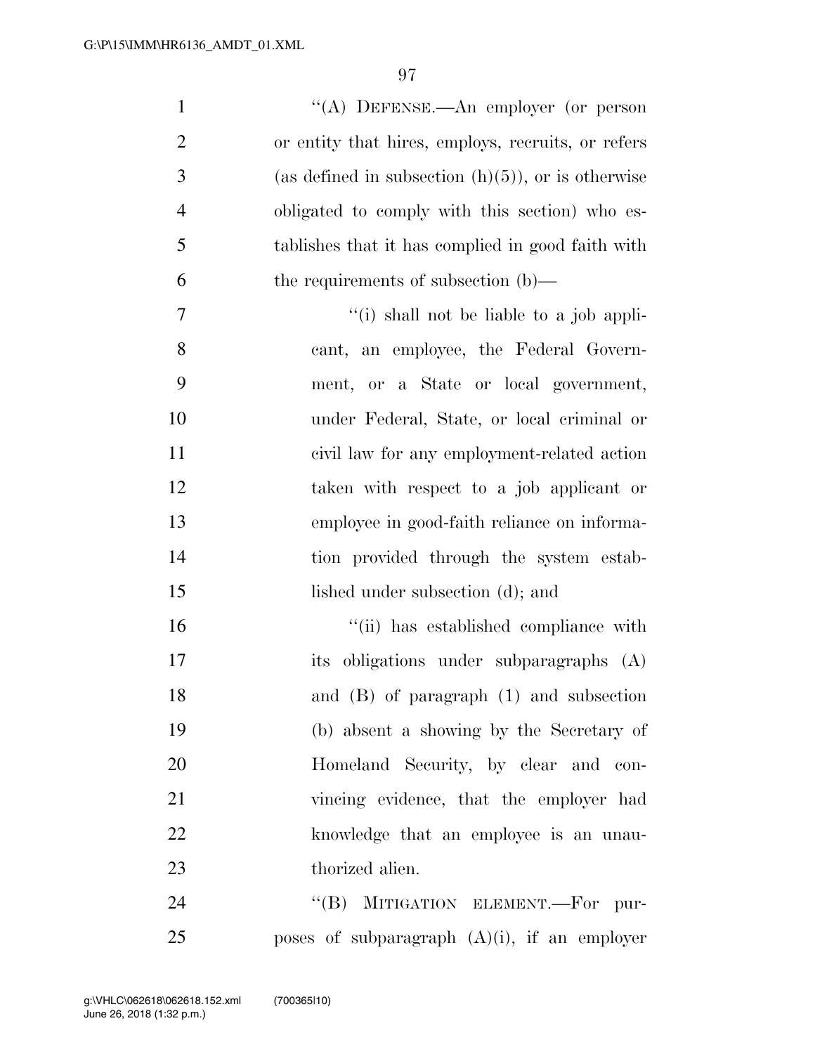''(A) DEFENSE.—An employer (or person or entity that hires, employs, recruits, or refers (as defined in subsection (h)(5)), or is otherwise obligated to comply with this section) who establishes that it has complied in good faith with the requirements of subsection (b)—

''(i) shall not be liable to a job applicant, an employee, the Federal Government, or a State or local government, under Federal, State, or local criminal or civil law for any employment-related action taken with respect to a job applicant or employee in good-faith reliance on information provided through the system established under subsection (d); and

''(ii) has established compliance with its obligations under subparagraphs (A) and (B) of paragraph (1) and subsection (b) absent a showing by the Secretary of Homeland Security, by clear and convincing evidence, that the employer had knowledge that an employee is an unauthorized alien.

''(B) MITIGATION ELEMENT.—For purposes of subparagraph (A)(i), if an employer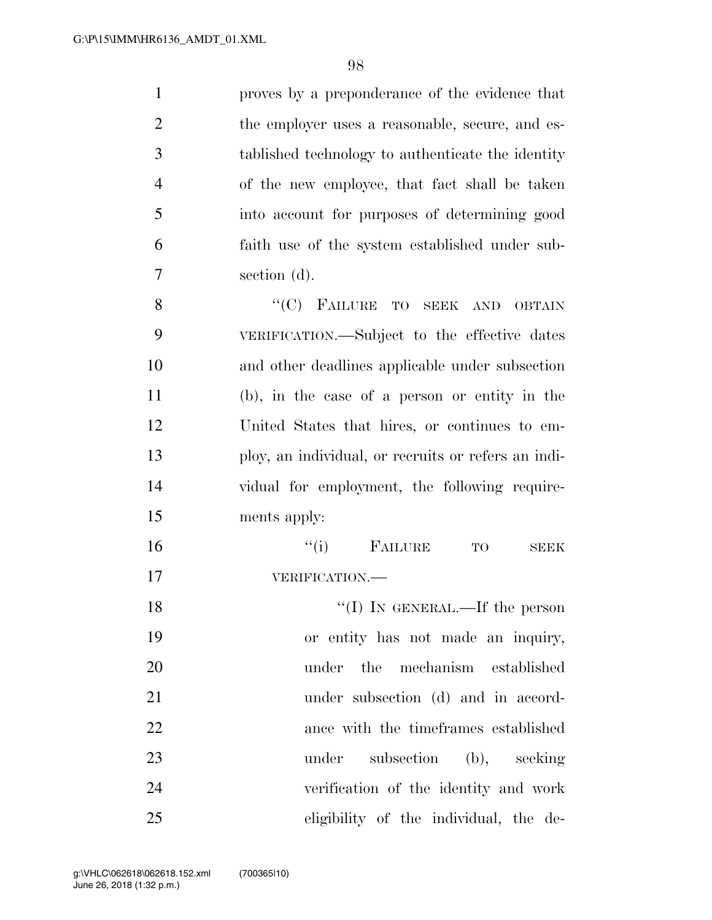proves by a preponderance of the evidence that the employer uses a reasonable, secure, and established technology to authenticate the identity of the new employee, that fact shall be taken into account for purposes of determining good faith use of the system established under subsection (d).

"(C) FAILURE TO SEEK AND OBTAIN VERIFICATION.—Subject to the effective dates and other deadlines applicable under subsection (b), in the case of a person or entity in the United States that hires, or continues to employ, an individual, or recruits or refers an individual for employment, the following requirements apply:

"(i) FAILURE TO SEEK VERIFICATION.—

"(I) IN GENERAL.—If the person or entity has not made an inquiry, under the mechanism established under subsection (d) and in accordance with the timeframes established under subsection (b), seeking verification of the identity and work eligibility of the individual, the de-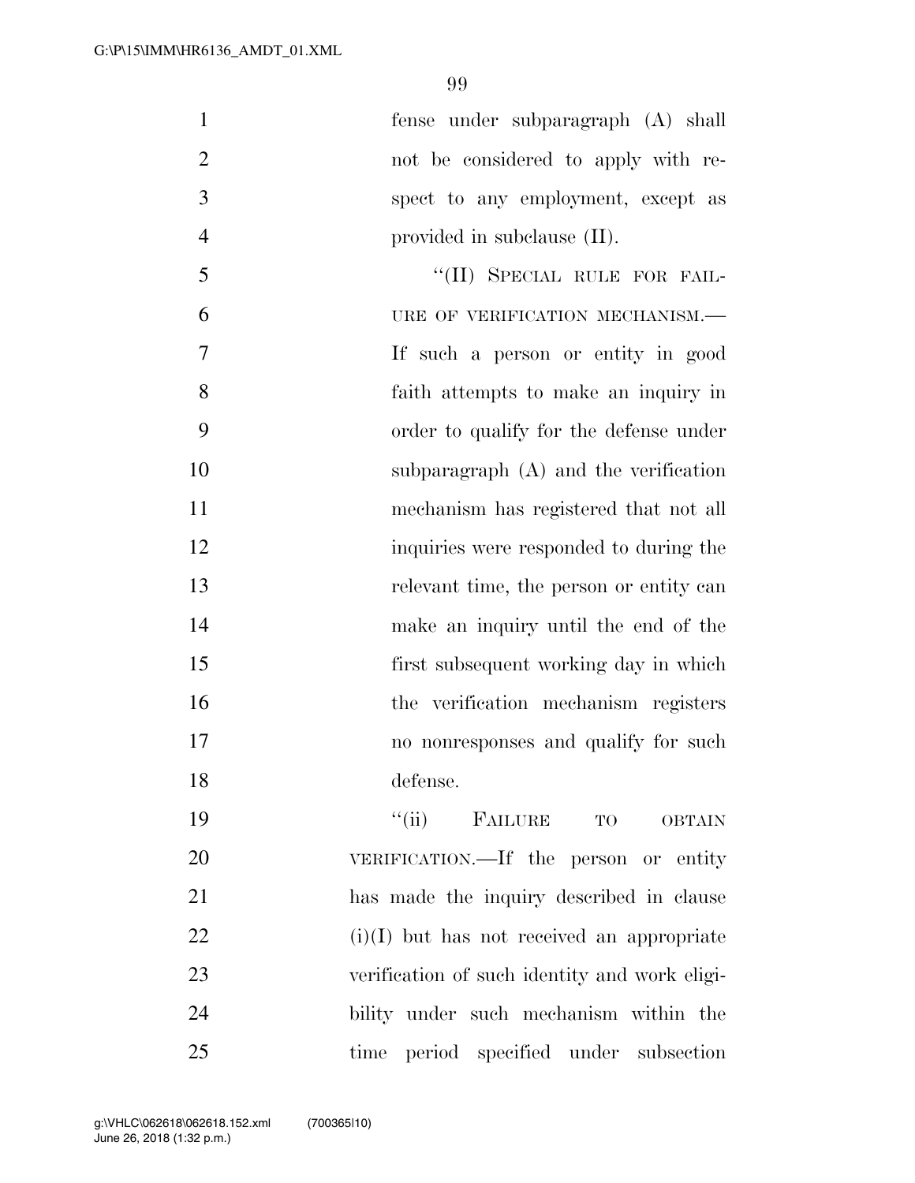fense under subparagraph (A) shall not be considered to apply with respect to any employment, except as provided in subclause (II).

"(II) SPECIAL RULE FOR FAILURE OF VERIFICATION MECHANISM.—If such a person or entity in good faith attempts to make an inquiry in order to qualify for the defense under subparagraph (A) and the verification mechanism has registered that not all inquiries were responded to during the relevant time, the person or entity can make an inquiry until the end of the first subsequent working day in which the verification mechanism registers no nonresponses and qualify for such defense.

"(ii) FAILURE TO OBTAIN VERIFICATION.—If the person or entity has made the inquiry described in clause (i)(I) but has not received an appropriate verification of such identity and work eligibility under such mechanism within the time period specified under subsection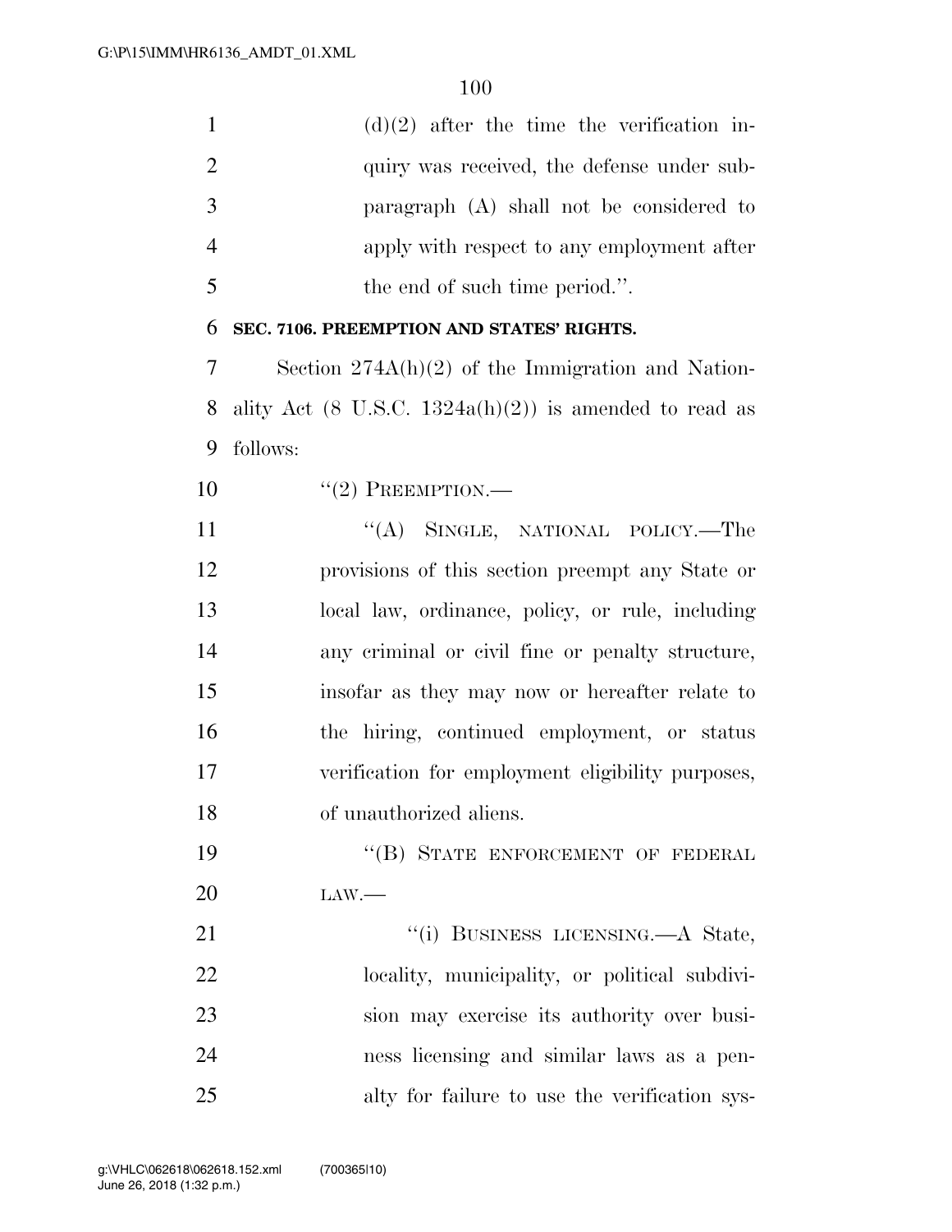(d)(2) after the time the verification inquiry was received, the defense under subparagraph (A) shall not be considered to apply with respect to any employment after the end of such time period.''.

**SEC. 7106. PREEMPTION AND STATES' RIGHTS.**

Section 274A(h)(2) of the Immigration and Nationality Act (8 U.S.C. 1324a(h)(2)) is amended to read as follows:

''(2) PREEMPTION.—

''(A) SINGLE, NATIONAL POLICY.—The provisions of this section preempt any State or local law, ordinance, policy, or rule, including any criminal or civil fine or penalty structure, insofar as they may now or hereafter relate to the hiring, continued employment, or status verification for employment eligibility purposes, of unauthorized aliens.

''(B) STATE ENFORCEMENT OF FEDERAL LAW.—

''(i) BUSINESS LICENSING.—A State, locality, municipality, or political subdivision may exercise its authority over business licensing and similar laws as a penalty for failure to use the verification sys-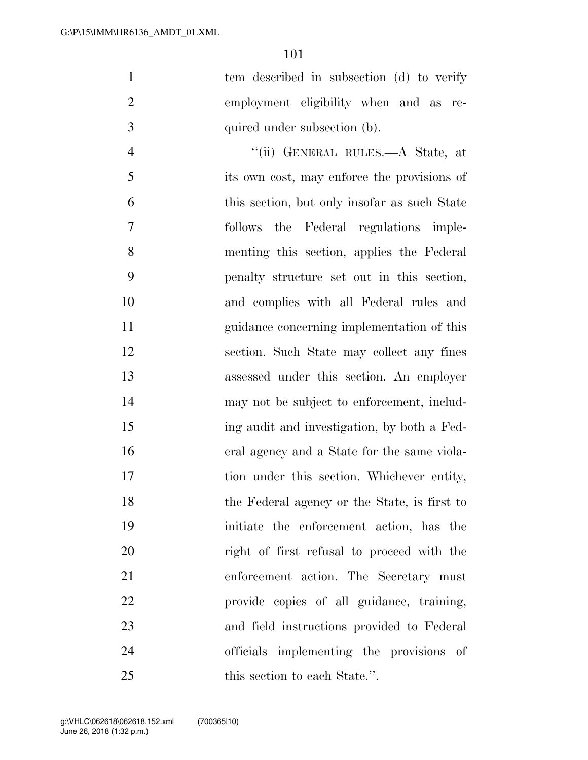tem described in subsection (d) to verify employment eligibility when and as required under subsection (b).

"(ii) GENERAL RULES.—A State, at its own cost, may enforce the provisions of this section, but only insofar as such State follows the Federal regulations implementing this section, applies the Federal penalty structure set out in this section, and complies with all Federal rules and guidance concerning implementation of this section. Such State may collect any fines assessed under this section. An employer may not be subject to enforcement, including audit and investigation, by both a Federal agency and a State for the same violation under this section. Whichever entity, the Federal agency or the State, is first to initiate the enforcement action, has the right of first refusal to proceed with the enforcement action. The Secretary must provide copies of all guidance, training, and field instructions provided to Federal officials implementing the provisions of this section to each State.".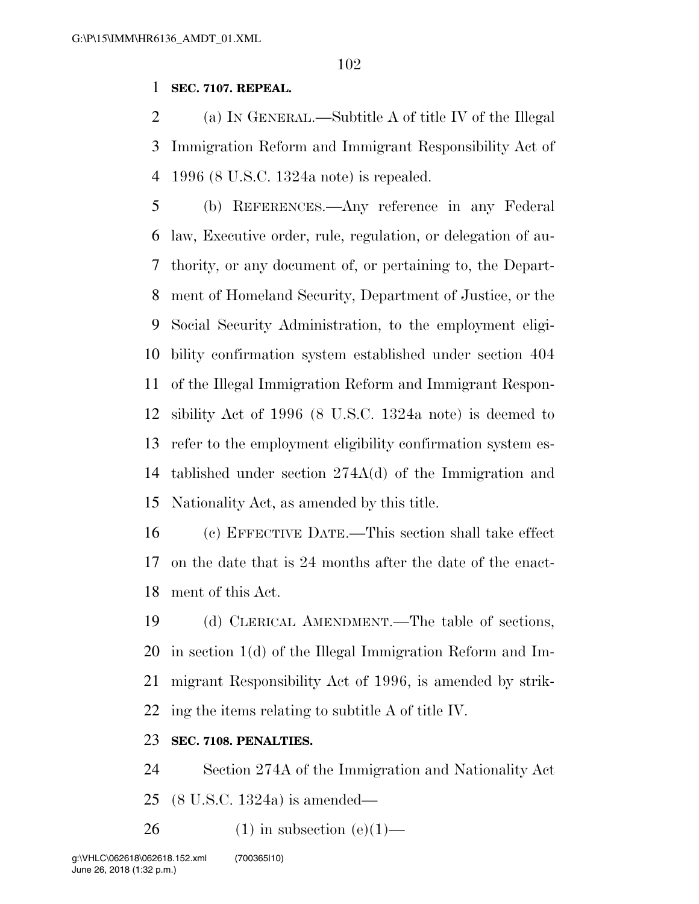**SEC. 7107. REPEAL.**

(a) IN GENERAL.—Subtitle A of title IV of the Illegal Immigration Reform and Immigrant Responsibility Act of 1996 (8 U.S.C. 1324a note) is repealed.

(b) REFERENCES.—Any reference in any Federal law, Executive order, rule, regulation, or delegation of authority, or any document of, or pertaining to, the Department of Homeland Security, Department of Justice, or the Social Security Administration, to the employment eligibility confirmation system established under section 404 of the Illegal Immigration Reform and Immigrant Responsibility Act of 1996 (8 U.S.C. 1324a note) is deemed to refer to the employment eligibility confirmation system established under section 274A(d) of the Immigration and Nationality Act, as amended by this title.

(c) EFFECTIVE DATE.—This section shall take effect on the date that is 24 months after the date of the enactment of this Act.

(d) CLERICAL AMENDMENT.—The table of sections, in section 1(d) of the Illegal Immigration Reform and Immigrant Responsibility Act of 1996, is amended by striking the items relating to subtitle A of title IV.

**SEC. 7108. PENALTIES.**

Section 274A of the Immigration and Nationality Act (8 U.S.C. 1324a) is amended—

(1) in subsection (e)(1)—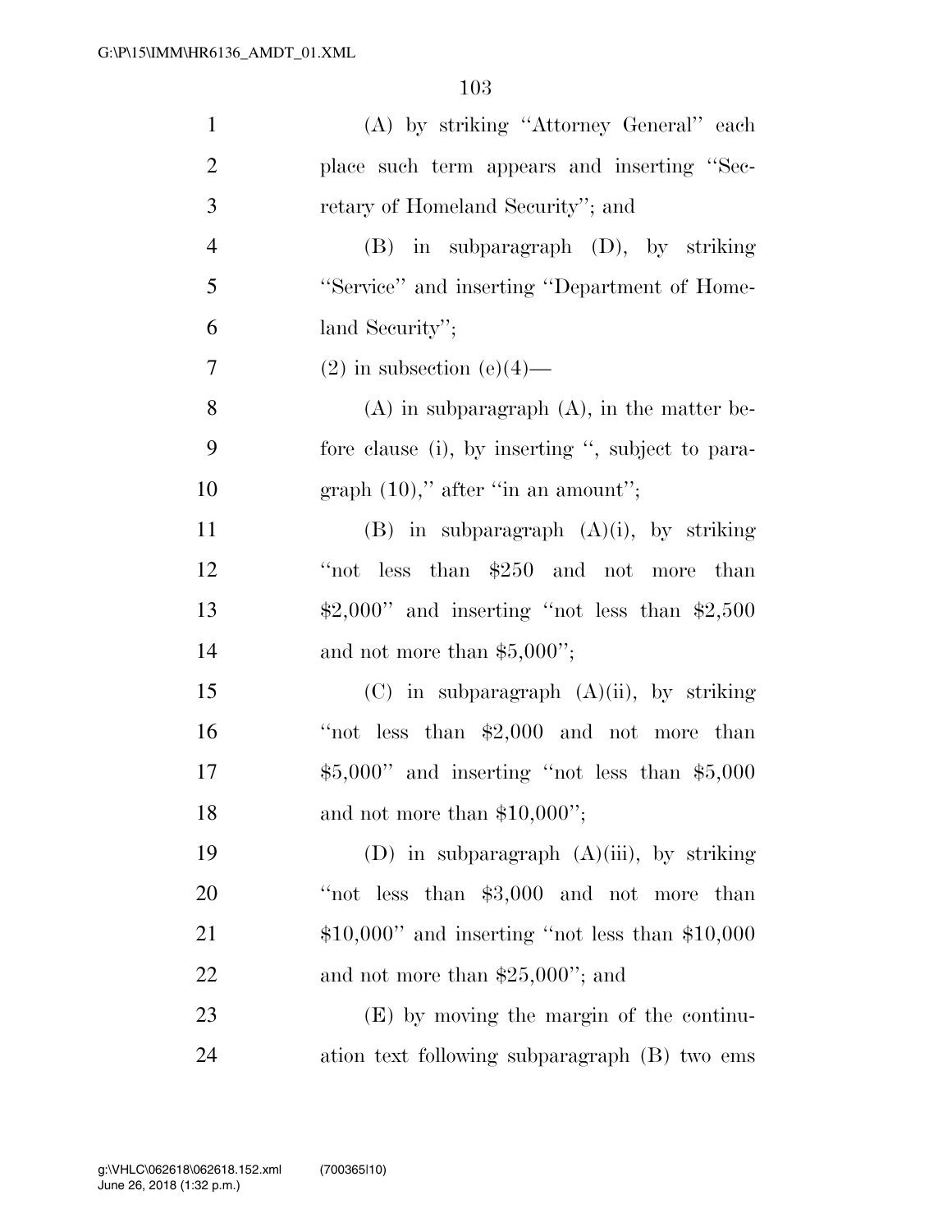(A) by striking ''Attorney General'' each place such term appears and inserting ''Secretary of Homeland Security''; and

(B) in subparagraph (D), by striking ''Service'' and inserting ''Department of Homeland Security'';

(2) in subsection (e)(4)—

(A) in subparagraph (A), in the matter before clause (i), by inserting '', subject to paragraph (10),'' after ''in an amount'';

(B) in subparagraph (A)(i), by striking ''not less than $250 and not more than $2,000'' and inserting ''not less than $2,500 and not more than $5,000'';

(C) in subparagraph (A)(ii), by striking ''not less than $2,000 and not more than $5,000'' and inserting ''not less than $5,000 and not more than $10,000'';

(D) in subparagraph (A)(iii), by striking ''not less than $3,000 and not more than $10,000'' and inserting ''not less than $10,000 and not more than $25,000''; and

(E) by moving the margin of the continuation text following subparagraph (B) two ems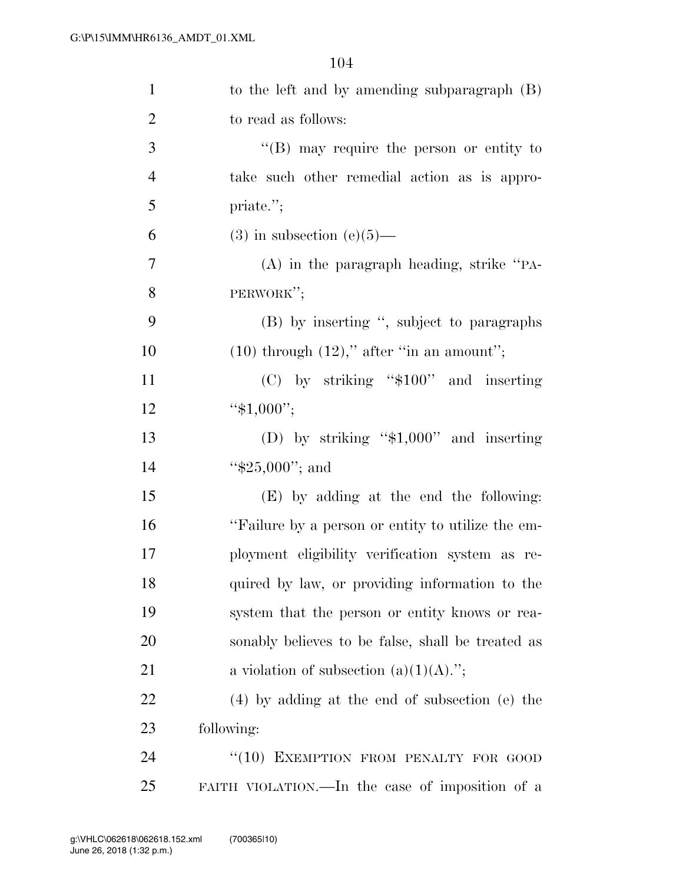to the left and by amending subparagraph (B) to read as follows:

"(B) may require the person or entity to take such other remedial action as is appropriate.";

(3) in subsection (e)(5)—

(A) in the paragraph heading, strike "PAPERWORK";

(B) by inserting ", subject to paragraphs (10) through (12)," after "in an amount";

(C) by striking "$100" and inserting "$1,000";

(D) by striking "$1,000" and inserting "$25,000"; and

(E) by adding at the end the following: "Failure by a person or entity to utilize the employment eligibility verification system as required by law, or providing information to the system that the person or entity knows or reasonably believes to be false, shall be treated as a violation of subsection (a)(1)(A).";

(4) by adding at the end of subsection (e) the following:

"(10) EXEMPTION FROM PENALTY FOR GOOD FAITH VIOLATION.—In the case of imposition of a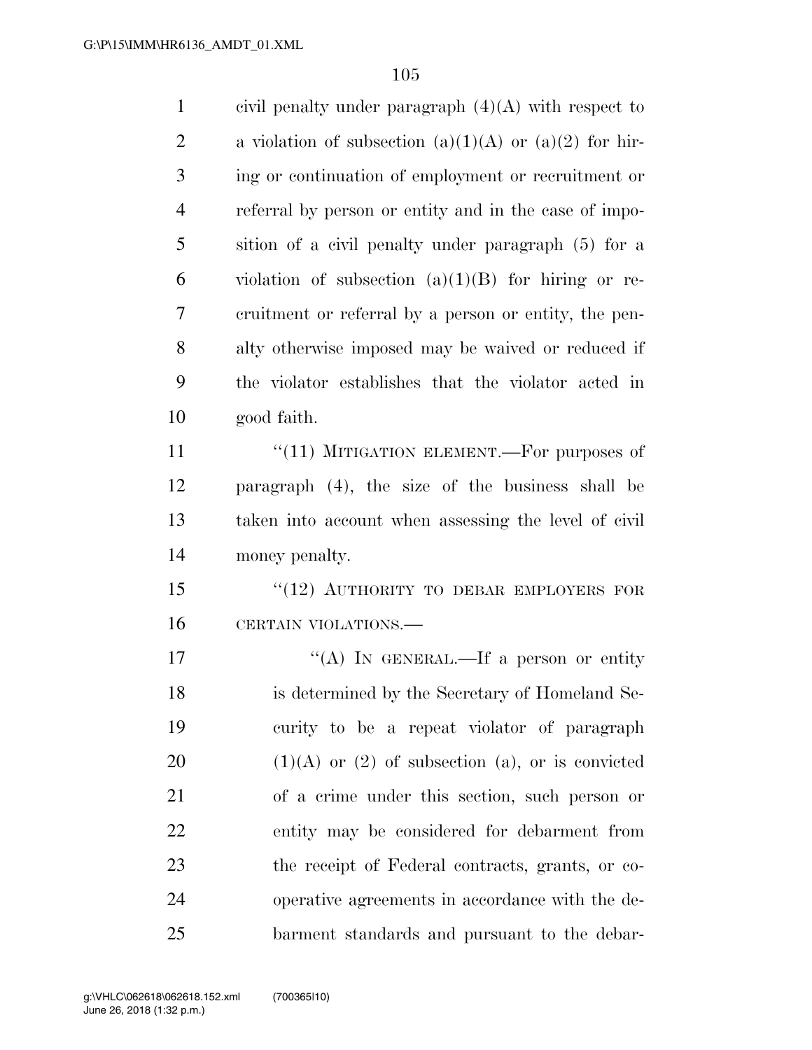civil penalty under paragraph (4)(A) with respect to a violation of subsection (a)(1)(A) or (a)(2) for hiring or continuation of employment or recruitment or referral by person or entity and in the case of imposition of a civil penalty under paragraph (5) for a violation of subsection (a)(1)(B) for hiring or recruitment or referral by a person or entity, the penalty otherwise imposed may be waived or reduced if the violator establishes that the violator acted in good faith.

"(11) MITIGATION ELEMENT.—For purposes of paragraph (4), the size of the business shall be taken into account when assessing the level of civil money penalty.

"(12) AUTHORITY TO DEBAR EMPLOYERS FOR CERTAIN VIOLATIONS.—

"(A) IN GENERAL.—If a person or entity is determined by the Secretary of Homeland Security to be a repeat violator of paragraph (1)(A) or (2) of subsection (a), or is convicted of a crime under this section, such person or entity may be considered for debarment from the receipt of Federal contracts, grants, or cooperative agreements in accordance with the debarment standards and pursuant to the debar-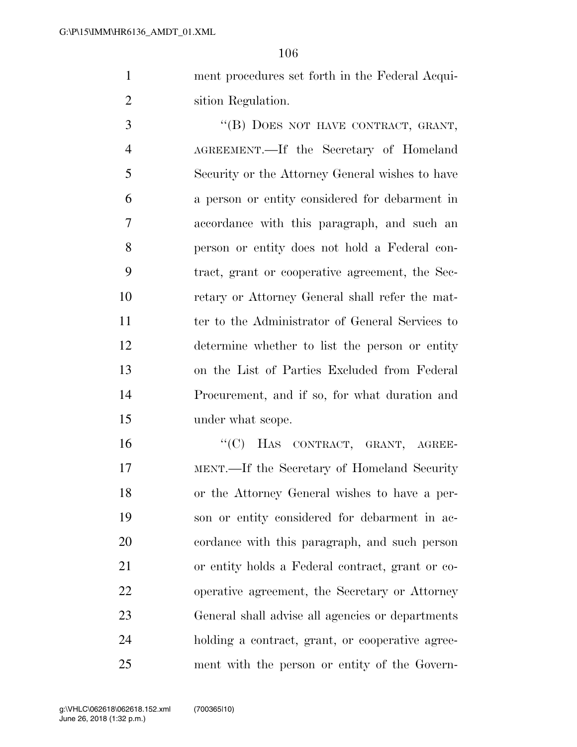ment procedures set forth in the Federal Acquisition Regulation.

"(B) DOES NOT HAVE CONTRACT, GRANT, AGREEMENT.—If the Secretary of Homeland Security or the Attorney General wishes to have a person or entity considered for debarment in accordance with this paragraph, and such an person or entity does not hold a Federal contract, grant or cooperative agreement, the Secretary or Attorney General shall refer the matter to the Administrator of General Services to determine whether to list the person or entity on the List of Parties Excluded from Federal Procurement, and if so, for what duration and under what scope.

"(C) HAS CONTRACT, GRANT, AGREEMENT.—If the Secretary of Homeland Security or the Attorney General wishes to have a person or entity considered for debarment in accordance with this paragraph, and such person or entity holds a Federal contract, grant or cooperative agreement, the Secretary or Attorney General shall advise all agencies or departments holding a contract, grant, or cooperative agreement with the person or entity of the Govern-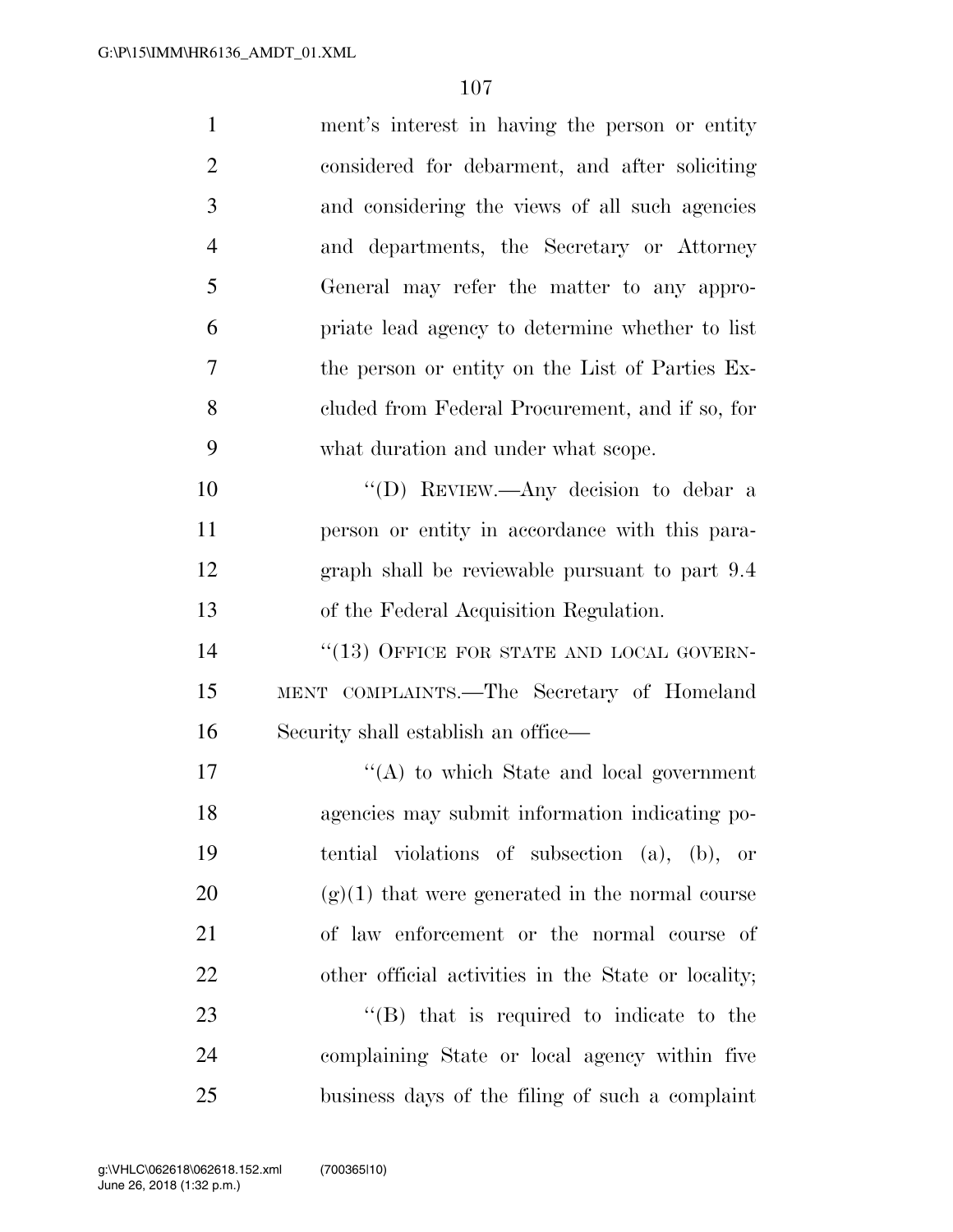ment's interest in having the person or entity considered for debarment, and after soliciting and considering the views of all such agencies and departments, the Secretary or Attorney General may refer the matter to any appropriate lead agency to determine whether to list the person or entity on the List of Parties Excluded from Federal Procurement, and if so, for what duration and under what scope.

"(D) REVIEW.—Any decision to debar a person or entity in accordance with this paragraph shall be reviewable pursuant to part 9.4 of the Federal Acquisition Regulation.

"(13) OFFICE FOR STATE AND LOCAL GOVERNMENT COMPLAINTS.—The Secretary of Homeland Security shall establish an office—

"(A) to which State and local government agencies may submit information indicating potential violations of subsection (a), (b), or (g)(1) that were generated in the normal course of law enforcement or the normal course of other official activities in the State or locality;

"(B) that is required to indicate to the complaining State or local agency within five business days of the filing of such a complaint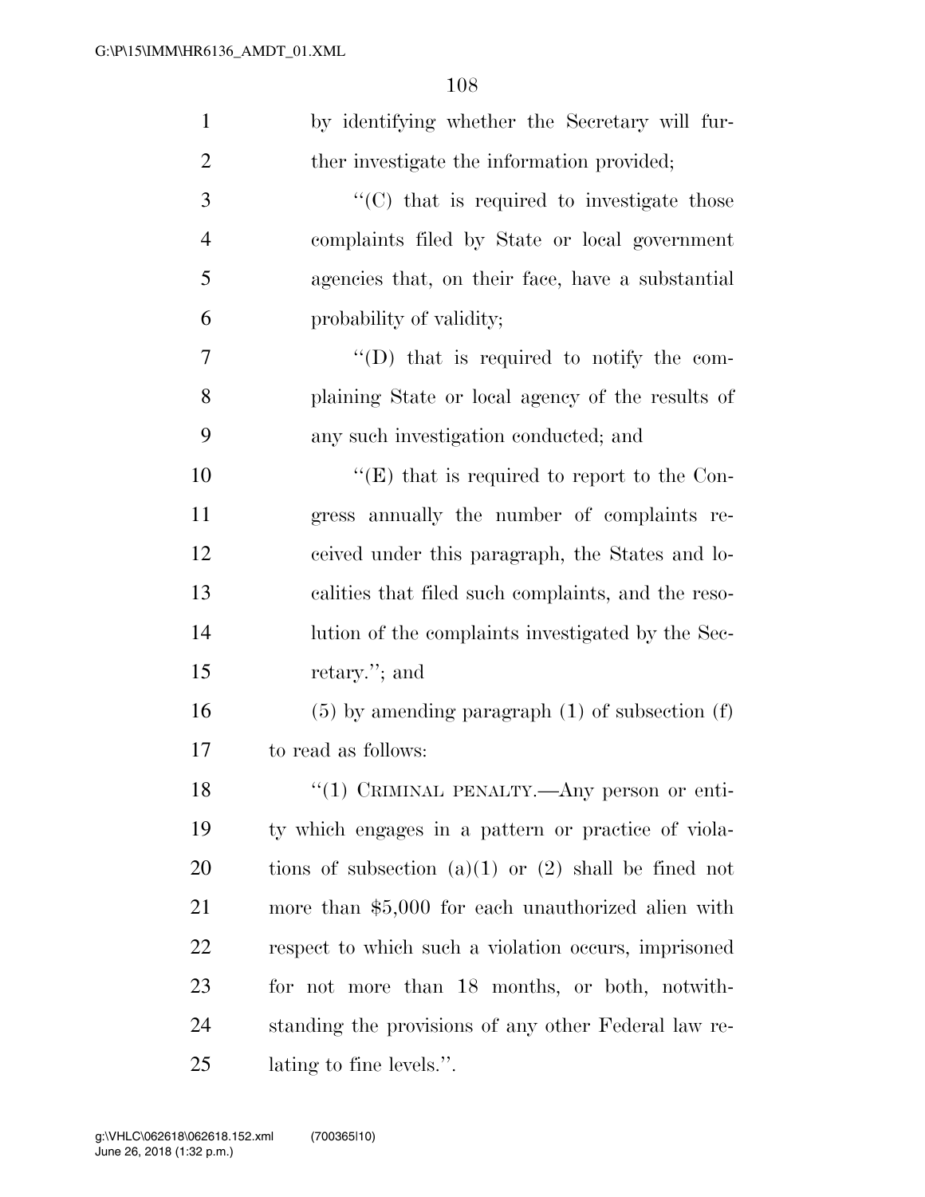by identifying whether the Secretary will further investigate the information provided;

"(C) that is required to investigate those complaints filed by State or local government agencies that, on their face, have a substantial probability of validity;

"(D) that is required to notify the complaining State or local agency of the results of any such investigation conducted; and

"(E) that is required to report to the Congress annually the number of complaints received under this paragraph, the States and localities that filed such complaints, and the resolution of the complaints investigated by the Secretary."; and

(5) by amending paragraph (1) of subsection (f) to read as follows:

"(1) CRIMINAL PENALTY.—Any person or entity which engages in a pattern or practice of violations of subsection (a)(1) or (2) shall be fined not more than $5,000 for each unauthorized alien with respect to which such a violation occurs, imprisoned for not more than 18 months, or both, notwithstanding the provisions of any other Federal law relating to fine levels.".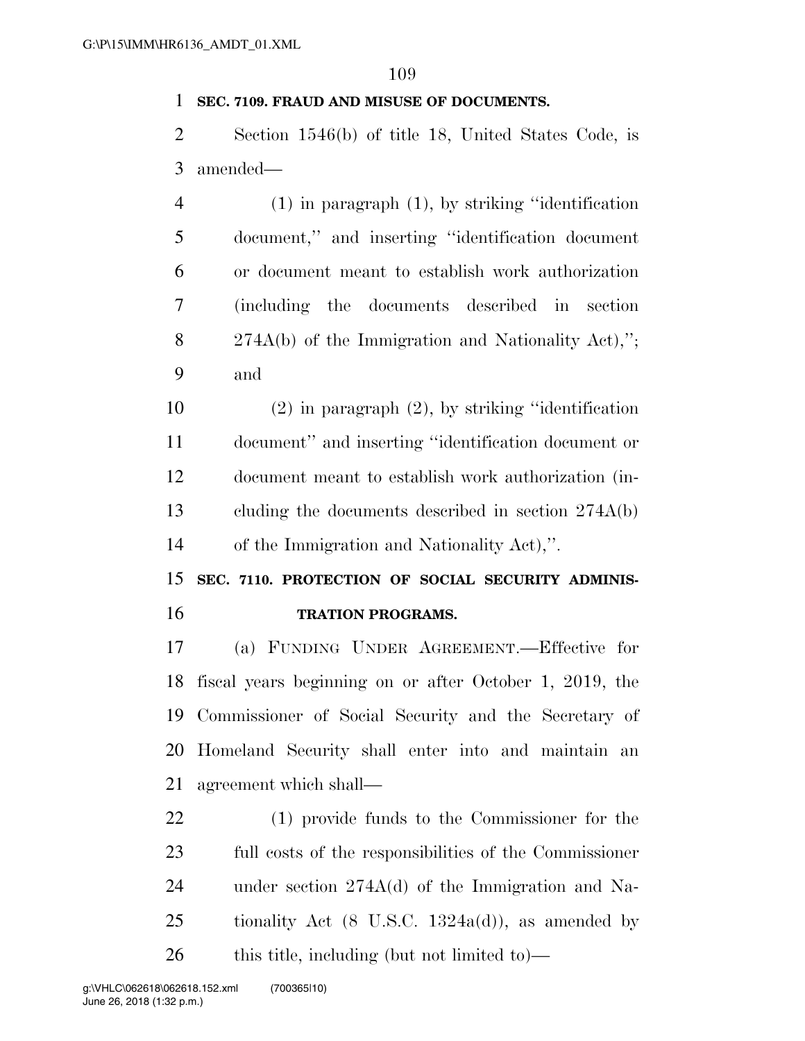**SEC. 7109. FRAUD AND MISUSE OF DOCUMENTS.**

Section 1546(b) of title 18, United States Code, is amended—

(1) in paragraph (1), by striking "identification document," and inserting "identification document or document meant to establish work authorization (including the documents described in section 274A(b) of the Immigration and Nationality Act),"; and

(2) in paragraph (2), by striking "identification document" and inserting "identification document or document meant to establish work authorization (including the documents described in section 274A(b) of the Immigration and Nationality Act),".

**SEC. 7110. PROTECTION OF SOCIAL SECURITY ADMINISTRATION PROGRAMS.**

(a) FUNDING UNDER AGREEMENT.—Effective for fiscal years beginning on or after October 1, 2019, the Commissioner of Social Security and the Secretary of Homeland Security shall enter into and maintain an agreement which shall—

(1) provide funds to the Commissioner for the full costs of the responsibilities of the Commissioner under section 274A(d) of the Immigration and Nationality Act (8 U.S.C. 1324a(d)), as amended by this title, including (but not limited to)—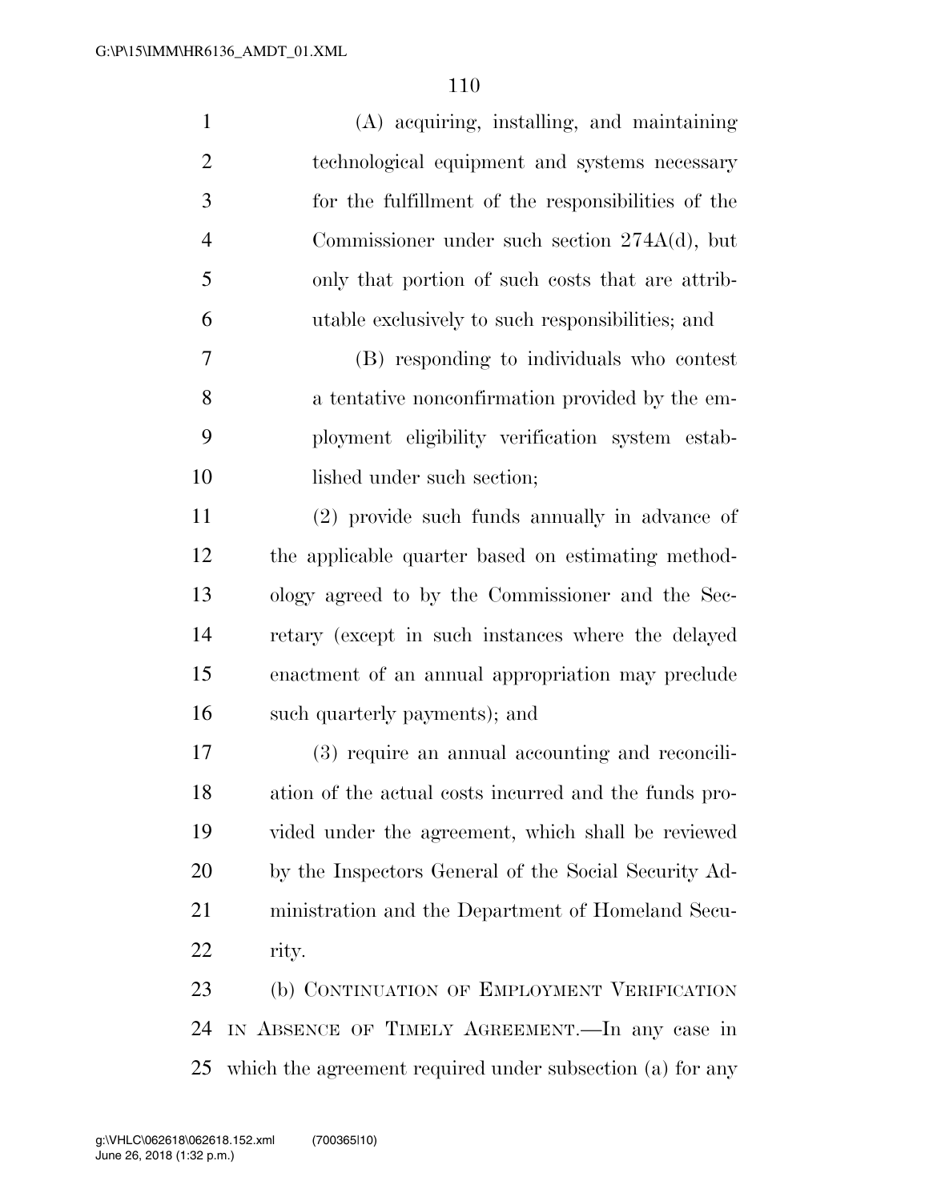(A) acquiring, installing, and maintaining technological equipment and systems necessary for the fulfillment of the responsibilities of the Commissioner under such section 274A(d), but only that portion of such costs that are attributable exclusively to such responsibilities; and

(B) responding to individuals who contest a tentative nonconfirmation provided by the employment eligibility verification system established under such section;

(2) provide such funds annually in advance of the applicable quarter based on estimating methodology agreed to by the Commissioner and the Secretary (except in such instances where the delayed enactment of an annual appropriation may preclude such quarterly payments); and

(3) require an annual accounting and reconciliation of the actual costs incurred and the funds provided under the agreement, which shall be reviewed by the Inspectors General of the Social Security Administration and the Department of Homeland Security.

(b) CONTINUATION OF EMPLOYMENT VERIFICATION IN ABSENCE OF TIMELY AGREEMENT.—In any case in which the agreement required under subsection (a) for any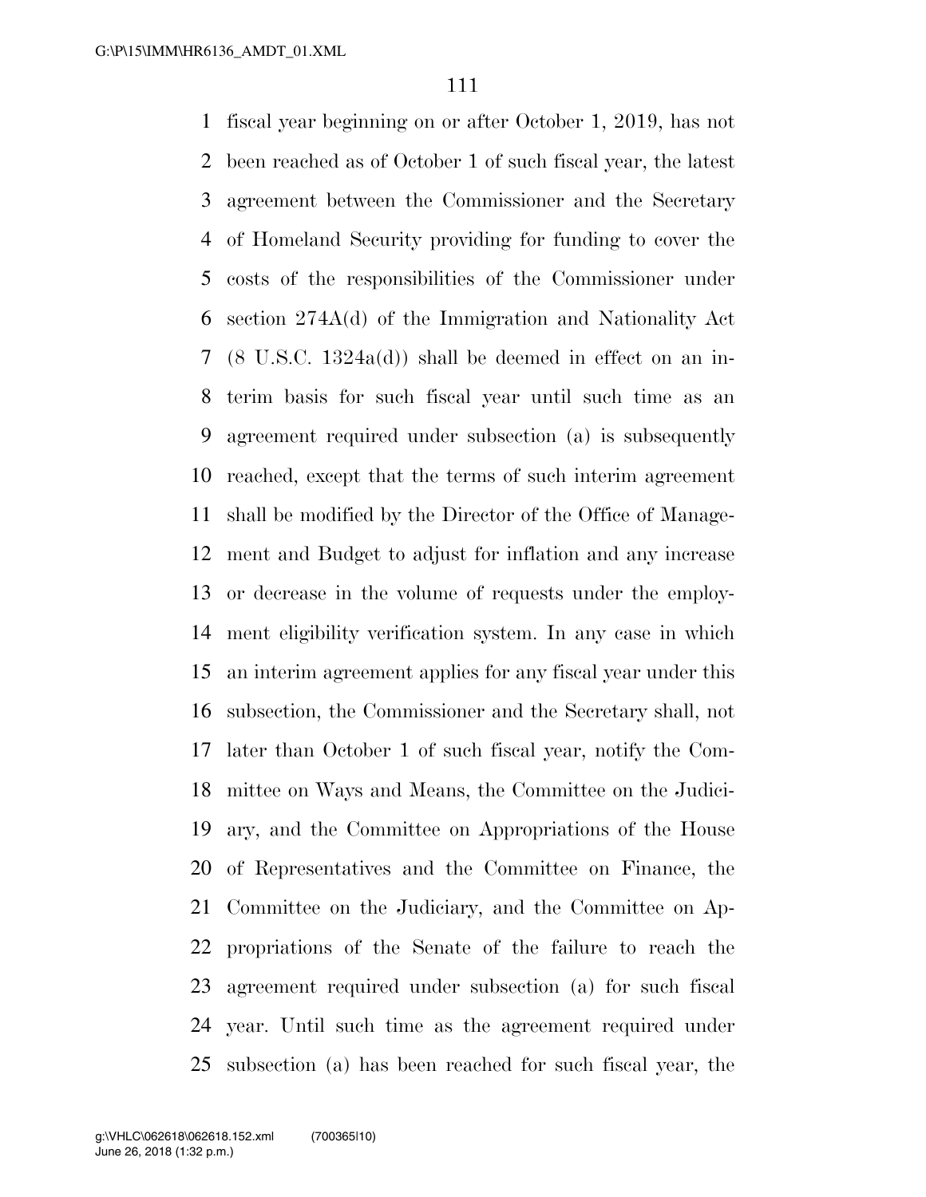fiscal year beginning on or after October 1, 2019, has not been reached as of October 1 of such fiscal year, the latest agreement between the Commissioner and the Secretary of Homeland Security providing for funding to cover the costs of the responsibilities of the Commissioner under section 274A(d) of the Immigration and Nationality Act (8 U.S.C. 1324a(d)) shall be deemed in effect on an interim basis for such fiscal year until such time as an agreement required under subsection (a) is subsequently reached, except that the terms of such interim agreement shall be modified by the Director of the Office of Management and Budget to adjust for inflation and any increase or decrease in the volume of requests under the employment eligibility verification system. In any case in which an interim agreement applies for any fiscal year under this subsection, the Commissioner and the Secretary shall, not later than October 1 of such fiscal year, notify the Committee on Ways and Means, the Committee on the Judiciary, and the Committee on Appropriations of the House of Representatives and the Committee on Finance, the Committee on the Judiciary, and the Committee on Appropriations of the Senate of the failure to reach the agreement required under subsection (a) for such fiscal year. Until such time as the agreement required under subsection (a) has been reached for such fiscal year, the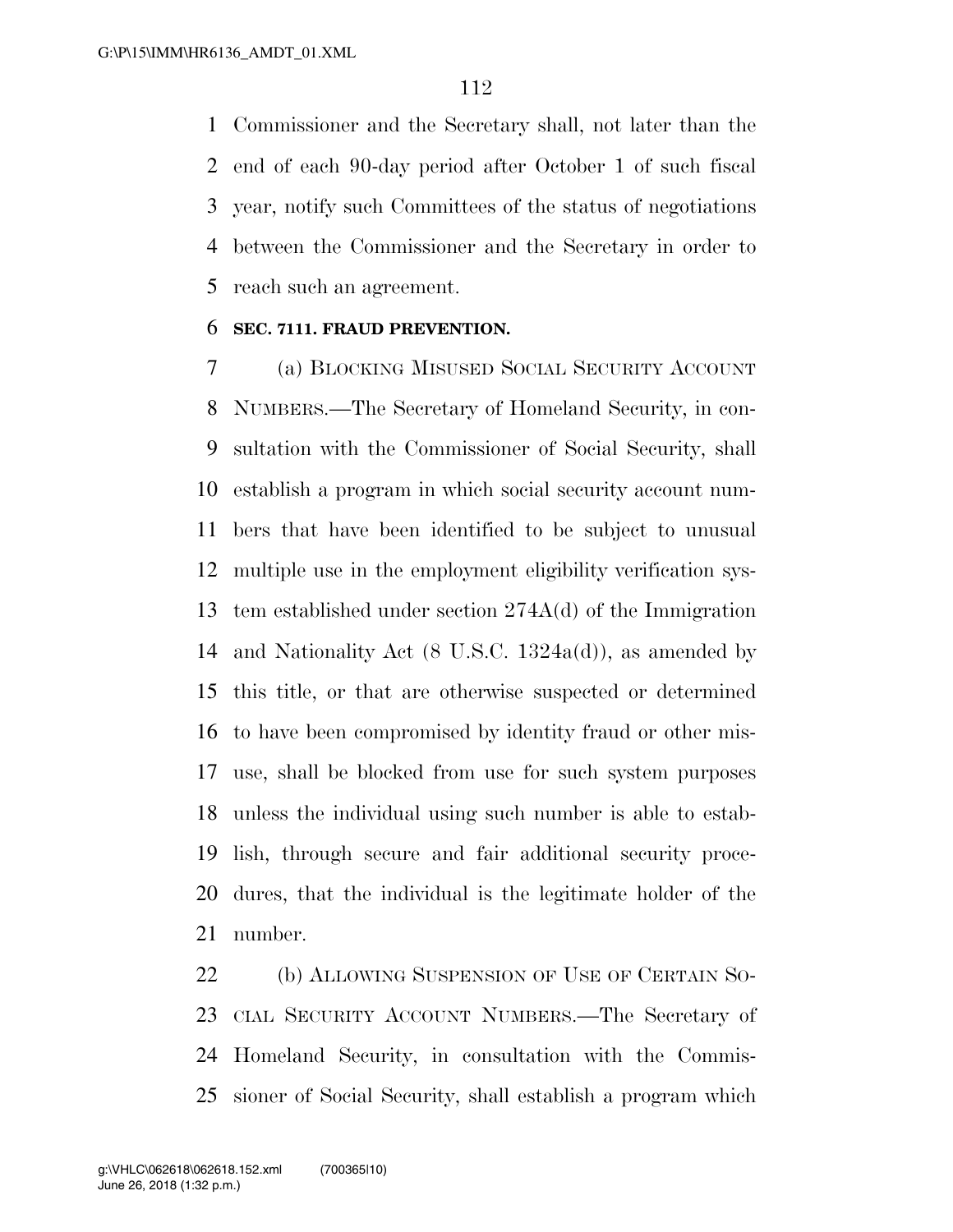Commissioner and the Secretary shall, not later than the end of each 90-day period after October 1 of such fiscal year, notify such Committees of the status of negotiations between the Commissioner and the Secretary in order to reach such an agreement.

**SEC. 7111. FRAUD PREVENTION.**

(a) BLOCKING MISUSED SOCIAL SECURITY ACCOUNT NUMBERS.—The Secretary of Homeland Security, in consultation with the Commissioner of Social Security, shall establish a program in which social security account numbers that have been identified to be subject to unusual multiple use in the employment eligibility verification system established under section 274A(d) of the Immigration and Nationality Act (8 U.S.C. 1324a(d)), as amended by this title, or that are otherwise suspected or determined to have been compromised by identity fraud or other misuse, shall be blocked from use for such system purposes unless the individual using such number is able to establish, through secure and fair additional security procedures, that the individual is the legitimate holder of the number.

(b) ALLOWING SUSPENSION OF USE OF CERTAIN SOCIAL SECURITY ACCOUNT NUMBERS.—The Secretary of Homeland Security, in consultation with the Commissioner of Social Security, shall establish a program which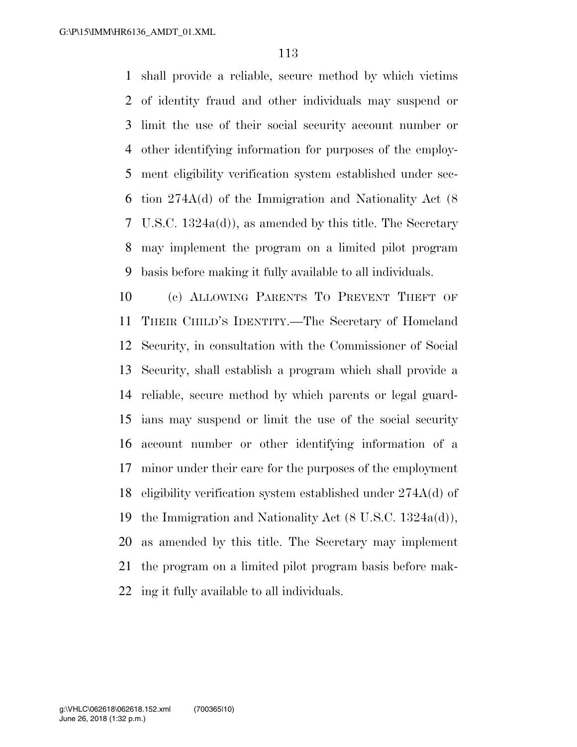shall provide a reliable, secure method by which victims of identity fraud and other individuals may suspend or limit the use of their social security account number or other identifying information for purposes of the employment eligibility verification system established under section 274A(d) of the Immigration and Nationality Act (8 U.S.C. 1324a(d)), as amended by this title. The Secretary may implement the program on a limited pilot program basis before making it fully available to all individuals.

(c) ALLOWING PARENTS TO PREVENT THEFT OF THEIR CHILD'S IDENTITY.—The Secretary of Homeland Security, in consultation with the Commissioner of Social Security, shall establish a program which shall provide a reliable, secure method by which parents or legal guardians may suspend or limit the use of the social security account number or other identifying information of a minor under their care for the purposes of the employment eligibility verification system established under 274A(d) of the Immigration and Nationality Act (8 U.S.C. 1324a(d)), as amended by this title. The Secretary may implement the program on a limited pilot program basis before making it fully available to all individuals.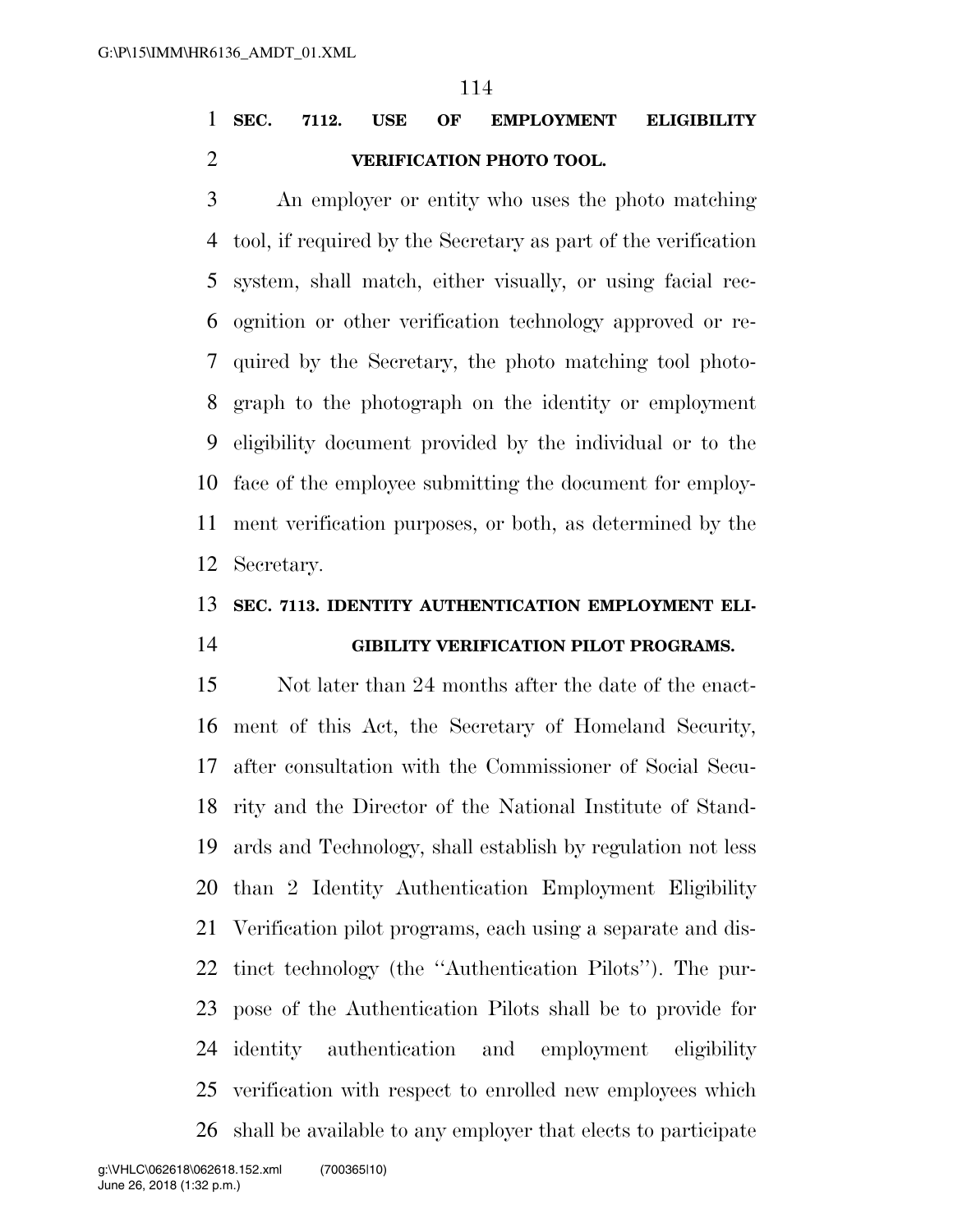**SEC. 7112. USE OF EMPLOYMENT ELIGIBILITY VERIFICATION PHOTO TOOL.**

An employer or entity who uses the photo matching tool, if required by the Secretary as part of the verification system, shall match, either visually, or using facial recognition or other verification technology approved or required by the Secretary, the photo matching tool photograph to the photograph on the identity or employment eligibility document provided by the individual or to the face of the employee submitting the document for employment verification purposes, or both, as determined by the Secretary.

**SEC. 7113. IDENTITY AUTHENTICATION EMPLOYMENT ELIGIBILITY VERIFICATION PILOT PROGRAMS.**

Not later than 24 months after the date of the enactment of this Act, the Secretary of Homeland Security, after consultation with the Commissioner of Social Security and the Director of the National Institute of Standards and Technology, shall establish by regulation not less than 2 Identity Authentication Employment Eligibility Verification pilot programs, each using a separate and distinct technology (the ''Authentication Pilots''). The purpose of the Authentication Pilots shall be to provide for identity authentication and employment eligibility verification with respect to enrolled new employees which shall be available to any employer that elects to participate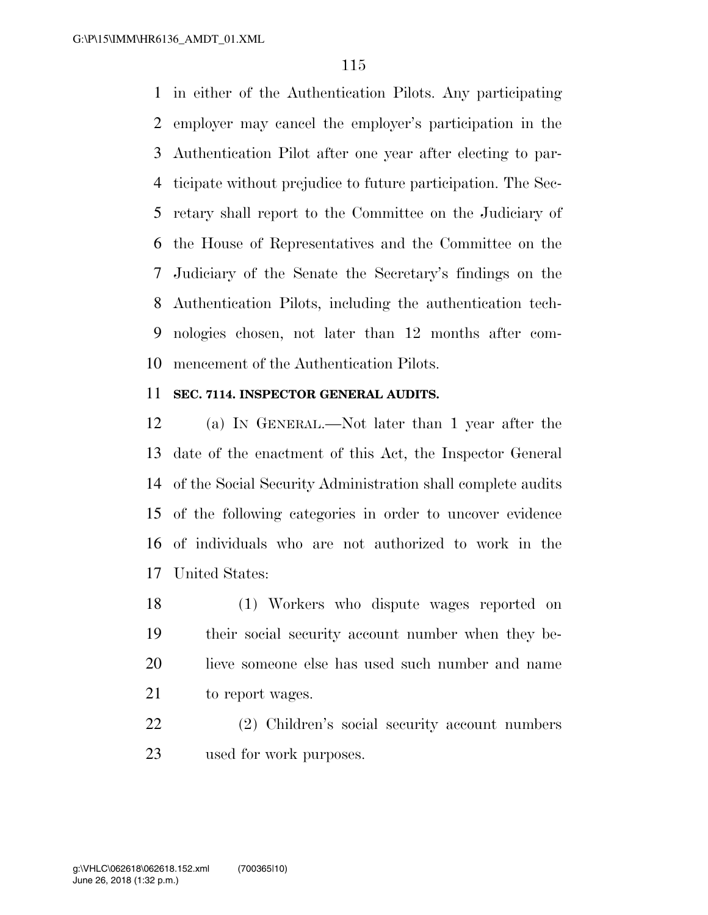in either of the Authentication Pilots. Any participating employer may cancel the employer's participation in the Authentication Pilot after one year after electing to participate without prejudice to future participation. The Secretary shall report to the Committee on the Judiciary of the House of Representatives and the Committee on the Judiciary of the Senate the Secretary's findings on the Authentication Pilots, including the authentication technologies chosen, not later than 12 months after commencement of the Authentication Pilots.

**SEC. 7114. INSPECTOR GENERAL AUDITS.**

(a) IN GENERAL.—Not later than 1 year after the date of the enactment of this Act, the Inspector General of the Social Security Administration shall complete audits of the following categories in order to uncover evidence of individuals who are not authorized to work in the United States:

(1) Workers who dispute wages reported on their social security account number when they believe someone else has used such number and name to report wages.

(2) Children's social security account numbers used for work purposes.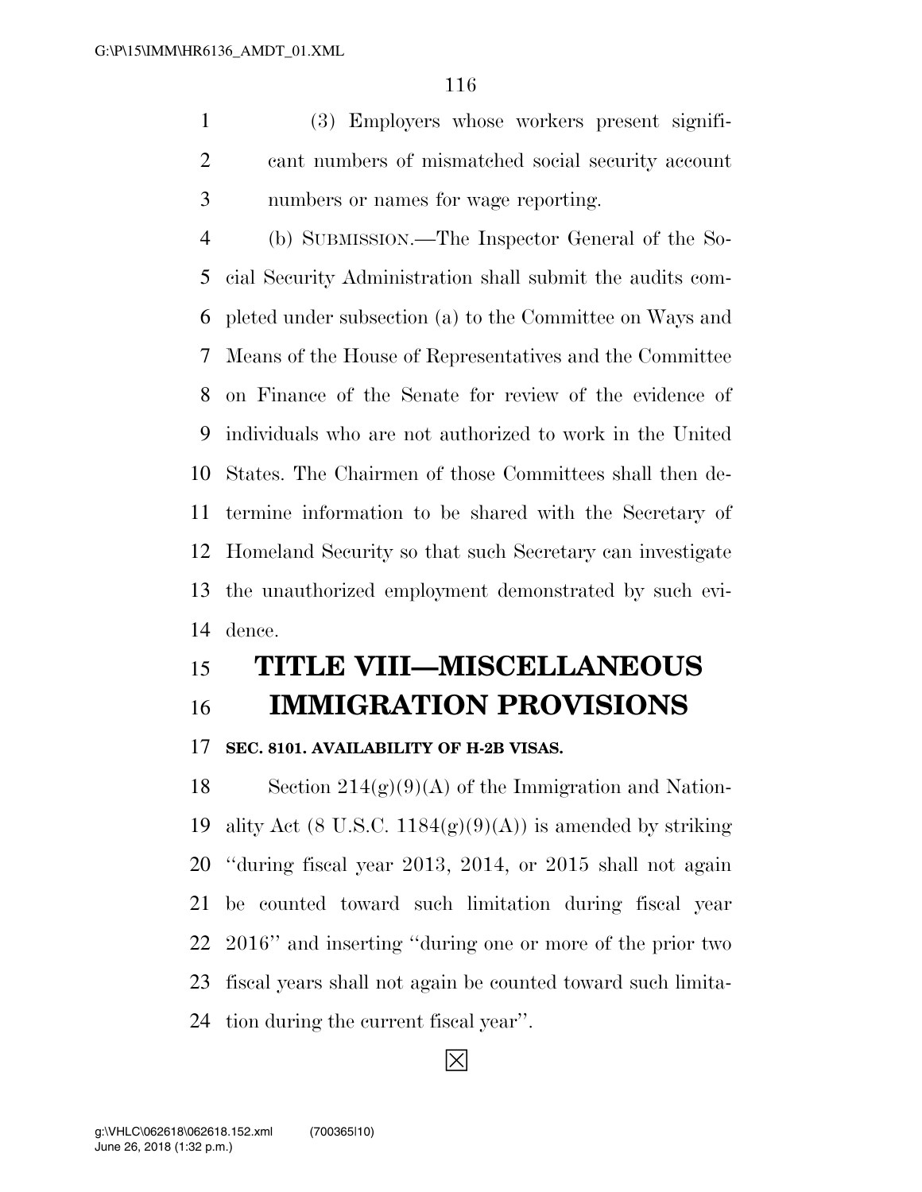(3) Employers whose workers present significant numbers of mismatched social security account numbers or names for wage reporting.

(b) SUBMISSION.—The Inspector General of the Social Security Administration shall submit the audits completed under subsection (a) to the Committee on Ways and Means of the House of Representatives and the Committee on Finance of the Senate for review of the evidence of individuals who are not authorized to work in the United States. The Chairmen of those Committees shall then determine information to be shared with the Secretary of Homeland Security so that such Secretary can investigate the unauthorized employment demonstrated by such evidence.

# TITLE VIII—MISCELLANEOUS IMMIGRATION PROVISIONS

### SEC. 8101. AVAILABILITY OF H-2B VISAS.

Section 214(g)(9)(A) of the Immigration and Nationality Act (8 U.S.C. 1184(g)(9)(A)) is amended by striking ''during fiscal year 2013, 2014, or 2015 shall not again be counted toward such limitation during fiscal year 2016'' and inserting ''during one or more of the prior two fiscal years shall not again be counted toward such limitation during the current fiscal year''.

☒